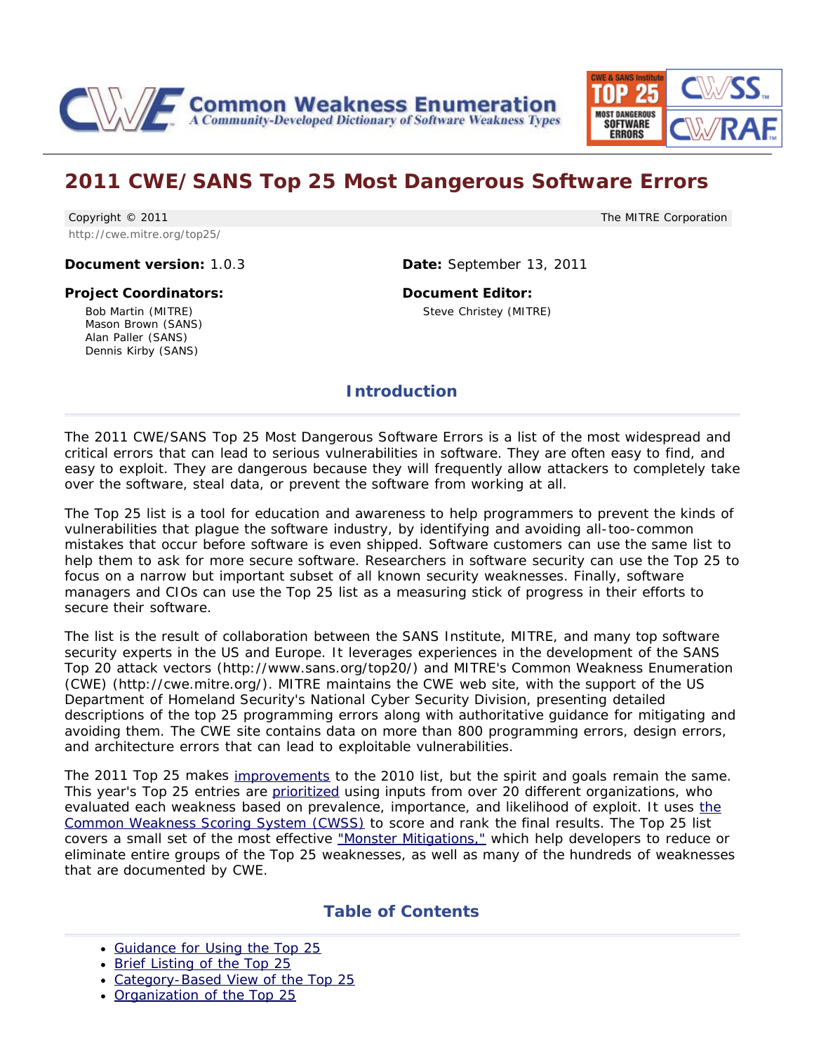# 2011 CWE/SANS Top 25 Most Dangerous Software Errors

Copyright © 2011 The MITRE Corporation
http://cwe.mitre.org/top25/

**Document version:** 1.0.3

**Date:** September 13, 2011

**Project Coordinators:**

Bob Martin (MITRE)
Mason Brown (SANS)
Alan Paller (SANS)
Dennis Kirby (SANS)

**Document Editor:**

Steve Christey (MITRE)

## Introduction

The 2011 CWE/SANS Top 25 Most Dangerous Software Errors is a list of the most widespread and critical errors that can lead to serious vulnerabilities in software. They are often easy to find, and easy to exploit. They are dangerous because they will frequently allow attackers to completely take over the software, steal data, or prevent the software from working at all.

The Top 25 list is a tool for education and awareness to help programmers to prevent the kinds of vulnerabilities that plague the software industry, by identifying and avoiding all-too-common mistakes that occur before software is even shipped. Software customers can use the same list to help them to ask for more secure software. Researchers in software security can use the Top 25 to focus on a narrow but important subset of all known security weaknesses. Finally, software managers and CIOs can use the Top 25 list as a measuring stick of progress in their efforts to secure their software.

The list is the result of collaboration between the SANS Institute, MITRE, and many top software security experts in the US and Europe. It leverages experiences in the development of the SANS Top 20 attack vectors (http://www.sans.org/top20/) and MITRE's Common Weakness Enumeration (CWE) (http://cwe.mitre.org/). MITRE maintains the CWE web site, with the support of the US Department of Homeland Security's National Cyber Security Division, presenting detailed descriptions of the top 25 programming errors along with authoritative guidance for mitigating and avoiding them. The CWE site contains data on more than 800 programming errors, design errors, and architecture errors that can lead to exploitable vulnerabilities.

The 2011 Top 25 makes improvements to the 2010 list, but the spirit and goals remain the same. This year's Top 25 entries are prioritized using inputs from over 20 different organizations, who evaluated each weakness based on prevalence, importance, and likelihood of exploit. It uses the Common Weakness Scoring System (CWSS) to score and rank the final results. The Top 25 list covers a small set of the most effective "Monster Mitigations," which help developers to reduce or eliminate entire groups of the Top 25 weaknesses, as well as many of the hundreds of weaknesses that are documented by CWE.

## Table of Contents

- Guidance for Using the Top 25
- Brief Listing of the Top 25
- Category-Based View of the Top 25
- Organization of the Top 25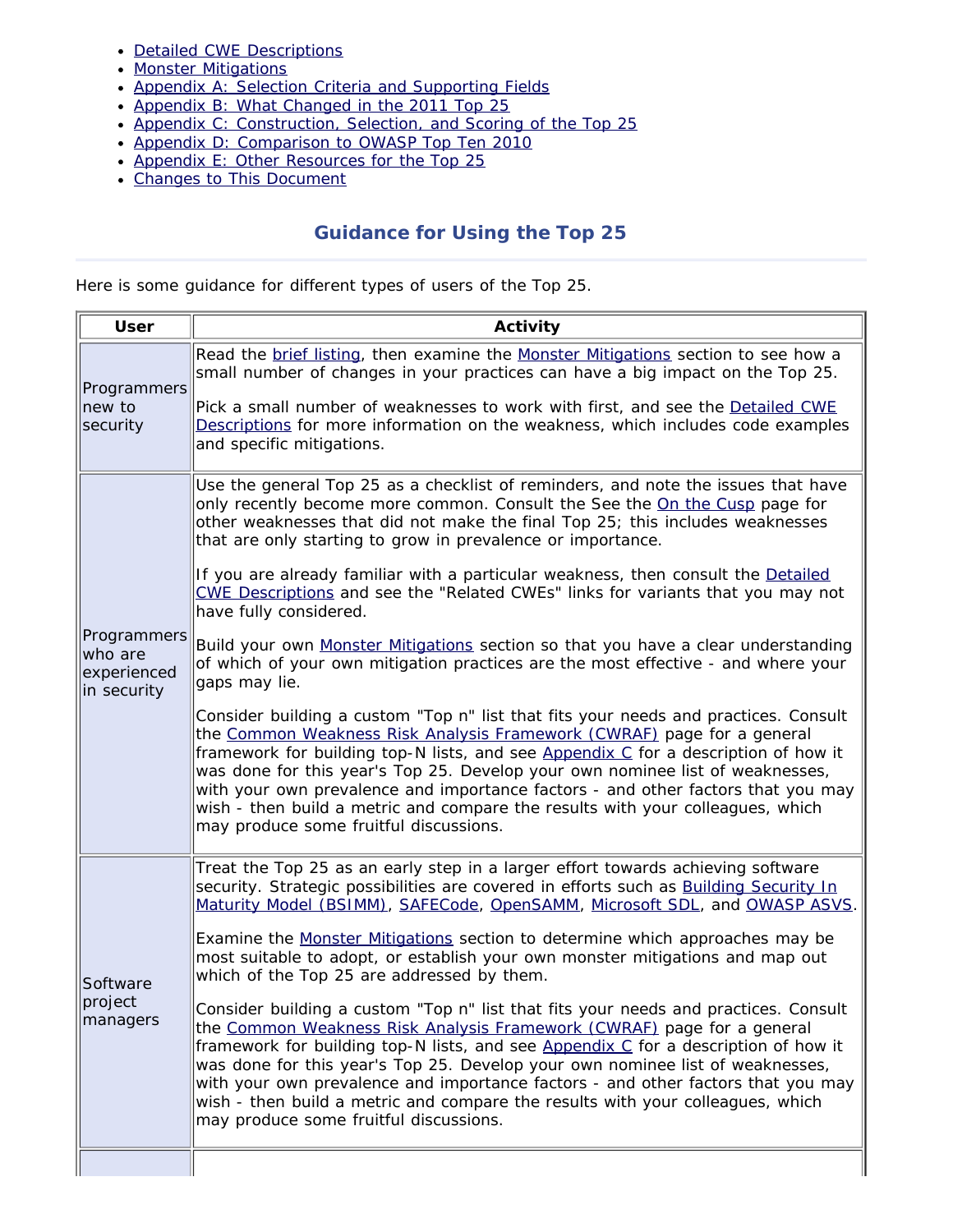- Detailed CWE Descriptions
- Monster Mitigations
- Appendix A: Selection Criteria and Supporting Fields
- Appendix B: What Changed in the 2011 Top 25
- Appendix C: Construction, Selection, and Scoring of the Top 25
- Appendix D: Comparison to OWASP Top Ten 2010
- Appendix E: Other Resources for the Top 25
- Changes to This Document

## Guidance for Using the Top 25

Here is some guidance for different types of users of the Top 25.

| User | Activity |
|---|---|
| Programmers new to security | Read the brief listing, then examine the Monster Mitigations section to see how a small number of changes in your practices can have a big impact on the Top 25.<br><br>Pick a small number of weaknesses to work with first, and see the Detailed CWE Descriptions for more information on the weakness, which includes code examples and specific mitigations. |
| Programmers who are experienced in security | Use the general Top 25 as a checklist of reminders, and note the issues that have only recently become more common. Consult the See the On the Cusp page for other weaknesses that did not make the final Top 25; this includes weaknesses that are only starting to grow in prevalence or importance.<br><br>If you are already familiar with a particular weakness, then consult the Detailed CWE Descriptions and see the "Related CWEs" links for variants that you may not have fully considered.<br><br>Build your own Monster Mitigations section so that you have a clear understanding of which of your own mitigation practices are the most effective - and where your gaps may lie.<br><br>Consider building a custom "Top n" list that fits your needs and practices. Consult the Common Weakness Risk Analysis Framework (CWRAF) page for a general framework for building top-N lists, and see Appendix C for a description of how it was done for this year's Top 25. Develop your own nominee list of weaknesses, with your own prevalence and importance factors - and other factors that you may wish - then build a metric and compare the results with your colleagues, which may produce some fruitful discussions. |
| Software project managers | Treat the Top 25 as an early step in a larger effort towards achieving software security. Strategic possibilities are covered in efforts such as Building Security In Maturity Model (BSIMM), SAFECode, OpenSAMM, Microsoft SDL, and OWASP ASVS.<br><br>Examine the Monster Mitigations section to determine which approaches may be most suitable to adopt, or establish your own monster mitigations and map out which of the Top 25 are addressed by them.<br><br>Consider building a custom "Top n" list that fits your needs and practices. Consult the Common Weakness Risk Analysis Framework (CWRAF) page for a general framework for building top-N lists, and see Appendix C for a description of how it was done for this year's Top 25. Develop your own nominee list of weaknesses, with your own prevalence and importance factors - and other factors that you may wish - then build a metric and compare the results with your colleagues, which may produce some fruitful discussions. |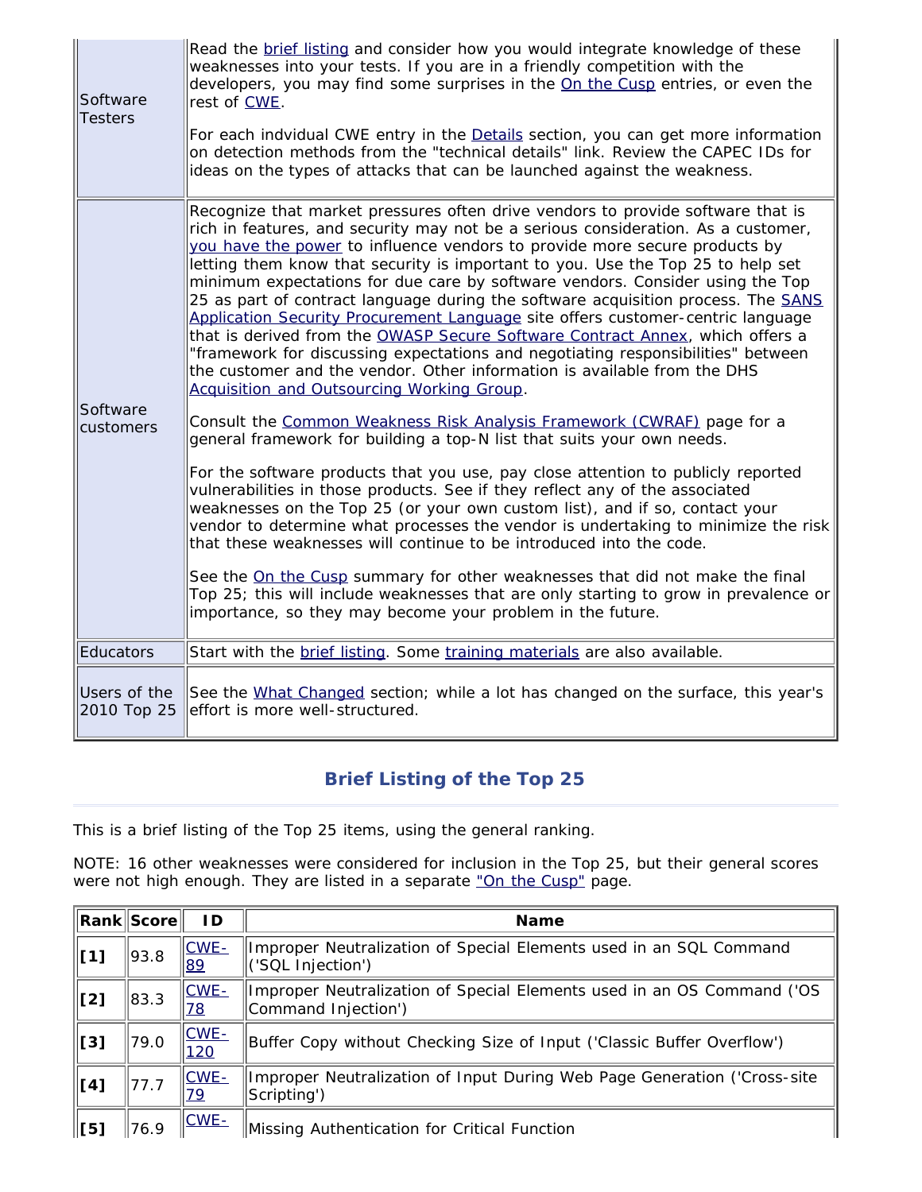| | |
|---|---|
| Software Testers | Read the brief listing and consider how you would integrate knowledge of these weaknesses into your tests. If you are in a friendly competition with the developers, you may find some surprises in the On the Cusp entries, or even the rest of CWE.<br><br>For each indvidual CWE entry in the Details section, you can get more information on detection methods from the "technical details" link. Review the CAPEC IDs for ideas on the types of attacks that can be launched against the weakness. |
| Software customers | Recognize that market pressures often drive vendors to provide software that is rich in features, and security may not be a serious consideration. As a customer, you have the power to influence vendors to provide more secure products by letting them know that security is important to you. Use the Top 25 to help set minimum expectations for due care by software vendors. Consider using the Top 25 as part of contract language during the software acquisition process. The SANS Application Security Procurement Language site offers customer-centric language that is derived from the OWASP Secure Software Contract Annex, which offers a "framework for discussing expectations and negotiating responsibilities" between the customer and the vendor. Other information is available from the DHS Acquisition and Outsourcing Working Group.<br><br>Consult the Common Weakness Risk Analysis Framework (CWRAF) page for a general framework for building a top-N list that suits your own needs.<br><br>For the software products that you use, pay close attention to publicly reported vulnerabilities in those products. See if they reflect any of the associated weaknesses on the Top 25 (or your own custom list), and if so, contact your vendor to determine what processes the vendor is undertaking to minimize the risk that these weaknesses will continue to be introduced into the code.<br><br>See the On the Cusp summary for other weaknesses that did not make the final Top 25; this will include weaknesses that are only starting to grow in prevalence or importance, so they may become your problem in the future. |
| Educators | Start with the brief listing. Some training materials are also available. |
| Users of the 2010 Top 25 | See the What Changed section; while a lot has changed on the surface, this year's effort is more well-structured. |

## Brief Listing of the Top 25

This is a brief listing of the Top 25 items, using the general ranking.

NOTE: 16 other weaknesses were considered for inclusion in the Top 25, but their general scores were not high enough. They are listed in a separate "On the Cusp" page.

| Rank | Score | ID | Name |
|---|---|---|---|
| **[1]** | 93.8 | CWE-89 | Improper Neutralization of Special Elements used in an SQL Command ('SQL Injection') |
| **[2]** | 83.3 | CWE-78 | Improper Neutralization of Special Elements used in an OS Command ('OS Command Injection') |
| **[3]** | 79.0 | CWE-120 | Buffer Copy without Checking Size of Input ('Classic Buffer Overflow') |
| **[4]** | 77.7 | CWE-79 | Improper Neutralization of Input During Web Page Generation ('Cross-site Scripting') |
| **[5]** | 76.9 | CWE- | Missing Authentication for Critical Function |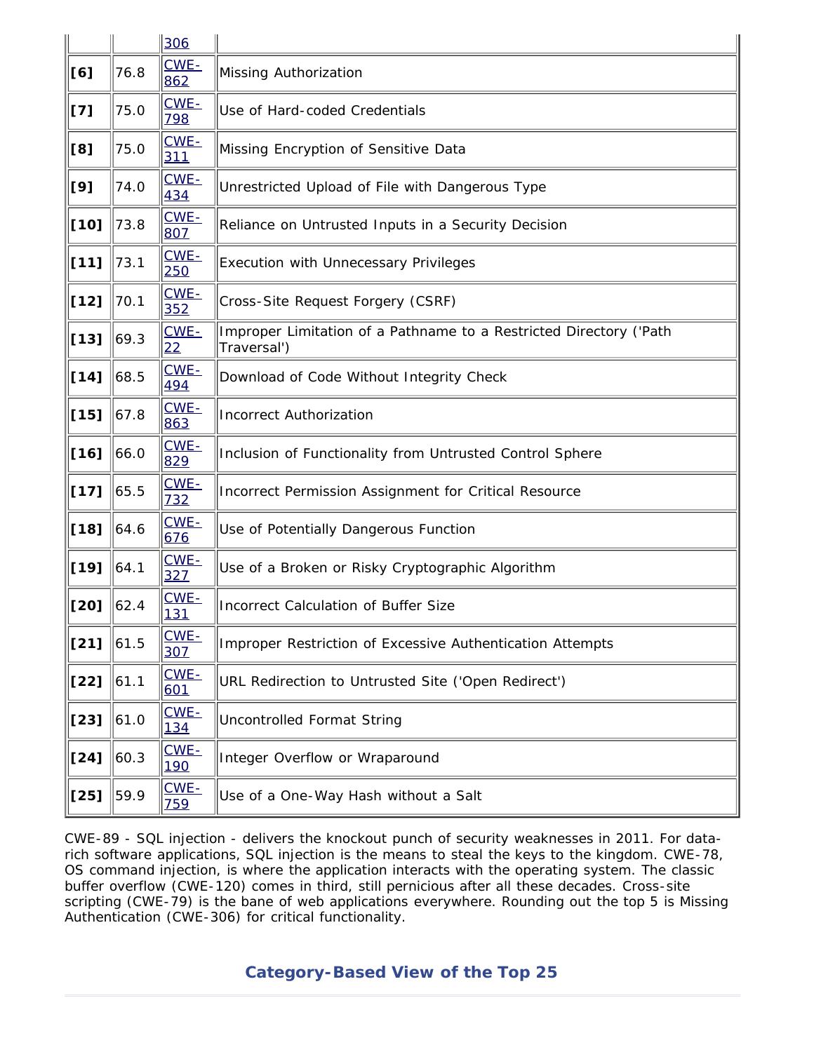| | | | |
|---|---|---|---|
| | | 306 | |
| **[6]** | 76.8 | CWE-862 | Missing Authorization |
| **[7]** | 75.0 | CWE-798 | Use of Hard-coded Credentials |
| **[8]** | 75.0 | CWE-311 | Missing Encryption of Sensitive Data |
| **[9]** | 74.0 | CWE-434 | Unrestricted Upload of File with Dangerous Type |
| **[10]** | 73.8 | CWE-807 | Reliance on Untrusted Inputs in a Security Decision |
| **[11]** | 73.1 | CWE-250 | Execution with Unnecessary Privileges |
| **[12]** | 70.1 | CWE-352 | Cross-Site Request Forgery (CSRF) |
| **[13]** | 69.3 | CWE-22 | Improper Limitation of a Pathname to a Restricted Directory ('Path Traversal') |
| **[14]** | 68.5 | CWE-494 | Download of Code Without Integrity Check |
| **[15]** | 67.8 | CWE-863 | Incorrect Authorization |
| **[16]** | 66.0 | CWE-829 | Inclusion of Functionality from Untrusted Control Sphere |
| **[17]** | 65.5 | CWE-732 | Incorrect Permission Assignment for Critical Resource |
| **[18]** | 64.6 | CWE-676 | Use of Potentially Dangerous Function |
| **[19]** | 64.1 | CWE-327 | Use of a Broken or Risky Cryptographic Algorithm |
| **[20]** | 62.4 | CWE-131 | Incorrect Calculation of Buffer Size |
| **[21]** | 61.5 | CWE-307 | Improper Restriction of Excessive Authentication Attempts |
| **[22]** | 61.1 | CWE-601 | URL Redirection to Untrusted Site ('Open Redirect') |
| **[23]** | 61.0 | CWE-134 | Uncontrolled Format String |
| **[24]** | 60.3 | CWE-190 | Integer Overflow or Wraparound |
| **[25]** | 59.9 | CWE-759 | Use of a One-Way Hash without a Salt |

CWE-89 - SQL injection - delivers the knockout punch of security weaknesses in 2011. For data-rich software applications, SQL injection is the means to steal the keys to the kingdom. CWE-78, OS command injection, is where the application interacts with the operating system. The classic buffer overflow (CWE-120) comes in third, still pernicious after all these decades. Cross-site scripting (CWE-79) is the bane of web applications everywhere. Rounding out the top 5 is Missing Authentication (CWE-306) for critical functionality.

## Category-Based View of the Top 25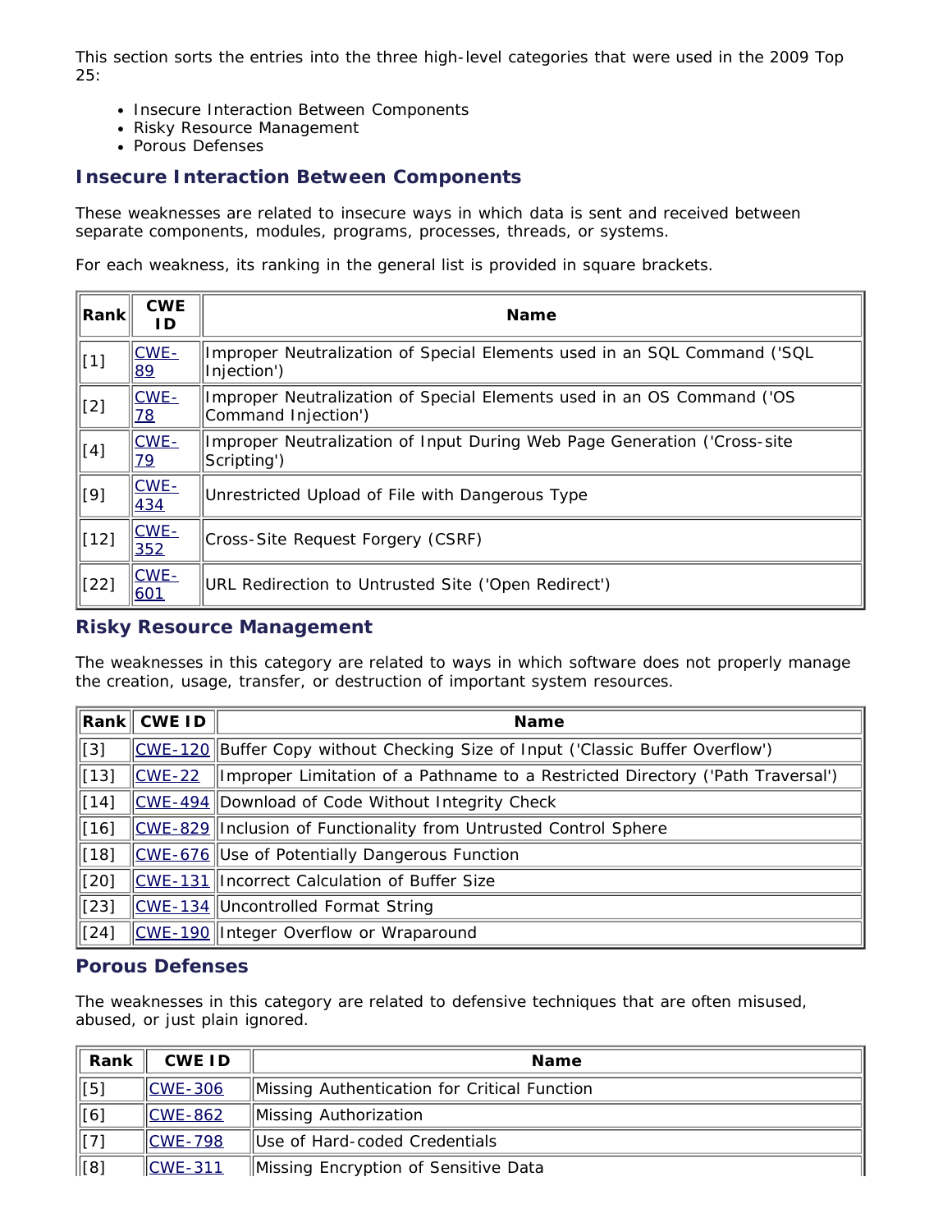This section sorts the entries into the three high-level categories that were used in the 2009 Top 25:

- Insecure Interaction Between Components
- Risky Resource Management
- Porous Defenses

## Insecure Interaction Between Components

These weaknesses are related to insecure ways in which data is sent and received between separate components, modules, programs, processes, threads, or systems.

For each weakness, its ranking in the general list is provided in square brackets.

| Rank | CWE ID | Name |
| --- | --- | --- |
| [1] | CWE-89 | Improper Neutralization of Special Elements used in an SQL Command ('SQL Injection') |
| [2] | CWE-78 | Improper Neutralization of Special Elements used in an OS Command ('OS Command Injection') |
| [4] | CWE-79 | Improper Neutralization of Input During Web Page Generation ('Cross-site Scripting') |
| [9] | CWE-434 | Unrestricted Upload of File with Dangerous Type |
| [12] | CWE-352 | Cross-Site Request Forgery (CSRF) |
| [22] | CWE-601 | URL Redirection to Untrusted Site ('Open Redirect') |

## Risky Resource Management

The weaknesses in this category are related to ways in which software does not properly manage the creation, usage, transfer, or destruction of important system resources.

| Rank | CWE ID | Name |
| --- | --- | --- |
| [3] | CWE-120 | Buffer Copy without Checking Size of Input ('Classic Buffer Overflow') |
| [13] | CWE-22 | Improper Limitation of a Pathname to a Restricted Directory ('Path Traversal') |
| [14] | CWE-494 | Download of Code Without Integrity Check |
| [16] | CWE-829 | Inclusion of Functionality from Untrusted Control Sphere |
| [18] | CWE-676 | Use of Potentially Dangerous Function |
| [20] | CWE-131 | Incorrect Calculation of Buffer Size |
| [23] | CWE-134 | Uncontrolled Format String |
| [24] | CWE-190 | Integer Overflow or Wraparound |

## Porous Defenses

The weaknesses in this category are related to defensive techniques that are often misused, abused, or just plain ignored.

| Rank | CWE ID | Name |
| --- | --- | --- |
| [5] | CWE-306 | Missing Authentication for Critical Function |
| [6] | CWE-862 | Missing Authorization |
| [7] | CWE-798 | Use of Hard-coded Credentials |
| [8] | CWE-311 | Missing Encryption of Sensitive Data |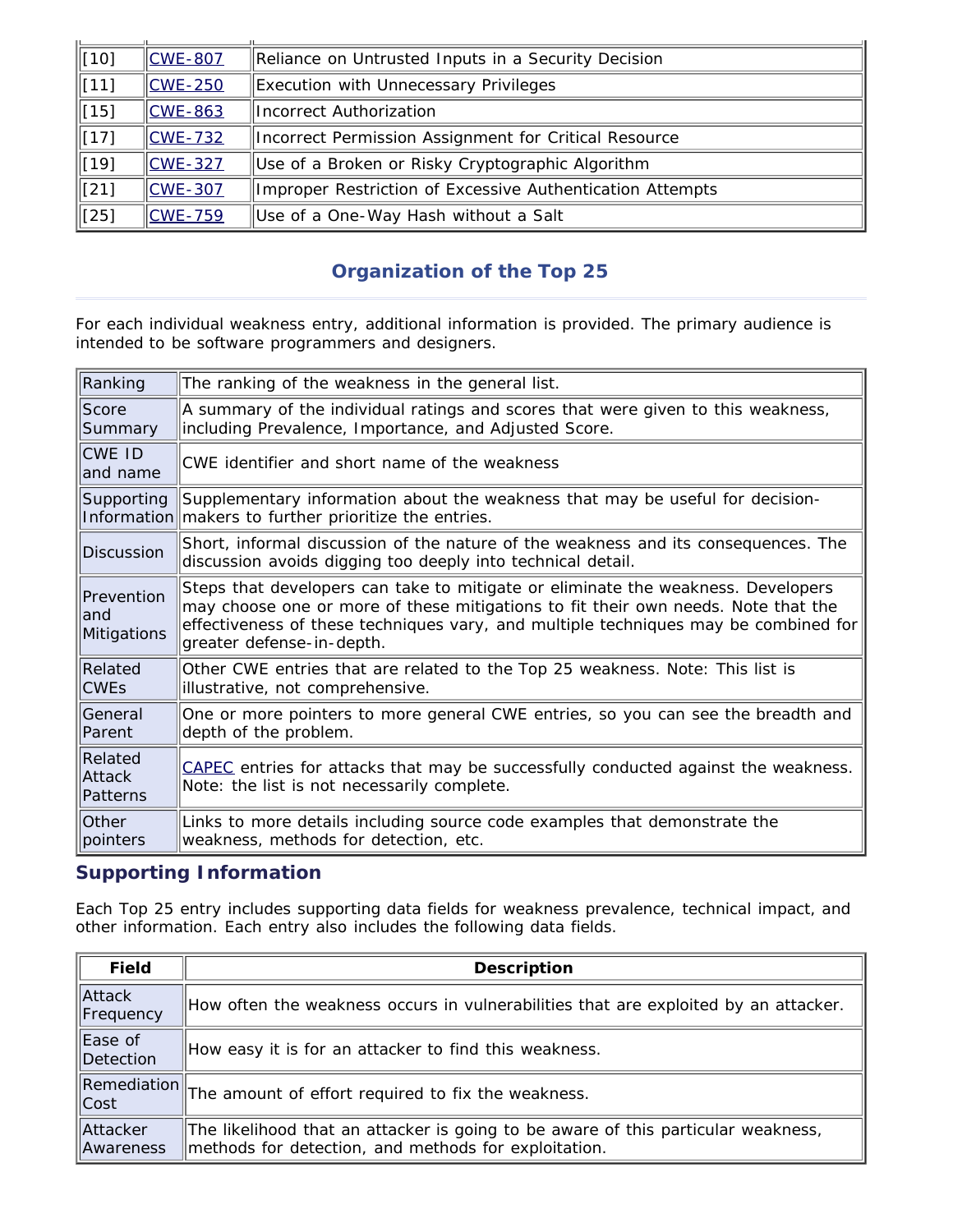| | | |
|---|---|---|
| [10] | CWE-807 | Reliance on Untrusted Inputs in a Security Decision |
| [11] | CWE-250 | Execution with Unnecessary Privileges |
| [15] | CWE-863 | Incorrect Authorization |
| [17] | CWE-732 | Incorrect Permission Assignment for Critical Resource |
| [19] | CWE-327 | Use of a Broken or Risky Cryptographic Algorithm |
| [21] | CWE-307 | Improper Restriction of Excessive Authentication Attempts |
| [25] | CWE-759 | Use of a One-Way Hash without a Salt |

## Organization of the Top 25

For each individual weakness entry, additional information is provided. The primary audience is intended to be software programmers and designers.

| | |
|---|---|
| Ranking | The ranking of the weakness in the general list. |
| Score Summary | A summary of the individual ratings and scores that were given to this weakness, including Prevalence, Importance, and Adjusted Score. |
| CWE ID and name | CWE identifier and short name of the weakness |
| Supporting Information | Supplementary information about the weakness that may be useful for decision-makers to further prioritize the entries. |
| Discussion | Short, informal discussion of the nature of the weakness and its consequences. The discussion avoids digging too deeply into technical detail. |
| Prevention and Mitigations | Steps that developers can take to mitigate or eliminate the weakness. Developers may choose one or more of these mitigations to fit their own needs. Note that the effectiveness of these techniques vary, and multiple techniques may be combined for greater defense-in-depth. |
| Related CWEs | Other CWE entries that are related to the Top 25 weakness. Note: This list is illustrative, not comprehensive. |
| General Parent | One or more pointers to more general CWE entries, so you can see the breadth and depth of the problem. |
| Related Attack Patterns | CAPEC entries for attacks that may be successfully conducted against the weakness. Note: the list is not necessarily complete. |
| Other pointers | Links to more details including source code examples that demonstrate the weakness, methods for detection, etc. |

### Supporting Information

Each Top 25 entry includes supporting data fields for weakness prevalence, technical impact, and other information. Each entry also includes the following data fields.

| Field | Description |
|---|---|
| Attack Frequency | How often the weakness occurs in vulnerabilities that are exploited by an attacker. |
| Ease of Detection | How easy it is for an attacker to find this weakness. |
| Remediation Cost | The amount of effort required to fix the weakness. |
| Attacker Awareness | The likelihood that an attacker is going to be aware of this particular weakness, methods for detection, and methods for exploitation. |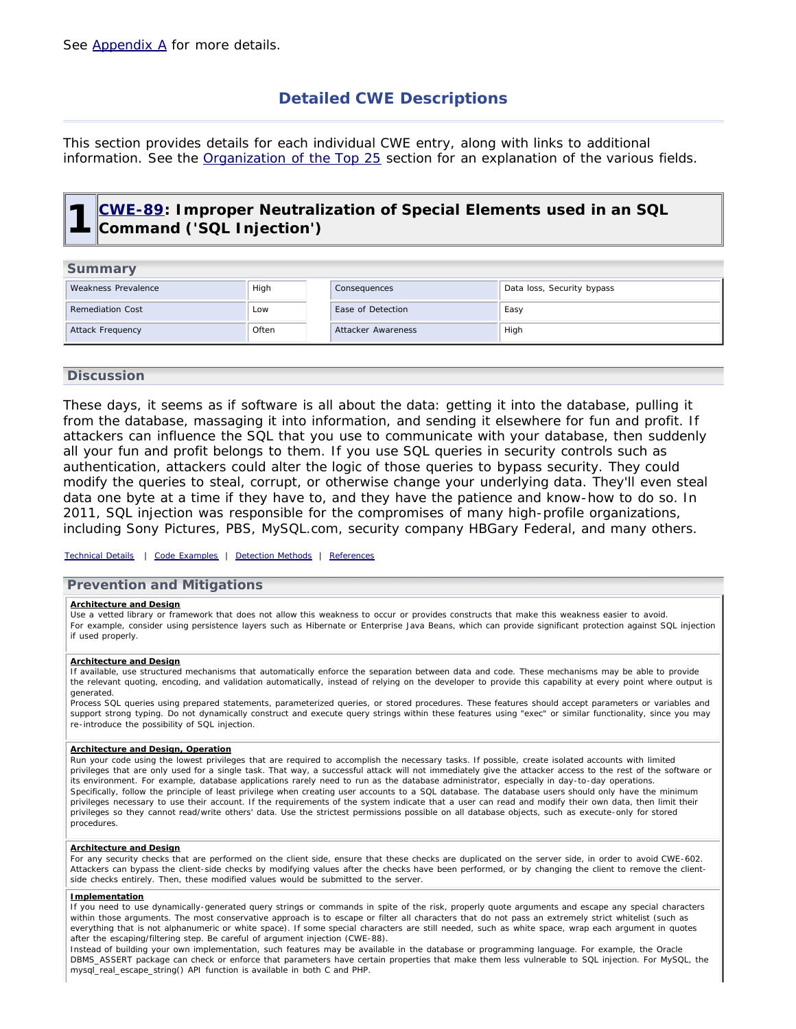See Appendix A for more details.

# Detailed CWE Descriptions

This section provides details for each individual CWE entry, along with links to additional information. See the Organization of the Top 25 section for an explanation of the various fields.

## 1 CWE-89: Improper Neutralization of Special Elements used in an SQL Command ('SQL Injection')

### Summary

| Weakness Prevalence | High | Consequences | Data loss, Security bypass |
|---|---|---|---|
| Remediation Cost | Low | Ease of Detection | Easy |
| Attack Frequency | Often | Attacker Awareness | High |

### Discussion

These days, it seems as if software is all about the data: getting it into the database, pulling it from the database, massaging it into information, and sending it elsewhere for fun and profit. If attackers can influence the SQL that you use to communicate with your database, then suddenly all your fun and profit belongs to them. If you use SQL queries in security controls such as authentication, attackers could alter the logic of those queries to bypass security. They could modify the queries to steal, corrupt, or otherwise change your underlying data. They'll even steal data one byte at a time if they have to, and they have the patience and know-how to do so. In 2011, SQL injection was responsible for the compromises of many high-profile organizations, including Sony Pictures, PBS, MySQL.com, security company HBGary Federal, and many others.

Technical Details | Code Examples | Detection Methods | References

### Prevention and Mitigations

**Architecture and Design**

Use a vetted library or framework that does not allow this weakness to occur or provides constructs that make this weakness easier to avoid.

For example, consider using persistence layers such as Hibernate or Enterprise Java Beans, which can provide significant protection against SQL injection if used properly.

**Architecture and Design**

If available, use structured mechanisms that automatically enforce the separation between data and code. These mechanisms may be able to provide the relevant quoting, encoding, and validation automatically, instead of relying on the developer to provide this capability at every point where output is generated.

Process SQL queries using prepared statements, parameterized queries, or stored procedures. These features should accept parameters or variables and support strong typing. Do not dynamically construct and execute query strings within these features using "exec" or similar functionality, since you may re-introduce the possibility of SQL injection.

**Architecture and Design, Operation**

Run your code using the lowest privileges that are required to accomplish the necessary tasks. If possible, create isolated accounts with limited privileges that are only used for a single task. That way, a successful attack will not immediately give the attacker access to the rest of the software or its environment. For example, database applications rarely need to run as the database administrator, especially in day-to-day operations.

Specifically, follow the principle of least privilege when creating user accounts to a SQL database. The database users should only have the minimum privileges necessary to use their account. If the requirements of the system indicate that a user can read and modify their own data, then limit their privileges so they cannot read/write others' data. Use the strictest permissions possible on all database objects, such as execute-only for stored procedures.

**Architecture and Design**

For any security checks that are performed on the client side, ensure that these checks are duplicated on the server side, in order to avoid CWE-602. Attackers can bypass the client-side checks by modifying values after the checks have been performed, or by changing the client to remove the client-side checks entirely. Then, these modified values would be submitted to the server.

**Implementation**

If you need to use dynamically-generated query strings or commands in spite of the risk, properly quote arguments and escape any special characters within those arguments. The most conservative approach is to escape or filter all characters that do not pass an extremely strict whitelist (such as everything that is not alphanumeric or white space). If some special characters are still needed, such as white space, wrap each argument in quotes after the escaping/filtering step. Be careful of argument injection (CWE-88).

Instead of building your own implementation, such features may be available in the database or programming language. For example, the Oracle DBMS_ASSERT package can check or enforce that parameters have certain properties that make them less vulnerable to SQL injection. For MySQL, the mysql_real_escape_string() API function is available in both C and PHP.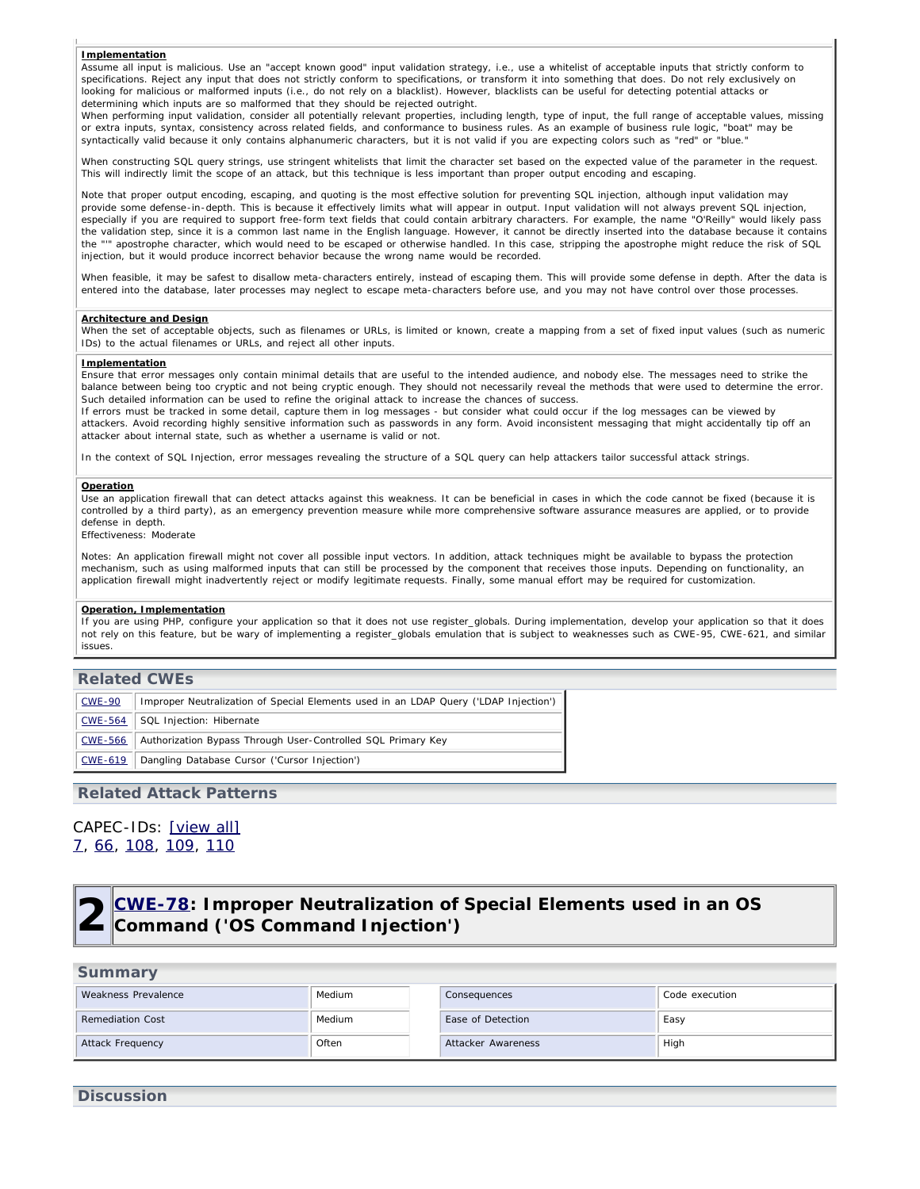**Implementation**

Assume all input is malicious. Use an "accept known good" input validation strategy, i.e., use a whitelist of acceptable inputs that strictly conform to specifications. Reject any input that does not strictly conform to specifications, or transform it into something that does. Do not rely exclusively on looking for malicious or malformed inputs (i.e., do not rely on a blacklist). However, blacklists can be useful for detecting potential attacks or determining which inputs are so malformed that they should be rejected outright.

When performing input validation, consider all potentially relevant properties, including length, type of input, the full range of acceptable values, missing or extra inputs, syntax, consistency across related fields, and conformance to business rules. As an example of business rule logic, "boat" may be syntactically valid because it only contains alphanumeric characters, but it is not valid if you are expecting colors such as "red" or "blue."

When constructing SQL query strings, use stringent whitelists that limit the character set based on the expected value of the parameter in the request. This will indirectly limit the scope of an attack, but this technique is less important than proper output encoding and escaping.

Note that proper output encoding, escaping, and quoting is the most effective solution for preventing SQL injection, although input validation may provide some defense-in-depth. This is because it effectively limits what will appear in output. Input validation will not always prevent SQL injection, especially if you are required to support free-form text fields that could contain arbitrary characters. For example, the name "O'Reilly" would likely pass the validation step, since it is a common last name in the English language. However, it cannot be directly inserted into the database because it contains the "'" apostrophe character, which would need to be escaped or otherwise handled. In this case, stripping the apostrophe might reduce the risk of SQL injection, but it would produce incorrect behavior because the wrong name would be recorded.

When feasible, it may be safest to disallow meta-characters entirely, instead of escaping them. This will provide some defense in depth. After the data is entered into the database, later processes may neglect to escape meta-characters before use, and you may not have control over those processes.

**Architecture and Design**

When the set of acceptable objects, such as filenames or URLs, is limited or known, create a mapping from a set of fixed input values (such as numeric IDs) to the actual filenames or URLs, and reject all other inputs.

**Implementation**

Ensure that error messages only contain minimal details that are useful to the intended audience, and nobody else. The messages need to strike the balance between being too cryptic and not being cryptic enough. They should not necessarily reveal the methods that were used to determine the error. Such detailed information can be used to refine the original attack to increase the chances of success.

If errors must be tracked in some detail, capture them in log messages - but consider what could occur if the log messages can be viewed by attackers. Avoid recording highly sensitive information such as passwords in any form. Avoid inconsistent messaging that might accidentally tip off an attacker about internal state, such as whether a username is valid or not.

In the context of SQL Injection, error messages revealing the structure of a SQL query can help attackers tailor successful attack strings.

**Operation**

Use an application firewall that can detect attacks against this weakness. It can be beneficial in cases in which the code cannot be fixed (because it is controlled by a third party), as an emergency prevention measure while more comprehensive software assurance measures are applied, or to provide defense in depth.

Effectiveness: Moderate

Notes: An application firewall might not cover all possible input vectors. In addition, attack techniques might be available to bypass the protection mechanism, such as using malformed inputs that can still be processed by the component that receives those inputs. Depending on functionality, an application firewall might inadvertently reject or modify legitimate requests. Finally, some manual effort may be required for customization.

**Operation, Implementation**

If you are using PHP, configure your application so that it does not use register_globals. During implementation, develop your application so that it does not rely on this feature, but be wary of implementing a register_globals emulation that is subject to weaknesses such as CWE-95, CWE-621, and similar issues.

## Related CWEs

| | |
|---|---|
| CWE-90 | Improper Neutralization of Special Elements used in an LDAP Query ('LDAP Injection') |
| CWE-564 | SQL Injection: Hibernate |
| CWE-566 | Authorization Bypass Through User-Controlled SQL Primary Key |
| CWE-619 | Dangling Database Cursor ('Cursor Injection') |

## Related Attack Patterns

CAPEC-IDs: [view all]
7, 66, 108, 109, 110

# 2 CWE-78: Improper Neutralization of Special Elements used in an OS Command ('OS Command Injection')

## Summary

| | | | |
|---|---|---|---|
| Weakness Prevalence | Medium | Consequences | Code execution |
| Remediation Cost | Medium | Ease of Detection | Easy |
| Attack Frequency | Often | Attacker Awareness | High |

## Discussion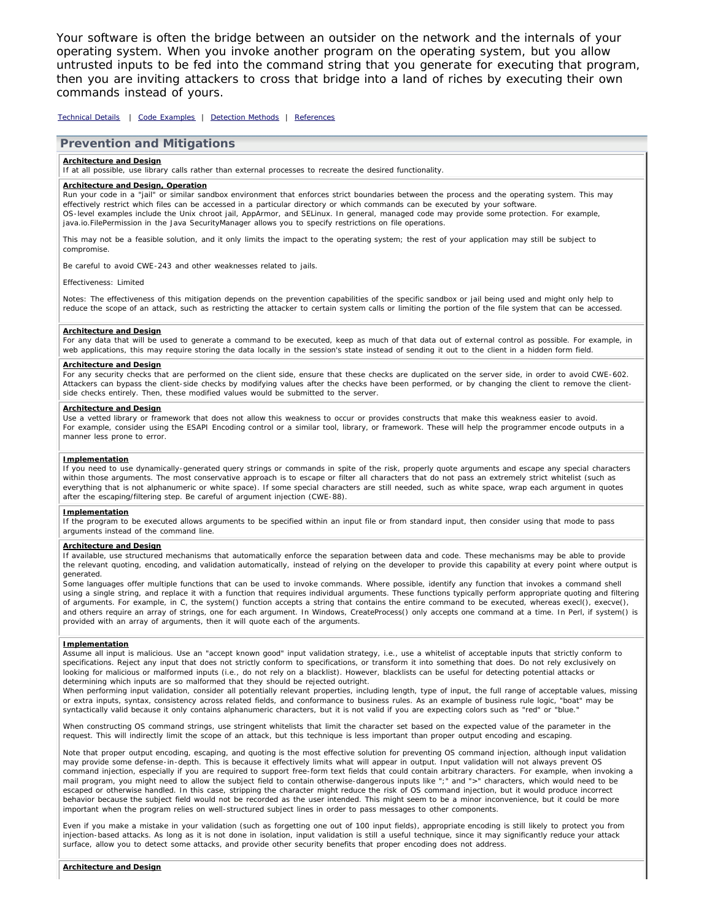Your software is often the bridge between an outsider on the network and the internals of your operating system. When you invoke another program on the operating system, but you allow untrusted inputs to be fed into the command string that you generate for executing that program, then you are inviting attackers to cross that bridge into a land of riches by executing their own commands instead of yours.

Technical Details | Code Examples | Detection Methods | References

## Prevention and Mitigations

**Architecture and Design**

If at all possible, use library calls rather than external processes to recreate the desired functionality.

**Architecture and Design, Operation**

Run your code in a "jail" or similar sandbox environment that enforces strict boundaries between the process and the operating system. This may effectively restrict which files can be accessed in a particular directory or which commands can be executed by your software.
OS-level examples include the Unix chroot jail, AppArmor, and SELinux. In general, managed code may provide some protection. For example, java.io.FilePermission in the Java SecurityManager allows you to specify restrictions on file operations.

This may not be a feasible solution, and it only limits the impact to the operating system; the rest of your application may still be subject to compromise.

Be careful to avoid CWE-243 and other weaknesses related to jails.

Effectiveness: Limited

Notes: The effectiveness of this mitigation depends on the prevention capabilities of the specific sandbox or jail being used and might only help to reduce the scope of an attack, such as restricting the attacker to certain system calls or limiting the portion of the file system that can be accessed.

**Architecture and Design**

For any data that will be used to generate a command to be executed, keep as much of that data out of external control as possible. For example, in web applications, this may require storing the data locally in the session's state instead of sending it out to the client in a hidden form field.

**Architecture and Design**

For any security checks that are performed on the client side, ensure that these checks are duplicated on the server side, in order to avoid CWE-602. Attackers can bypass the client-side checks by modifying values after the checks have been performed, or by changing the client to remove the client-side checks entirely. Then, these modified values would be submitted to the server.

**Architecture and Design**

Use a vetted library or framework that does not allow this weakness to occur or provides constructs that make this weakness easier to avoid.
For example, consider using the ESAPI Encoding control or a similar tool, library, or framework. These will help the programmer encode outputs in a manner less prone to error.

**Implementation**

If you need to use dynamically-generated query strings or commands in spite of the risk, properly quote arguments and escape any special characters within those arguments. The most conservative approach is to escape or filter all characters that do not pass an extremely strict whitelist (such as everything that is not alphanumeric or white space). If some special characters are still needed, such as white space, wrap each argument in quotes after the escaping/filtering step. Be careful of argument injection (CWE-88).

**Implementation**

If the program to be executed allows arguments to be specified within an input file or from standard input, then consider using that mode to pass arguments instead of the command line.

**Architecture and Design**

If available, use structured mechanisms that automatically enforce the separation between data and code. These mechanisms may be able to provide the relevant quoting, encoding, and validation automatically, instead of relying on the developer to provide this capability at every point where output is generated.
Some languages offer multiple functions that can be used to invoke commands. Where possible, identify any function that invokes a command shell using a single string, and replace it with a function that requires individual arguments. These functions typically perform appropriate quoting and filtering of arguments. For example, in C, the system() function accepts a string that contains the entire command to be executed, whereas execl(), execve(), and others require an array of strings, one for each argument. In Windows, CreateProcess() only accepts one command at a time. In Perl, if system() is provided with an array of arguments, then it will quote each of the arguments.

**Implementation**

Assume all input is malicious. Use an "accept known good" input validation strategy, i.e., use a whitelist of acceptable inputs that strictly conform to specifications. Reject any input that does not strictly conform to specifications, or transform it into something that does. Do not rely exclusively on looking for malicious or malformed inputs (i.e., do not rely on a blacklist). However, blacklists can be useful for detecting potential attacks or determining which inputs are so malformed that they should be rejected outright.
When performing input validation, consider all potentially relevant properties, including length, type of input, the full range of acceptable values, missing or extra inputs, syntax, consistency across related fields, and conformance to business rules. As an example of business rule logic, "boat" may be syntactically valid because it only contains alphanumeric characters, but it is not valid if you are expecting colors such as "red" or "blue."

When constructing OS command strings, use stringent whitelists that limit the character set based on the expected value of the parameter in the request. This will indirectly limit the scope of an attack, but this technique is less important than proper output encoding and escaping.

Note that proper output encoding, escaping, and quoting is the most effective solution for preventing OS command injection, although input validation may provide some defense-in-depth. This is because it effectively limits what will appear in output. Input validation will not always prevent OS command injection, especially if you are required to support free-form text fields that could contain arbitrary characters. For example, when invoking a mail program, you might need to allow the subject field to contain otherwise-dangerous inputs like ";" and ">" characters, which would need to be escaped or otherwise handled. In this case, stripping the character might reduce the risk of OS command injection, but it would produce incorrect behavior because the subject field would not be recorded as the user intended. This might seem to be a minor inconvenience, but it could be more important when the program relies on well-structured subject lines in order to pass messages to other components.

Even if you make a mistake in your validation (such as forgetting one out of 100 input fields), appropriate encoding is still likely to protect you from injection-based attacks. As long as it is not done in isolation, input validation is still a useful technique, since it may significantly reduce your attack surface, allow you to detect some attacks, and provide other security benefits that proper encoding does not address.

**Architecture and Design**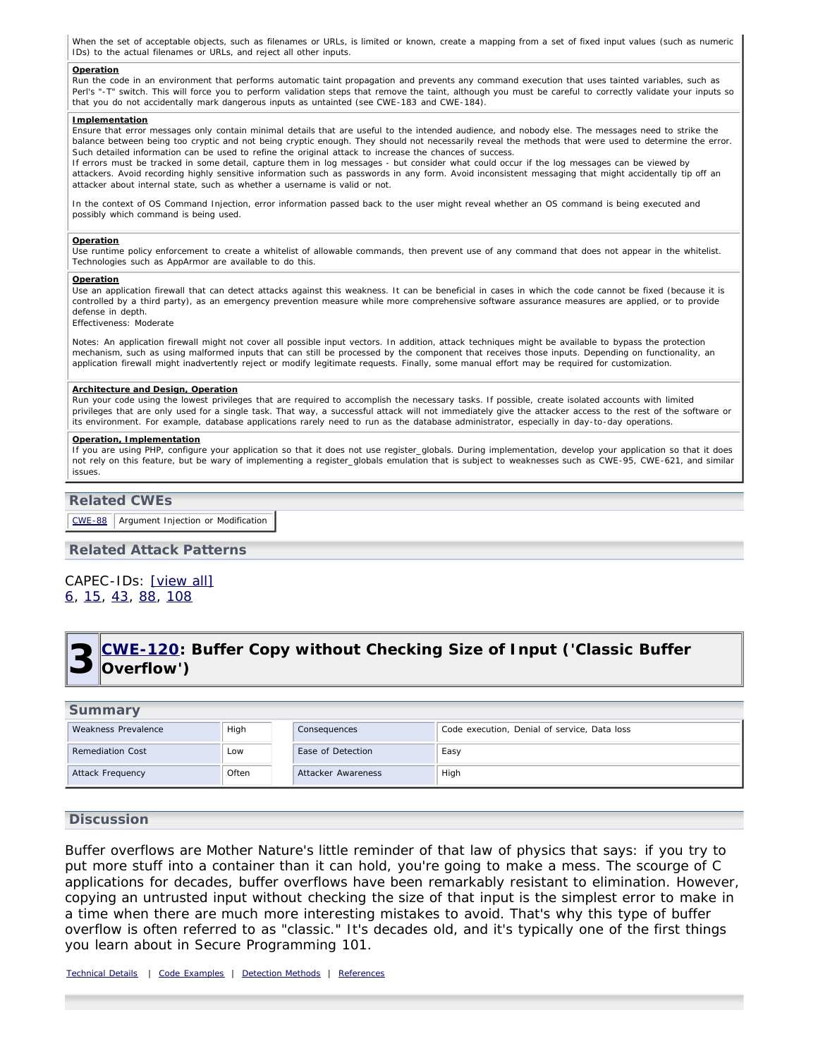When the set of acceptable objects, such as filenames or URLs, is limited or known, create a mapping from a set of fixed input values (such as numeric IDs) to the actual filenames or URLs, and reject all other inputs.

**Operation**

Run the code in an environment that performs automatic taint propagation and prevents any command execution that uses tainted variables, such as Perl's "-T" switch. This will force you to perform validation steps that remove the taint, although you must be careful to correctly validate your inputs so that you do not accidentally mark dangerous inputs as untainted (see CWE-183 and CWE-184).

**Implementation**

Ensure that error messages only contain minimal details that are useful to the intended audience, and nobody else. The messages need to strike the balance between being too cryptic and not being cryptic enough. They should not necessarily reveal the methods that were used to determine the error. Such detailed information can be used to refine the original attack to increase the chances of success.
If errors must be tracked in some detail, capture them in log messages - but consider what could occur if the log messages can be viewed by attackers. Avoid recording highly sensitive information such as passwords in any form. Avoid inconsistent messaging that might accidentally tip off an attacker about internal state, such as whether a username is valid or not.

In the context of OS Command Injection, error information passed back to the user might reveal whether an OS command is being executed and possibly which command is being used.

**Operation**

Use runtime policy enforcement to create a whitelist of allowable commands, then prevent use of any command that does not appear in the whitelist. Technologies such as AppArmor are available to do this.

**Operation**

Use an application firewall that can detect attacks against this weakness. It can be beneficial in cases in which the code cannot be fixed (because it is controlled by a third party), as an emergency prevention measure while more comprehensive software assurance measures are applied, or to provide defense in depth.
Effectiveness: Moderate

Notes: An application firewall might not cover all possible input vectors. In addition, attack techniques might be available to bypass the protection mechanism, such as using malformed inputs that can still be processed by the component that receives those inputs. Depending on functionality, an application firewall might inadvertently reject or modify legitimate requests. Finally, some manual effort may be required for customization.

**Architecture and Design, Operation**

Run your code using the lowest privileges that are required to accomplish the necessary tasks. If possible, create isolated accounts with limited privileges that are only used for a single task. That way, a successful attack will not immediately give the attacker access to the rest of the software or its environment. For example, database applications rarely need to run as the database administrator, especially in day-to-day operations.

**Operation, Implementation**

If you are using PHP, configure your application so that it does not use register_globals. During implementation, develop your application so that it does not rely on this feature, but be wary of implementing a register_globals emulation that is subject to weaknesses such as CWE-95, CWE-621, and similar issues.

## Related CWEs

| CWE-88 | Argument Injection or Modification |
|---|---|

## Related Attack Patterns

CAPEC-IDs: [view all]
6, 15, 43, 88, 108

# 3 CWE-120: Buffer Copy without Checking Size of Input ('Classic Buffer Overflow')

## Summary

| Weakness Prevalence | High | Consequences | Code execution, Denial of service, Data loss |
|---|---|---|---|
| Remediation Cost | Low | Ease of Detection | Easy |
| Attack Frequency | Often | Attacker Awareness | High |

## Discussion

Buffer overflows are Mother Nature's little reminder of that law of physics that says: if you try to put more stuff into a container than it can hold, you're going to make a mess. The scourge of C applications for decades, buffer overflows have been remarkably resistant to elimination. However, copying an untrusted input without checking the size of that input is the simplest error to make in a time when there are much more interesting mistakes to avoid. That's why this type of buffer overflow is often referred to as "classic." It's decades old, and it's typically one of the first things you learn about in Secure Programming 101.

Technical Details | Code Examples | Detection Methods | References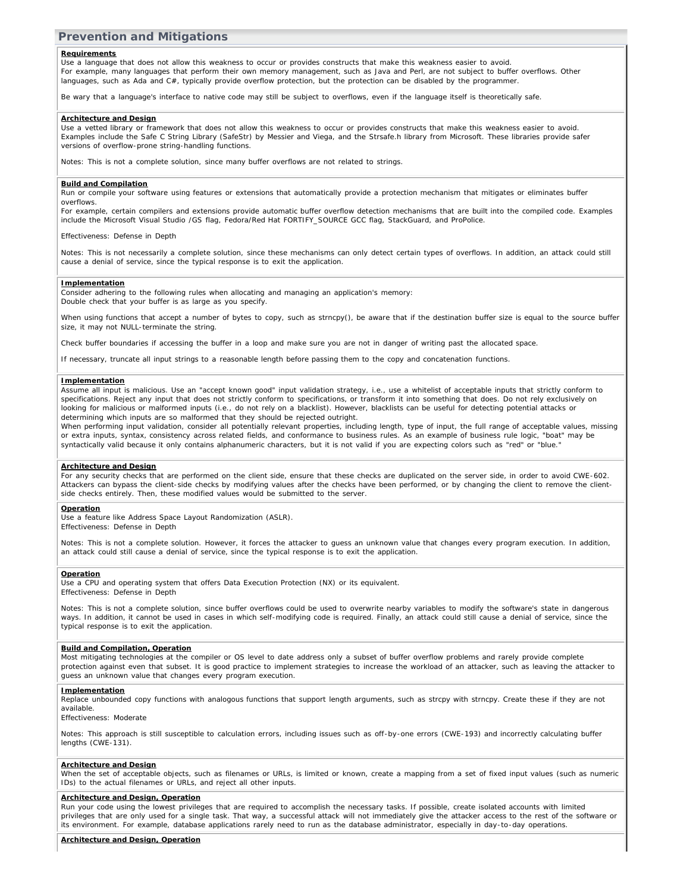## Prevention and Mitigations

**Requirements**

Use a language that does not allow this weakness to occur or provides constructs that make this weakness easier to avoid.
For example, many languages that perform their own memory management, such as Java and Perl, are not subject to buffer overflows. Other languages, such as Ada and C#, typically provide overflow protection, but the protection can be disabled by the programmer.

Be wary that a language's interface to native code may still be subject to overflows, even if the language itself is theoretically safe.

**Architecture and Design**

Use a vetted library or framework that does not allow this weakness to occur or provides constructs that make this weakness easier to avoid.
Examples include the Safe C String Library (SafeStr) by Messier and Viega, and the Strsafe.h library from Microsoft. These libraries provide safer versions of overflow-prone string-handling functions.

Notes: This is not a complete solution, since many buffer overflows are not related to strings.

**Build and Compilation**

Run or compile your software using features or extensions that automatically provide a protection mechanism that mitigates or eliminates buffer overflows.
For example, certain compilers and extensions provide automatic buffer overflow detection mechanisms that are built into the compiled code. Examples include the Microsoft Visual Studio /GS flag, Fedora/Red Hat FORTIFY_SOURCE GCC flag, StackGuard, and ProPolice.

Effectiveness: Defense in Depth

Notes: This is not necessarily a complete solution, since these mechanisms can only detect certain types of overflows. In addition, an attack could still cause a denial of service, since the typical response is to exit the application.

**Implementation**

Consider adhering to the following rules when allocating and managing an application's memory:
Double check that your buffer is as large as you specify.

When using functions that accept a number of bytes to copy, such as strncpy(), be aware that if the destination buffer size is equal to the source buffer size, it may not NULL-terminate the string.

Check buffer boundaries if accessing the buffer in a loop and make sure you are not in danger of writing past the allocated space.

If necessary, truncate all input strings to a reasonable length before passing them to the copy and concatenation functions.

**Implementation**

Assume all input is malicious. Use an "accept known good" input validation strategy, i.e., use a whitelist of acceptable inputs that strictly conform to specifications. Reject any input that does not strictly conform to specifications, or transform it into something that does. Do not rely exclusively on looking for malicious or malformed inputs (i.e., do not rely on a blacklist). However, blacklists can be useful for detecting potential attacks or determining which inputs are so malformed that they should be rejected outright.
When performing input validation, consider all potentially relevant properties, including length, type of input, the full range of acceptable values, missing or extra inputs, syntax, consistency across related fields, and conformance to business rules. As an example of business rule logic, "boat" may be syntactically valid because it only contains alphanumeric characters, but it is not valid if you are expecting colors such as "red" or "blue."

**Architecture and Design**

For any security checks that are performed on the client side, ensure that these checks are duplicated on the server side, in order to avoid CWE-602. Attackers can bypass the client-side checks by modifying values after the checks have been performed, or by changing the client to remove the client-side checks entirely. Then, these modified values would be submitted to the server.

**Operation**

Use a feature like Address Space Layout Randomization (ASLR).
Effectiveness: Defense in Depth

Notes: This is not a complete solution. However, it forces the attacker to guess an unknown value that changes every program execution. In addition, an attack could still cause a denial of service, since the typical response is to exit the application.

**Operation**

Use a CPU and operating system that offers Data Execution Protection (NX) or its equivalent.
Effectiveness: Defense in Depth

Notes: This is not a complete solution, since buffer overflows could be used to overwrite nearby variables to modify the software's state in dangerous ways. In addition, it cannot be used in cases in which self-modifying code is required. Finally, an attack could still cause a denial of service, since the typical response is to exit the application.

**Build and Compilation, Operation**

Most mitigating technologies at the compiler or OS level to date address only a subset of buffer overflow problems and rarely provide complete protection against even that subset. It is good practice to implement strategies to increase the workload of an attacker, such as leaving the attacker to guess an unknown value that changes every program execution.

**Implementation**

Replace unbounded copy functions with analogous functions that support length arguments, such as strcpy with strncpy. Create these if they are not available.
Effectiveness: Moderate

Notes: This approach is still susceptible to calculation errors, including issues such as off-by-one errors (CWE-193) and incorrectly calculating buffer lengths (CWE-131).

**Architecture and Design**

When the set of acceptable objects, such as filenames or URLs, is limited or known, create a mapping from a set of fixed input values (such as numeric IDs) to the actual filenames or URLs, and reject all other inputs.

**Architecture and Design, Operation**

Run your code using the lowest privileges that are required to accomplish the necessary tasks. If possible, create isolated accounts with limited privileges that are only used for a single task. That way, a successful attack will not immediately give the attacker access to the rest of the software or its environment. For example, database applications rarely need to run as the database administrator, especially in day-to-day operations.

**Architecture and Design, Operation**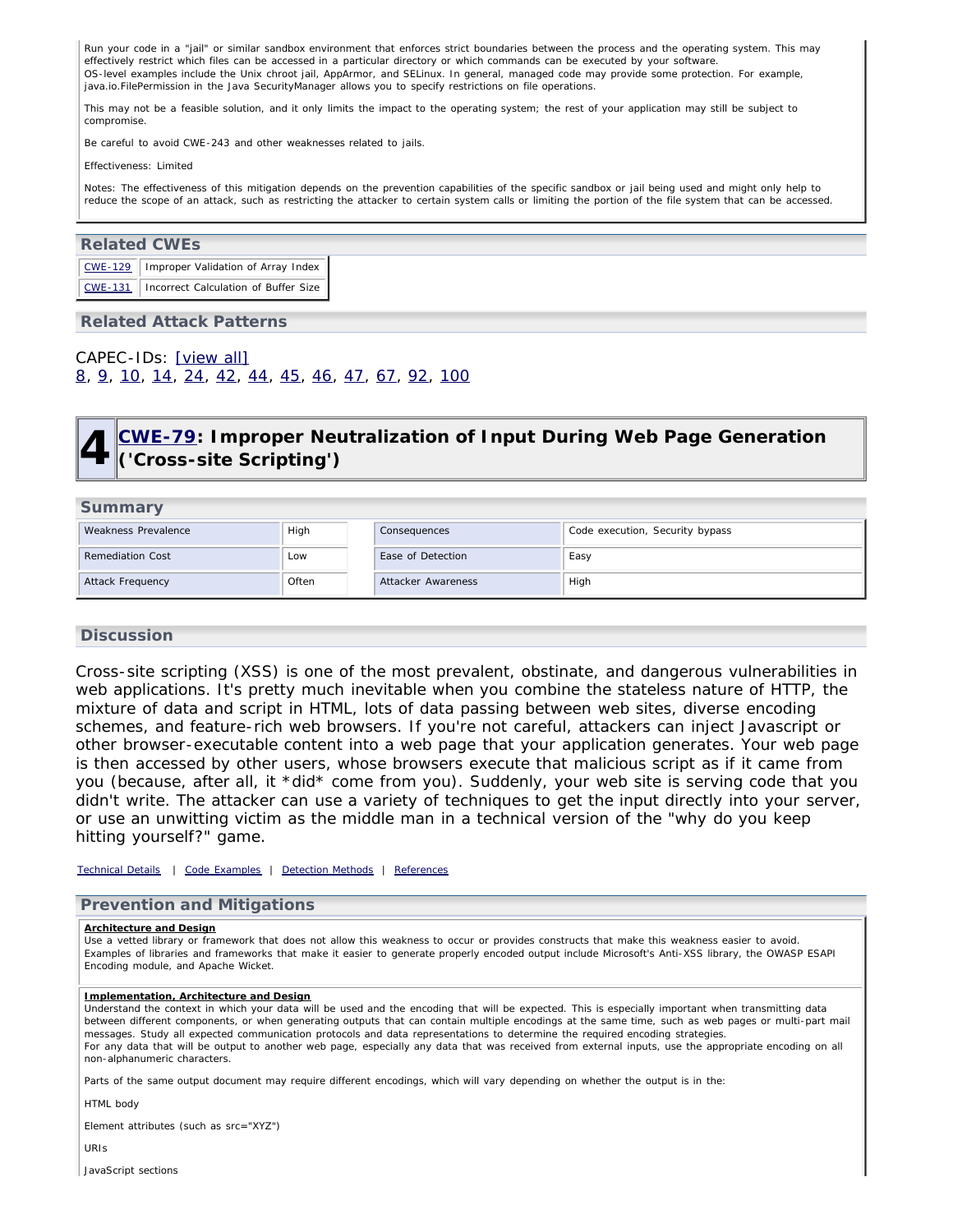Run your code in a "jail" or similar sandbox environment that enforces strict boundaries between the process and the operating system. This may effectively restrict which files can be accessed in a particular directory or which commands can be executed by your software.
OS-level examples include the Unix chroot jail, AppArmor, and SELinux. In general, managed code may provide some protection. For example, java.io.FilePermission in the Java SecurityManager allows you to specify restrictions on file operations.

This may not be a feasible solution, and it only limits the impact to the operating system; the rest of your application may still be subject to compromise.

Be careful to avoid CWE-243 and other weaknesses related to jails.

Effectiveness: Limited

Notes: The effectiveness of this mitigation depends on the prevention capabilities of the specific sandbox or jail being used and might only help to reduce the scope of an attack, such as restricting the attacker to certain system calls or limiting the portion of the file system that can be accessed.

## Related CWEs

| | |
|---|---|
| CWE-129 | Improper Validation of Array Index |
| CWE-131 | Incorrect Calculation of Buffer Size |

## Related Attack Patterns

CAPEC-IDs: [view all]
8, 9, 10, 14, 24, 42, 44, 45, 46, 47, 67, 92, 100

# 4 CWE-79: Improper Neutralization of Input During Web Page Generation ('Cross-site Scripting')

## Summary

| | | | |
|---|---|---|---|
| Weakness Prevalence | High | Consequences | Code execution, Security bypass |
| Remediation Cost | Low | Ease of Detection | Easy |
| Attack Frequency | Often | Attacker Awareness | High |

## Discussion

Cross-site scripting (XSS) is one of the most prevalent, obstinate, and dangerous vulnerabilities in web applications. It's pretty much inevitable when you combine the stateless nature of HTTP, the mixture of data and script in HTML, lots of data passing between web sites, diverse encoding schemes, and feature-rich web browsers. If you're not careful, attackers can inject Javascript or other browser-executable content into a web page that your application generates. Your web page is then accessed by other users, whose browsers execute that malicious script as if it came from you (because, after all, it *did* come from you). Suddenly, your web site is serving code that you didn't write. The attacker can use a variety of techniques to get the input directly into your server, or use an unwitting victim as the middle man in a technical version of the "why do you keep hitting yourself?" game.

Technical Details | Code Examples | Detection Methods | References

## Prevention and Mitigations

**Architecture and Design**
Use a vetted library or framework that does not allow this weakness to occur or provides constructs that make this weakness easier to avoid.
Examples of libraries and frameworks that make it easier to generate properly encoded output include Microsoft's Anti-XSS library, the OWASP ESAPI Encoding module, and Apache Wicket.

**Implementation, Architecture and Design**
Understand the context in which your data will be used and the encoding that will be expected. This is especially important when transmitting data between different components, or when generating outputs that can contain multiple encodings at the same time, such as web pages or multi-part mail messages. Study all expected communication protocols and data representations to determine the required encoding strategies.
For any data that will be output to another web page, especially any data that was received from external inputs, use the appropriate encoding on all non-alphanumeric characters.

Parts of the same output document may require different encodings, which will vary depending on whether the output is in the:

HTML body

Element attributes (such as src="XYZ")

URIs

JavaScript sections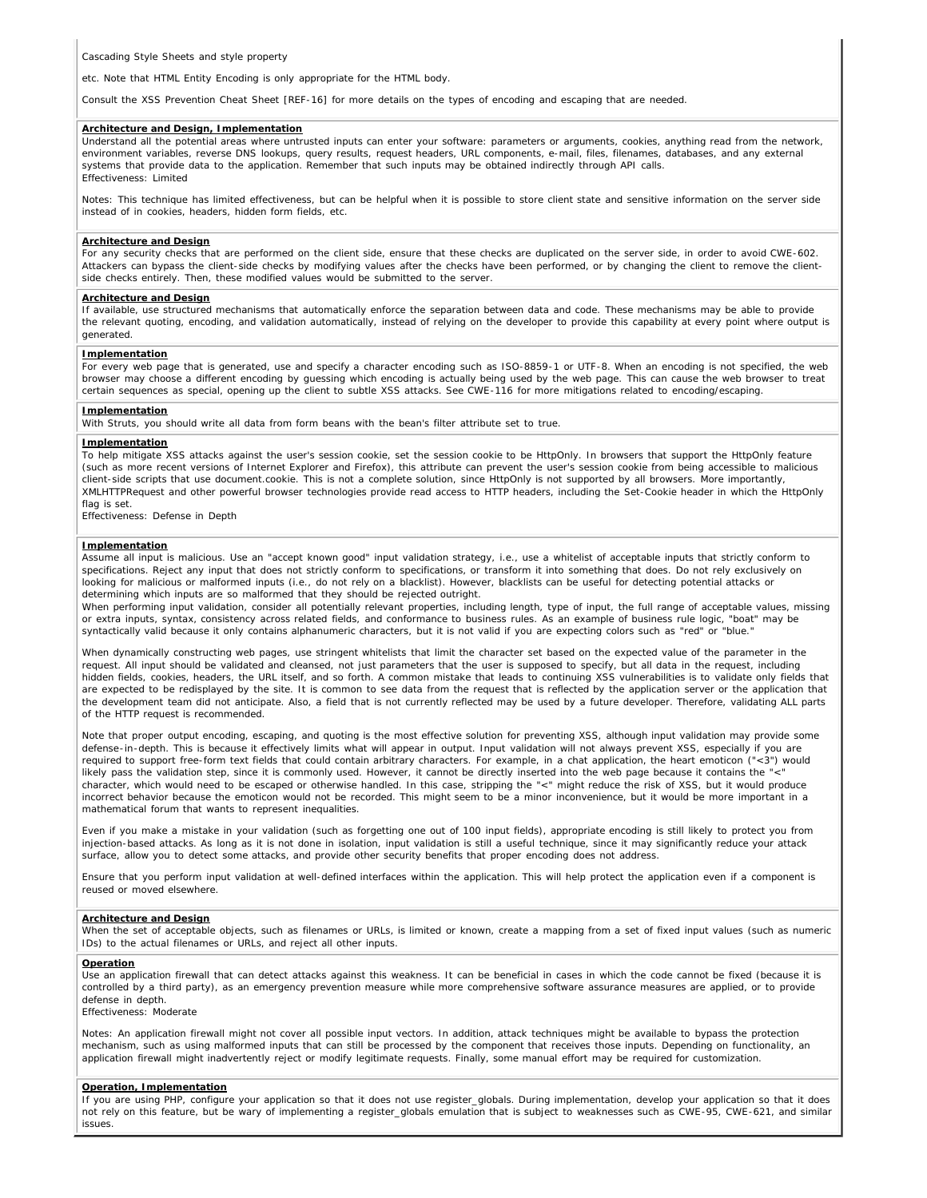Cascading Style Sheets and style property

etc. Note that HTML Entity Encoding is only appropriate for the HTML body.

Consult the XSS Prevention Cheat Sheet [REF-16] for more details on the types of encoding and escaping that are needed.

**Architecture and Design, Implementation**

Understand all the potential areas where untrusted inputs can enter your software: parameters or arguments, cookies, anything read from the network, environment variables, reverse DNS lookups, query results, request headers, URL components, e-mail, files, filenames, databases, and any external systems that provide data to the application. Remember that such inputs may be obtained indirectly through API calls.
Effectiveness: Limited

Notes: This technique has limited effectiveness, but can be helpful when it is possible to store client state and sensitive information on the server side instead of in cookies, headers, hidden form fields, etc.

**Architecture and Design**

For any security checks that are performed on the client side, ensure that these checks are duplicated on the server side, in order to avoid CWE-602. Attackers can bypass the client-side checks by modifying values after the checks have been performed, or by changing the client to remove the client-side checks entirely. Then, these modified values would be submitted to the server.

**Architecture and Design**

If available, use structured mechanisms that automatically enforce the separation between data and code. These mechanisms may be able to provide the relevant quoting, encoding, and validation automatically, instead of relying on the developer to provide this capability at every point where output is generated.

**Implementation**

For every web page that is generated, use and specify a character encoding such as ISO-8859-1 or UTF-8. When an encoding is not specified, the web browser may choose a different encoding by guessing which encoding is actually being used by the web page. This can cause the web browser to treat certain sequences as special, opening up the client to subtle XSS attacks. See CWE-116 for more mitigations related to encoding/escaping.

**Implementation**

With Struts, you should write all data from form beans with the bean's filter attribute set to true.

**Implementation**

To help mitigate XSS attacks against the user's session cookie, set the session cookie to be HttpOnly. In browsers that support the HttpOnly feature (such as more recent versions of Internet Explorer and Firefox), this attribute can prevent the user's session cookie from being accessible to malicious client-side scripts that use document.cookie. This is not a complete solution, since HttpOnly is not supported by all browsers. More importantly, XMLHTTPRequest and other powerful browser technologies provide read access to HTTP headers, including the Set-Cookie header in which the HttpOnly flag is set.
Effectiveness: Defense in Depth

**Implementation**

Assume all input is malicious. Use an "accept known good" input validation strategy, i.e., use a whitelist of acceptable inputs that strictly conform to specifications. Reject any input that does not strictly conform to specifications, or transform it into something that does. Do not rely exclusively on looking for malicious or malformed inputs (i.e., do not rely on a blacklist). However, blacklists can be useful for detecting potential attacks or determining which inputs are so malformed that they should be rejected outright.
When performing input validation, consider all potentially relevant properties, including length, type of input, the full range of acceptable values, missing or extra inputs, syntax, consistency across related fields, and conformance to business rules. As an example of business rule logic, "boat" may be syntactically valid because it only contains alphanumeric characters, but it is not valid if you are expecting colors such as "red" or "blue."

When dynamically constructing web pages, use stringent whitelists that limit the character set based on the expected value of the parameter in the request. All input should be validated and cleansed, not just parameters that the user is supposed to specify, but all data in the request, including hidden fields, cookies, headers, the URL itself, and so forth. A common mistake that leads to continuing XSS vulnerabilities is to validate only fields that are expected to be redisplayed by the site. It is common to see data from the request that is reflected by the application server or the application that the development team did not anticipate. Also, a field that is not currently reflected may be used by a future developer. Therefore, validating ALL parts of the HTTP request is recommended.

Note that proper output encoding, escaping, and quoting is the most effective solution for preventing XSS, although input validation may provide some defense-in-depth. This is because it effectively limits what will appear in output. Input validation will not always prevent XSS, especially if you are required to support free-form text fields that could contain arbitrary characters. For example, in a chat application, the heart emoticon ("<3") would likely pass the validation step, since it is commonly used. However, it cannot be directly inserted into the web page because it contains the "<" character, which would need to be escaped or otherwise handled. In this case, stripping the "<" might reduce the risk of XSS, but it would produce incorrect behavior because the emoticon would not be recorded. This might seem to be a minor inconvenience, but it would be more important in a mathematical forum that wants to represent inequalities.

Even if you make a mistake in your validation (such as forgetting one out of 100 input fields), appropriate encoding is still likely to protect you from injection-based attacks. As long as it is not done in isolation, input validation is still a useful technique, since it may significantly reduce your attack surface, allow you to detect some attacks, and provide other security benefits that proper encoding does not address.

Ensure that you perform input validation at well-defined interfaces within the application. This will help protect the application even if a component is reused or moved elsewhere.

**Architecture and Design**

When the set of acceptable objects, such as filenames or URLs, is limited or known, create a mapping from a set of fixed input values (such as numeric IDs) to the actual filenames or URLs, and reject all other inputs.

**Operation**

Use an application firewall that can detect attacks against this weakness. It can be beneficial in cases in which the code cannot be fixed (because it is controlled by a third party), as an emergency prevention measure while more comprehensive software assurance measures are applied, or to provide defense in depth.
Effectiveness: Moderate

Notes: An application firewall might not cover all possible input vectors. In addition, attack techniques might be available to bypass the protection mechanism, such as using malformed inputs that can still be processed by the component that receives those inputs. Depending on functionality, an application firewall might inadvertently reject or modify legitimate requests. Finally, some manual effort may be required for customization.

**Operation, Implementation**

If you are using PHP, configure your application so that it does not use register_globals. During implementation, develop your application so that it does not rely on this feature, but be wary of implementing a register_globals emulation that is subject to weaknesses such as CWE-95, CWE-621, and similar issues.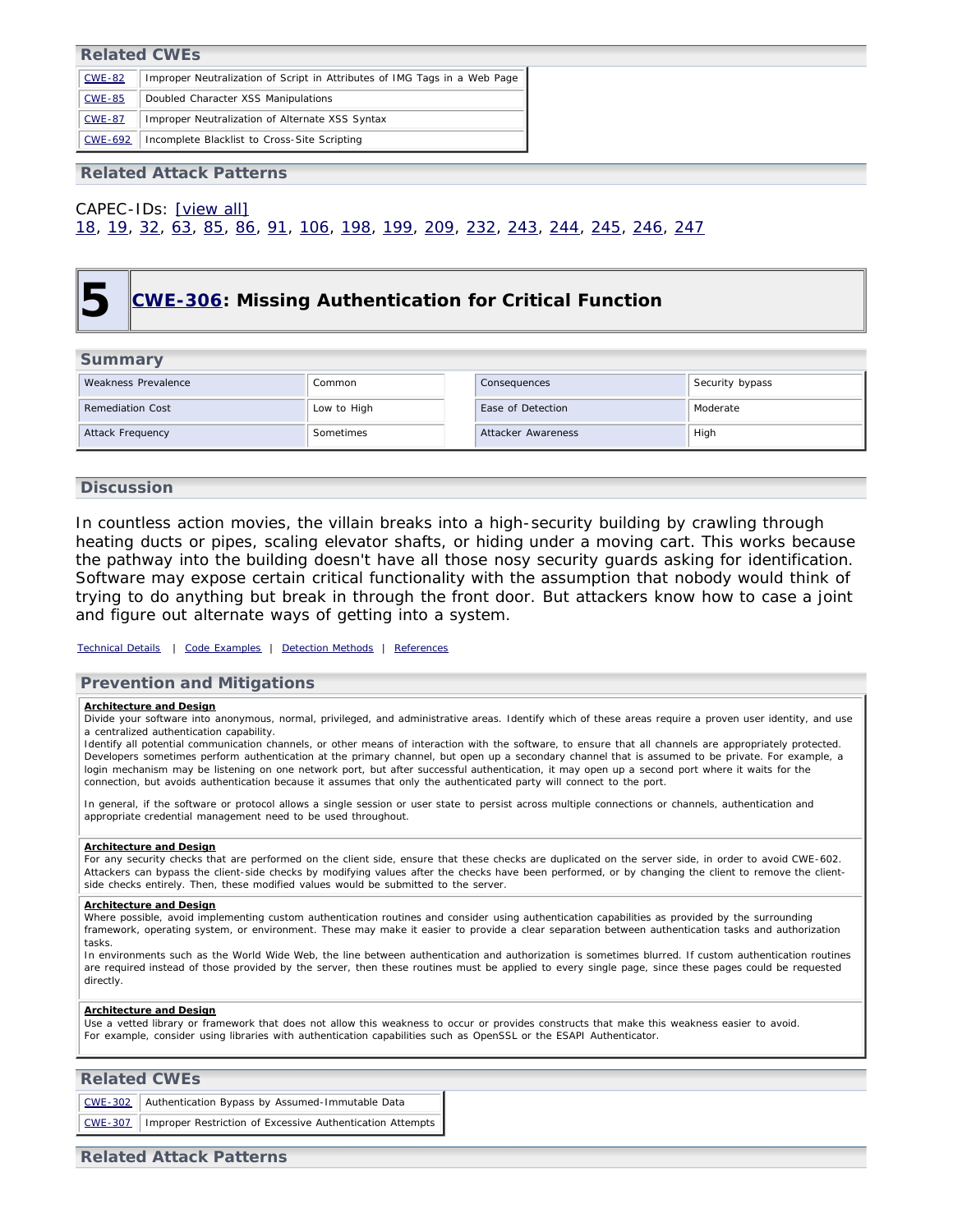## Related CWEs

| | |
|---|---|
| CWE-82 | Improper Neutralization of Script in Attributes of IMG Tags in a Web Page |
| CWE-85 | Doubled Character XSS Manipulations |
| CWE-87 | Improper Neutralization of Alternate XSS Syntax |
| CWE-692 | Incomplete Blacklist to Cross-Site Scripting |

## Related Attack Patterns

CAPEC-IDs: [view all]
18, 19, 32, 63, 85, 86, 91, 106, 198, 199, 209, 232, 243, 244, 245, 246, 247

# 5 CWE-306: Missing Authentication for Critical Function

## Summary

| | | | |
|---|---|---|---|
| Weakness Prevalence | Common | Consequences | Security bypass |
| Remediation Cost | Low to High | Ease of Detection | Moderate |
| Attack Frequency | Sometimes | Attacker Awareness | High |

## Discussion

In countless action movies, the villain breaks into a high-security building by crawling through heating ducts or pipes, scaling elevator shafts, or hiding under a moving cart. This works because the pathway into the building doesn't have all those nosy security guards asking for identification. Software may expose certain critical functionality with the assumption that nobody would think of trying to do anything but break in through the front door. But attackers know how to case a joint and figure out alternate ways of getting into a system.

Technical Details | Code Examples | Detection Methods | References

## Prevention and Mitigations

**Architecture and Design**
Divide your software into anonymous, normal, privileged, and administrative areas. Identify which of these areas require a proven user identity, and use a centralized authentication capability.
Identify all potential communication channels, or other means of interaction with the software, to ensure that all channels are appropriately protected. Developers sometimes perform authentication at the primary channel, but open up a secondary channel that is assumed to be private. For example, a login mechanism may be listening on one network port, but after successful authentication, it may open up a second port where it waits for the connection, but avoids authentication because it assumes that only the authenticated party will connect to the port.

In general, if the software or protocol allows a single session or user state to persist across multiple connections or channels, authentication and appropriate credential management need to be used throughout.

**Architecture and Design**
For any security checks that are performed on the client side, ensure that these checks are duplicated on the server side, in order to avoid CWE-602. Attackers can bypass the client-side checks by modifying values after the checks have been performed, or by changing the client to remove the client-side checks entirely. Then, these modified values would be submitted to the server.

**Architecture and Design**
Where possible, avoid implementing custom authentication routines and consider using authentication capabilities as provided by the surrounding framework, operating system, or environment. These may make it easier to provide a clear separation between authentication tasks and authorization tasks.
In environments such as the World Wide Web, the line between authentication and authorization is sometimes blurred. If custom authentication routines are required instead of those provided by the server, then these routines must be applied to every single page, since these pages could be requested directly.

**Architecture and Design**
Use a vetted library or framework that does not allow this weakness to occur or provides constructs that make this weakness easier to avoid.
For example, consider using libraries with authentication capabilities such as OpenSSL or the ESAPI Authenticator.

## Related CWEs

| | |
|---|---|
| CWE-302 | Authentication Bypass by Assumed-Immutable Data |
| CWE-307 | Improper Restriction of Excessive Authentication Attempts |

## Related Attack Patterns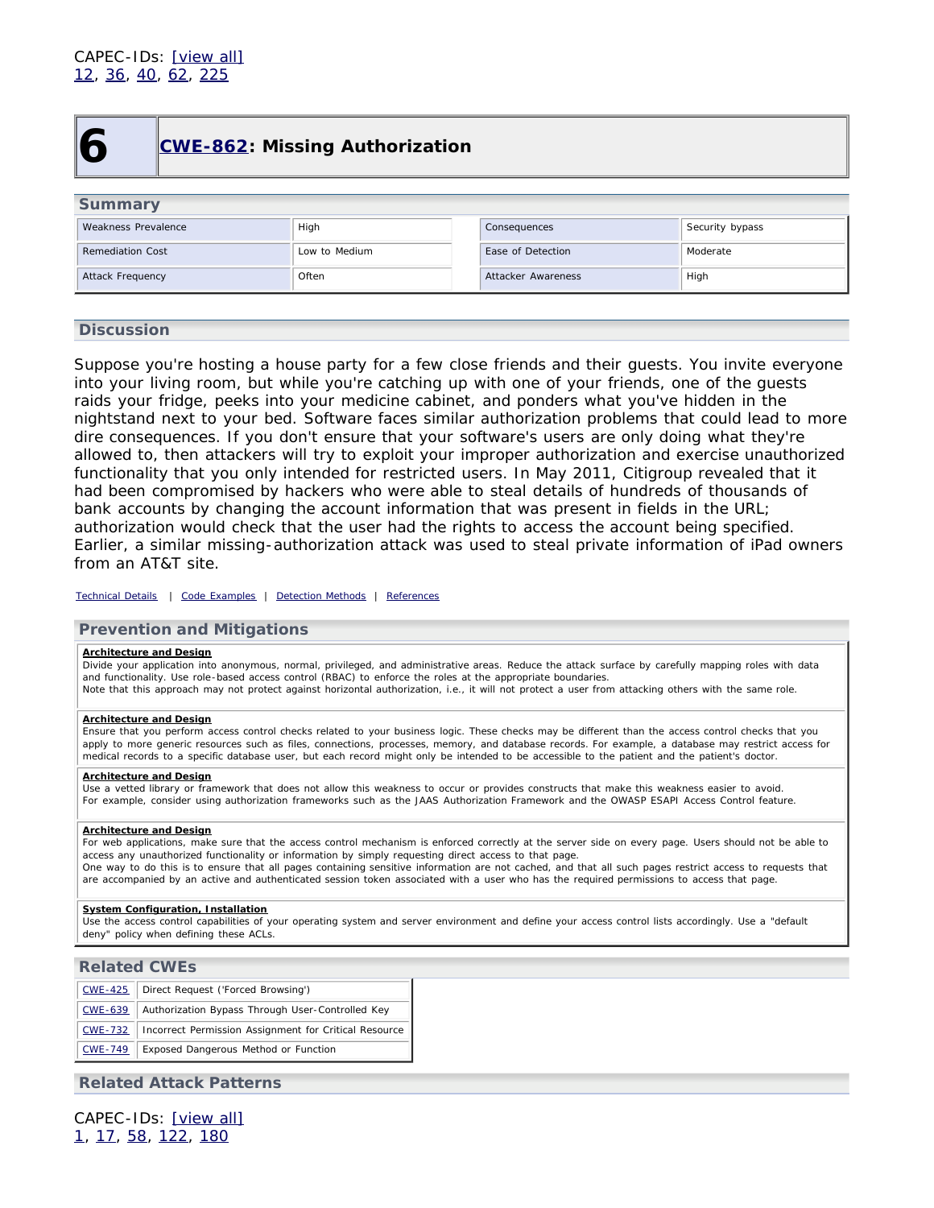CAPEC-IDs: [view all]
12, 36, 40, 62, 225

# 6 CWE-862: Missing Authorization

## Summary

| Weakness Prevalence | High | Consequences | Security bypass |
|---|---|---|---|
| Remediation Cost | Low to Medium | Ease of Detection | Moderate |
| Attack Frequency | Often | Attacker Awareness | High |

## Discussion

Suppose you're hosting a house party for a few close friends and their guests. You invite everyone into your living room, but while you're catching up with one of your friends, one of the guests raids your fridge, peeks into your medicine cabinet, and ponders what you've hidden in the nightstand next to your bed. Software faces similar authorization problems that could lead to more dire consequences. If you don't ensure that your software's users are only doing what they're allowed to, then attackers will try to exploit your improper authorization and exercise unauthorized functionality that you only intended for restricted users. In May 2011, Citigroup revealed that it had been compromised by hackers who were able to steal details of hundreds of thousands of bank accounts by changing the account information that was present in fields in the URL; authorization would check that the user had the rights to access the account being specified. Earlier, a similar missing-authorization attack was used to steal private information of iPad owners from an AT&T site.

Technical Details | Code Examples | Detection Methods | References

## Prevention and Mitigations

**Architecture and Design**
Divide your application into anonymous, normal, privileged, and administrative areas. Reduce the attack surface by carefully mapping roles with data and functionality. Use role-based access control (RBAC) to enforce the roles at the appropriate boundaries.
Note that this approach may not protect against horizontal authorization, i.e., it will not protect a user from attacking others with the same role.

**Architecture and Design**
Ensure that you perform access control checks related to your business logic. These checks may be different than the access control checks that you apply to more generic resources such as files, connections, processes, memory, and database records. For example, a database may restrict access for medical records to a specific database user, but each record might only be intended to be accessible to the patient and the patient's doctor.

**Architecture and Design**
Use a vetted library or framework that does not allow this weakness to occur or provides constructs that make this weakness easier to avoid.
For example, consider using authorization frameworks such as the JAAS Authorization Framework and the OWASP ESAPI Access Control feature.

**Architecture and Design**
For web applications, make sure that the access control mechanism is enforced correctly at the server side on every page. Users should not be able to access any unauthorized functionality or information by simply requesting direct access to that page.
One way to do this is to ensure that all pages containing sensitive information are not cached, and that all such pages restrict access to requests that are accompanied by an active and authenticated session token associated with a user who has the required permissions to access that page.

**System Configuration, Installation**
Use the access control capabilities of your operating system and server environment and define your access control lists accordingly. Use a "default deny" policy when defining these ACLs.

## Related CWEs

| CWE | Name |
|---|---|
| CWE-425 | Direct Request ('Forced Browsing') |
| CWE-639 | Authorization Bypass Through User-Controlled Key |
| CWE-732 | Incorrect Permission Assignment for Critical Resource |
| CWE-749 | Exposed Dangerous Method or Function |

## Related Attack Patterns

CAPEC-IDs: [view all]
1, 17, 58, 122, 180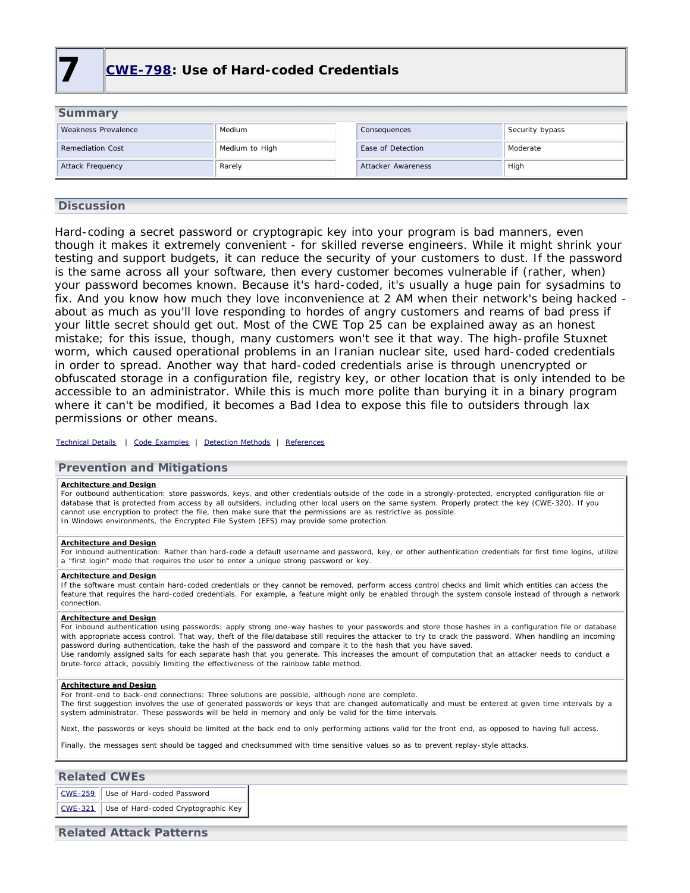# 7 CWE-798: Use of Hard-coded Credentials

## Summary

| Weakness Prevalence | Medium | Consequences | Security bypass |
|---|---|---|---|
| Remediation Cost | Medium to High | Ease of Detection | Moderate |
| Attack Frequency | Rarely | Attacker Awareness | High |

## Discussion

Hard-coding a secret password or cryptograpic key into your program is bad manners, even though it makes it extremely convenient - for skilled reverse engineers. While it might shrink your testing and support budgets, it can reduce the security of your customers to dust. If the password is the same across all your software, then every customer becomes vulnerable if (rather, when) your password becomes known. Because it's hard-coded, it's usually a huge pain for sysadmins to fix. And you know how much they love inconvenience at 2 AM when their network's being hacked - about as much as you'll love responding to hordes of angry customers and reams of bad press if your little secret should get out. Most of the CWE Top 25 can be explained away as an honest mistake; for this issue, though, many customers won't see it that way. The high-profile Stuxnet worm, which caused operational problems in an Iranian nuclear site, used hard-coded credentials in order to spread. Another way that hard-coded credentials arise is through unencrypted or obfuscated storage in a configuration file, registry key, or other location that is only intended to be accessible to an administrator. While this is much more polite than burying it in a binary program where it can't be modified, it becomes a Bad Idea to expose this file to outsiders through lax permissions or other means.

Technical Details | Code Examples | Detection Methods | References

## Prevention and Mitigations

**Architecture and Design**
For outbound authentication: store passwords, keys, and other credentials outside of the code in a strongly-protected, encrypted configuration file or database that is protected from access by all outsiders, including other local users on the same system. Properly protect the key (CWE-320). If you cannot use encryption to protect the file, then make sure that the permissions are as restrictive as possible.
In Windows environments, the Encrypted File System (EFS) may provide some protection.

**Architecture and Design**
For inbound authentication: Rather than hard-code a default username and password, key, or other authentication credentials for first time logins, utilize a "first login" mode that requires the user to enter a unique strong password or key.

**Architecture and Design**
If the software must contain hard-coded credentials or they cannot be removed, perform access control checks and limit which entities can access the feature that requires the hard-coded credentials. For example, a feature might only be enabled through the system console instead of through a network connection.

**Architecture and Design**
For inbound authentication using passwords: apply strong one-way hashes to your passwords and store those hashes in a configuration file or database with appropriate access control. That way, theft of the file/database still requires the attacker to try to crack the password. When handling an incoming password during authentication, take the hash of the password and compare it to the hash that you have saved.
Use randomly assigned salts for each separate hash that you generate. This increases the amount of computation that an attacker needs to conduct a brute-force attack, possibly limiting the effectiveness of the rainbow table method.

**Architecture and Design**
For front-end to back-end connections: Three solutions are possible, although none are complete.
The first suggestion involves the use of generated passwords or keys that are changed automatically and must be entered at given time intervals by a system administrator. These passwords will be held in memory and only be valid for the time intervals.

Next, the passwords or keys should be limited at the back end to only performing actions valid for the front end, as opposed to having full access.

Finally, the messages sent should be tagged and checksummed with time sensitive values so as to prevent replay-style attacks.

## Related CWEs

| | |
|---|---|
| CWE-259 | Use of Hard-coded Password |
| CWE-321 | Use of Hard-coded Cryptographic Key |

## Related Attack Patterns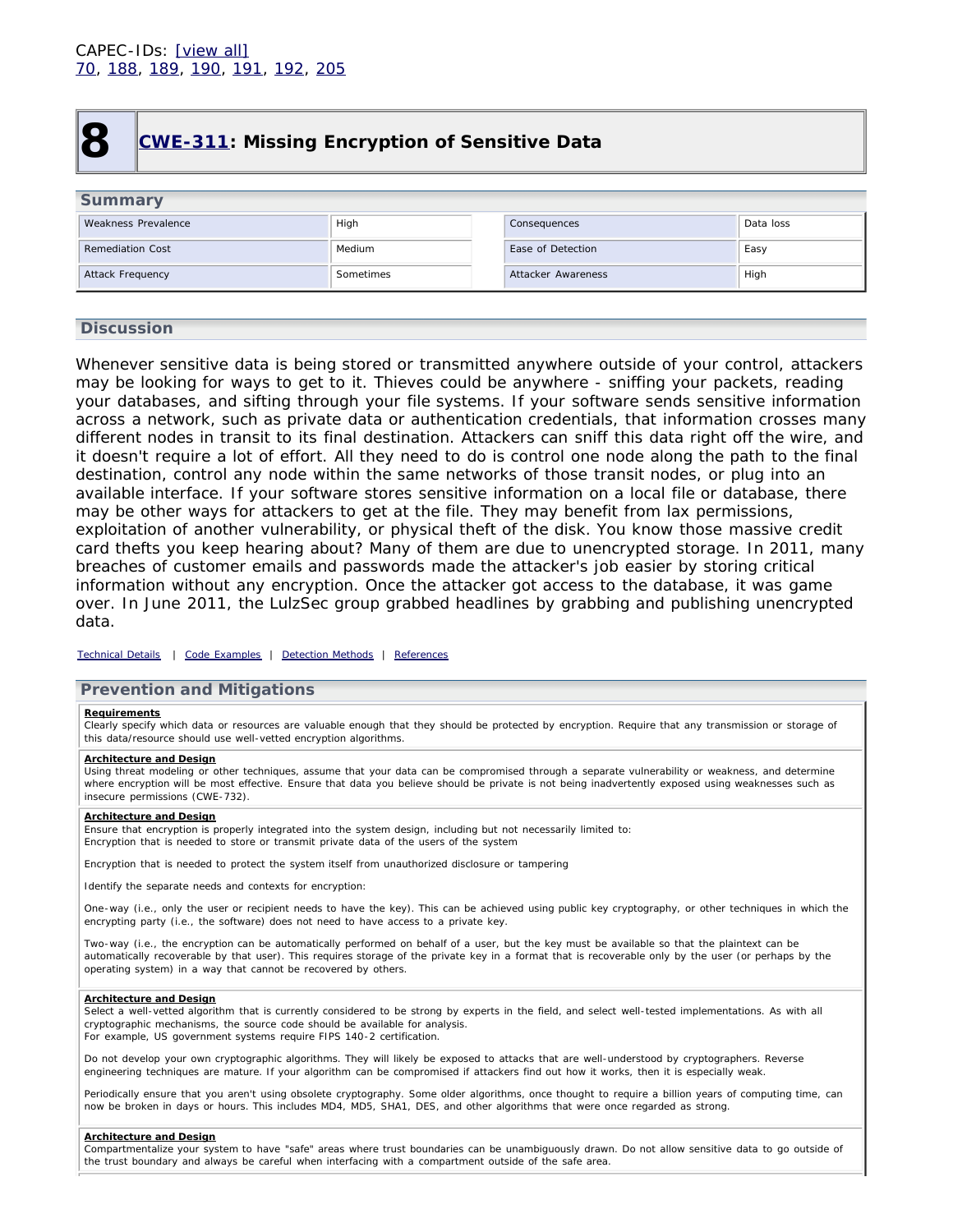CAPEC-IDs: [view all]
70, 188, 189, 190, 191, 192, 205

# 8 CWE-311: Missing Encryption of Sensitive Data

## Summary

| Weakness Prevalence | High | Consequences | Data loss |
|---|---|---|---|
| Remediation Cost | Medium | Ease of Detection | Easy |
| Attack Frequency | Sometimes | Attacker Awareness | High |

## Discussion

Whenever sensitive data is being stored or transmitted anywhere outside of your control, attackers may be looking for ways to get to it. Thieves could be anywhere - sniffing your packets, reading your databases, and sifting through your file systems. If your software sends sensitive information across a network, such as private data or authentication credentials, that information crosses many different nodes in transit to its final destination. Attackers can sniff this data right off the wire, and it doesn't require a lot of effort. All they need to do is control one node along the path to the final destination, control any node within the same networks of those transit nodes, or plug into an available interface. If your software stores sensitive information on a local file or database, there may be other ways for attackers to get at the file. They may benefit from lax permissions, exploitation of another vulnerability, or physical theft of the disk. You know those massive credit card thefts you keep hearing about? Many of them are due to unencrypted storage. In 2011, many breaches of customer emails and passwords made the attacker's job easier by storing critical information without any encryption. Once the attacker got access to the database, it was game over. In June 2011, the LulzSec group grabbed headlines by grabbing and publishing unencrypted data.

Technical Details | Code Examples | Detection Methods | References

## Prevention and Mitigations

**Requirements**
Clearly specify which data or resources are valuable enough that they should be protected by encryption. Require that any transmission or storage of this data/resource should use well-vetted encryption algorithms.

**Architecture and Design**
Using threat modeling or other techniques, assume that your data can be compromised through a separate vulnerability or weakness, and determine where encryption will be most effective. Ensure that data you believe should be private is not being inadvertently exposed using weaknesses such as insecure permissions (CWE-732).

**Architecture and Design**
Ensure that encryption is properly integrated into the system design, including but not necessarily limited to:
Encryption that is needed to store or transmit private data of the users of the system

Encryption that is needed to protect the system itself from unauthorized disclosure or tampering

Identify the separate needs and contexts for encryption:

One-way (i.e., only the user or recipient needs to have the key). This can be achieved using public key cryptography, or other techniques in which the encrypting party (i.e., the software) does not need to have access to a private key.

Two-way (i.e., the encryption can be automatically performed on behalf of a user, but the key must be available so that the plaintext can be automatically recoverable by that user). This requires storage of the private key in a format that is recoverable only by the user (or perhaps by the operating system) in a way that cannot be recovered by others.

**Architecture and Design**
Select a well-vetted algorithm that is currently considered to be strong by experts in the field, and select well-tested implementations. As with all cryptographic mechanisms, the source code should be available for analysis.
For example, US government systems require FIPS 140-2 certification.

Do not develop your own cryptographic algorithms. They will likely be exposed to attacks that are well-understood by cryptographers. Reverse engineering techniques are mature. If your algorithm can be compromised if attackers find out how it works, then it is especially weak.

Periodically ensure that you aren't using obsolete cryptography. Some older algorithms, once thought to require a billion years of computing time, can now be broken in days or hours. This includes MD4, MD5, SHA1, DES, and other algorithms that were once regarded as strong.

**Architecture and Design**
Compartmentalize your system to have "safe" areas where trust boundaries can be unambiguously drawn. Do not allow sensitive data to go outside of the trust boundary and always be careful when interfacing with a compartment outside of the safe area.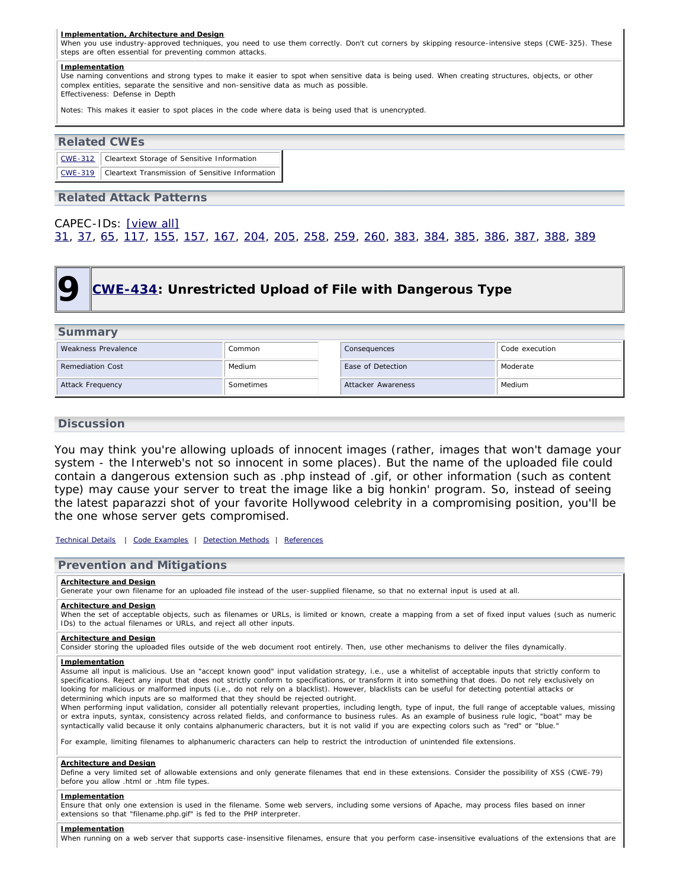**Implementation, Architecture and Design**
When you use industry-approved techniques, you need to use them correctly. Don't cut corners by skipping resource-intensive steps (CWE-325). These steps are often essential for preventing common attacks.

**Implementation**
Use naming conventions and strong types to make it easier to spot when sensitive data is being used. When creating structures, objects, or other complex entities, separate the sensitive and non-sensitive data as much as possible.
Effectiveness: Defense in Depth

Notes: This makes it easier to spot places in the code where data is being used that is unencrypted.

## Related CWEs

| | |
|---|---|
| CWE-312 | Cleartext Storage of Sensitive Information |
| CWE-319 | Cleartext Transmission of Sensitive Information |

## Related Attack Patterns

CAPEC-IDs: [view all]
31, 37, 65, 117, 155, 157, 167, 204, 205, 258, 259, 260, 383, 384, 385, 386, 387, 388, 389

# 9 CWE-434: Unrestricted Upload of File with Dangerous Type

## Summary

| | | | |
|---|---|---|---|
| Weakness Prevalence | Common | Consequences | Code execution |
| Remediation Cost | Medium | Ease of Detection | Moderate |
| Attack Frequency | Sometimes | Attacker Awareness | Medium |

## Discussion

You may think you're allowing uploads of innocent images (rather, images that won't damage your system - the Interweb's not so innocent in some places). But the name of the uploaded file could contain a dangerous extension such as .php instead of .gif, or other information (such as content type) may cause your server to treat the image like a big honkin' program. So, instead of seeing the latest paparazzi shot of your favorite Hollywood celebrity in a compromising position, you'll be the one whose server gets compromised.

Technical Details | Code Examples | Detection Methods | References

## Prevention and Mitigations

**Architecture and Design**
Generate your own filename for an uploaded file instead of the user-supplied filename, so that no external input is used at all.

**Architecture and Design**
When the set of acceptable objects, such as filenames or URLs, is limited or known, create a mapping from a set of fixed input values (such as numeric IDs) to the actual filenames or URLs, and reject all other inputs.

**Architecture and Design**
Consider storing the uploaded files outside of the web document root entirely. Then, use other mechanisms to deliver the files dynamically.

**Implementation**
Assume all input is malicious. Use an "accept known good" input validation strategy, i.e., use a whitelist of acceptable inputs that strictly conform to specifications. Reject any input that does not strictly conform to specifications, or transform it into something that does. Do not rely exclusively on looking for malicious or malformed inputs (i.e., do not rely on a blacklist). However, blacklists can be useful for detecting potential attacks or determining which inputs are so malformed that they should be rejected outright.
When performing input validation, consider all potentially relevant properties, including length, type of input, the full range of acceptable values, missing or extra inputs, syntax, consistency across related fields, and conformance to business rules. As an example of business rule logic, "boat" may be syntactically valid because it only contains alphanumeric characters, but it is not valid if you are expecting colors such as "red" or "blue."

For example, limiting filenames to alphanumeric characters can help to restrict the introduction of unintended file extensions.

**Architecture and Design**
Define a very limited set of allowable extensions and only generate filenames that end in these extensions. Consider the possibility of XSS (CWE-79) before you allow .html or .htm file types.

**Implementation**
Ensure that only one extension is used in the filename. Some web servers, including some versions of Apache, may process files based on inner extensions so that "filename.php.gif" is fed to the PHP interpreter.

**Implementation**
When running on a web server that supports case-insensitive filenames, ensure that you perform case-insensitive evaluations of the extensions that are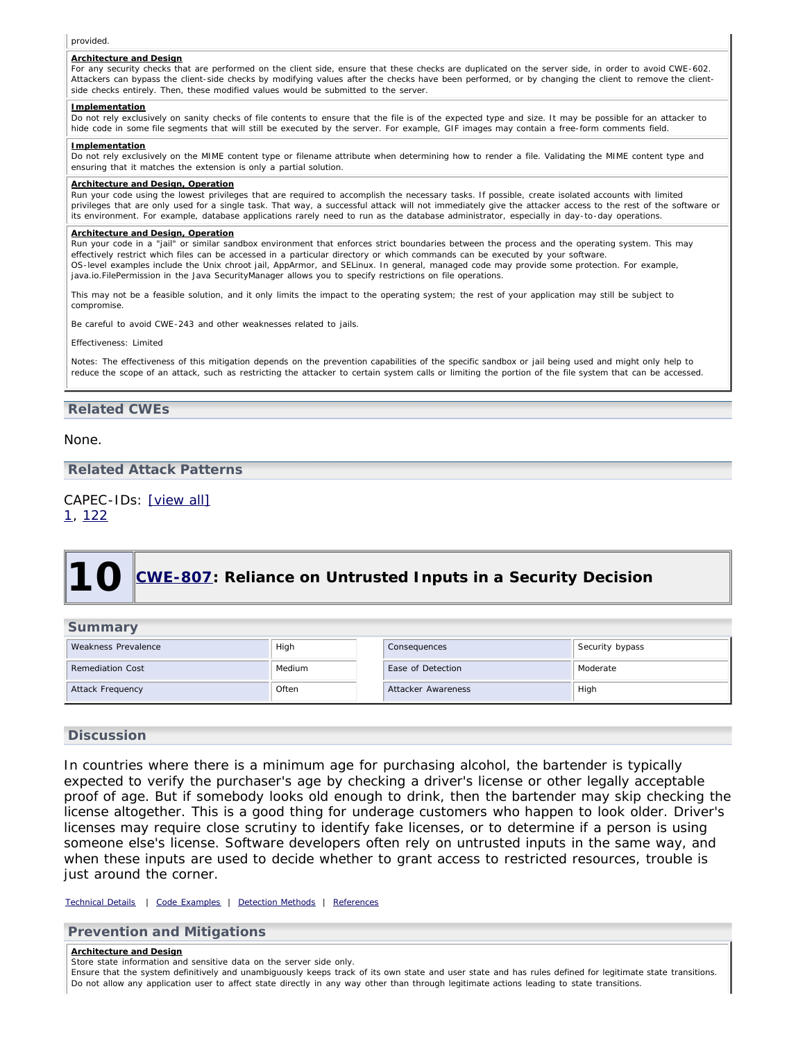provided.

**Architecture and Design**
For any security checks that are performed on the client side, ensure that these checks are duplicated on the server side, in order to avoid CWE-602. Attackers can bypass the client-side checks by modifying values after the checks have been performed, or by changing the client to remove the client-side checks entirely. Then, these modified values would be submitted to the server.

**Implementation**
Do not rely exclusively on sanity checks of file contents to ensure that the file is of the expected type and size. It may be possible for an attacker to hide code in some file segments that will still be executed by the server. For example, GIF images may contain a free-form comments field.

**Implementation**
Do not rely exclusively on the MIME content type or filename attribute when determining how to render a file. Validating the MIME content type and ensuring that it matches the extension is only a partial solution.

**Architecture and Design, Operation**
Run your code using the lowest privileges that are required to accomplish the necessary tasks. If possible, create isolated accounts with limited privileges that are only used for a single task. That way, a successful attack will not immediately give the attacker access to the rest of the software or its environment. For example, database applications rarely need to run as the database administrator, especially in day-to-day operations.

**Architecture and Design, Operation**
Run your code in a "jail" or similar sandbox environment that enforces strict boundaries between the process and the operating system. This may effectively restrict which files can be accessed in a particular directory or which commands can be executed by your software.
OS-level examples include the Unix chroot jail, AppArmor, and SELinux. In general, managed code may provide some protection. For example, java.io.FilePermission in the Java SecurityManager allows you to specify restrictions on file operations.

This may not be a feasible solution, and it only limits the impact to the operating system; the rest of your application may still be subject to compromise.

Be careful to avoid CWE-243 and other weaknesses related to jails.

Effectiveness: Limited

Notes: The effectiveness of this mitigation depends on the prevention capabilities of the specific sandbox or jail being used and might only help to reduce the scope of an attack, such as restricting the attacker to certain system calls or limiting the portion of the file system that can be accessed.

## Related CWEs

None.

## Related Attack Patterns

CAPEC-IDs: [view all]
1, 122

# 10 CWE-807: Reliance on Untrusted Inputs in a Security Decision

## Summary

| | | | |
|---|---|---|---|
| Weakness Prevalence | High | Consequences | Security bypass |
| Remediation Cost | Medium | Ease of Detection | Moderate |
| Attack Frequency | Often | Attacker Awareness | High |

## Discussion

In countries where there is a minimum age for purchasing alcohol, the bartender is typically expected to verify the purchaser's age by checking a driver's license or other legally acceptable proof of age. But if somebody looks old enough to drink, then the bartender may skip checking the license altogether. This is a good thing for underage customers who happen to look older. Driver's licenses may require close scrutiny to identify fake licenses, or to determine if a person is using someone else's license. Software developers often rely on untrusted inputs in the same way, and when these inputs are used to decide whether to grant access to restricted resources, trouble is just around the corner.

Technical Details | Code Examples | Detection Methods | References

## Prevention and Mitigations

**Architecture and Design**
Store state information and sensitive data on the server side only.
Ensure that the system definitively and unambiguously keeps track of its own state and user state and has rules defined for legitimate state transitions. Do not allow any application user to affect state directly in any way other than through legitimate actions leading to state transitions.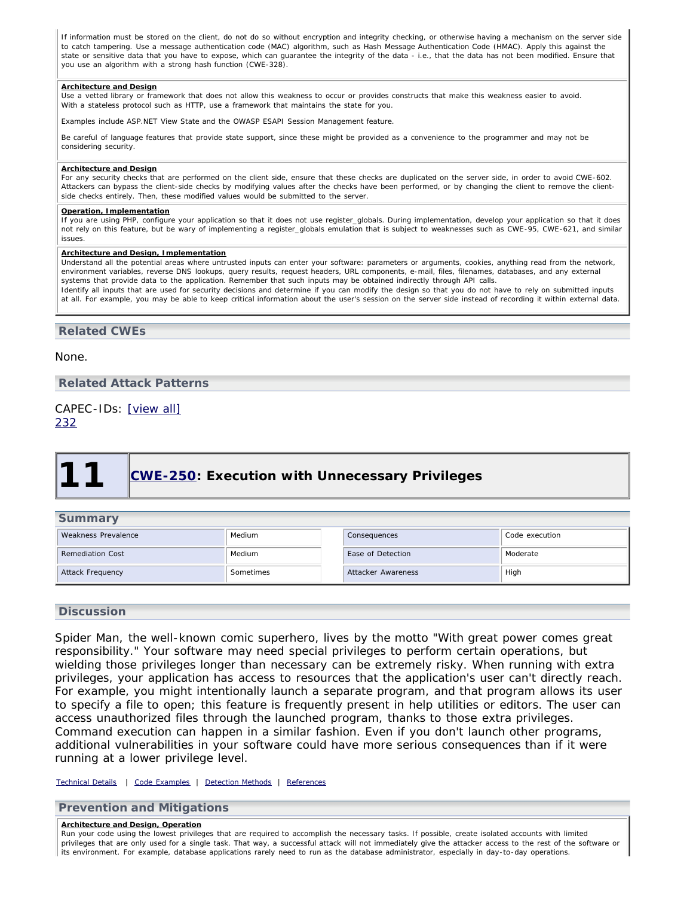If information must be stored on the client, do not do so without encryption and integrity checking, or otherwise having a mechanism on the server side to catch tampering. Use a message authentication code (MAC) algorithm, such as Hash Message Authentication Code (HMAC). Apply this against the state or sensitive data that you have to expose, which can guarantee the integrity of the data - i.e., that the data has not been modified. Ensure that you use an algorithm with a strong hash function (CWE-328).

**Architecture and Design**
Use a vetted library or framework that does not allow this weakness to occur or provides constructs that make this weakness easier to avoid.
With a stateless protocol such as HTTP, use a framework that maintains the state for you.

Examples include ASP.NET View State and the OWASP ESAPI Session Management feature.

Be careful of language features that provide state support, since these might be provided as a convenience to the programmer and may not be considering security.

**Architecture and Design**
For any security checks that are performed on the client side, ensure that these checks are duplicated on the server side, in order to avoid CWE-602. Attackers can bypass the client-side checks by modifying values after the checks have been performed, or by changing the client to remove the client-side checks entirely. Then, these modified values would be submitted to the server.

**Operation, Implementation**
If you are using PHP, configure your application so that it does not use register_globals. During implementation, develop your application so that it does not rely on this feature, but be wary of implementing a register_globals emulation that is subject to weaknesses such as CWE-95, CWE-621, and similar issues.

**Architecture and Design, Implementation**
Understand all the potential areas where untrusted inputs can enter your software: parameters or arguments, cookies, anything read from the network, environment variables, reverse DNS lookups, query results, request headers, URL components, e-mail, files, filenames, databases, and any external systems that provide data to the application. Remember that such inputs may be obtained indirectly through API calls.
Identify all inputs that are used for security decisions and determine if you can modify the design so that you do not have to rely on submitted inputs at all. For example, you may be able to keep critical information about the user's session on the server side instead of recording it within external data.

## Related CWEs

None.

## Related Attack Patterns

CAPEC-IDs: [view all]
232

# 11 CWE-250: Execution with Unnecessary Privileges

## Summary

| Weakness Prevalence | Medium | Consequences | Code execution |
|---|---|---|---|
| Remediation Cost | Medium | Ease of Detection | Moderate |
| Attack Frequency | Sometimes | Attacker Awareness | High |

## Discussion

Spider Man, the well-known comic superhero, lives by the motto "With great power comes great responsibility." Your software may need special privileges to perform certain operations, but wielding those privileges longer than necessary can be extremely risky. When running with extra privileges, your application has access to resources that the application's user can't directly reach. For example, you might intentionally launch a separate program, and that program allows its user to specify a file to open; this feature is frequently present in help utilities or editors. The user can access unauthorized files through the launched program, thanks to those extra privileges. Command execution can happen in a similar fashion. Even if you don't launch other programs, additional vulnerabilities in your software could have more serious consequences than if it were running at a lower privilege level.

Technical Details | Code Examples | Detection Methods | References

## Prevention and Mitigations

**Architecture and Design, Operation**
Run your code using the lowest privileges that are required to accomplish the necessary tasks. If possible, create isolated accounts with limited privileges that are only used for a single task. That way, a successful attack will not immediately give the attacker access to the rest of the software or its environment. For example, database applications rarely need to run as the database administrator, especially in day-to-day operations.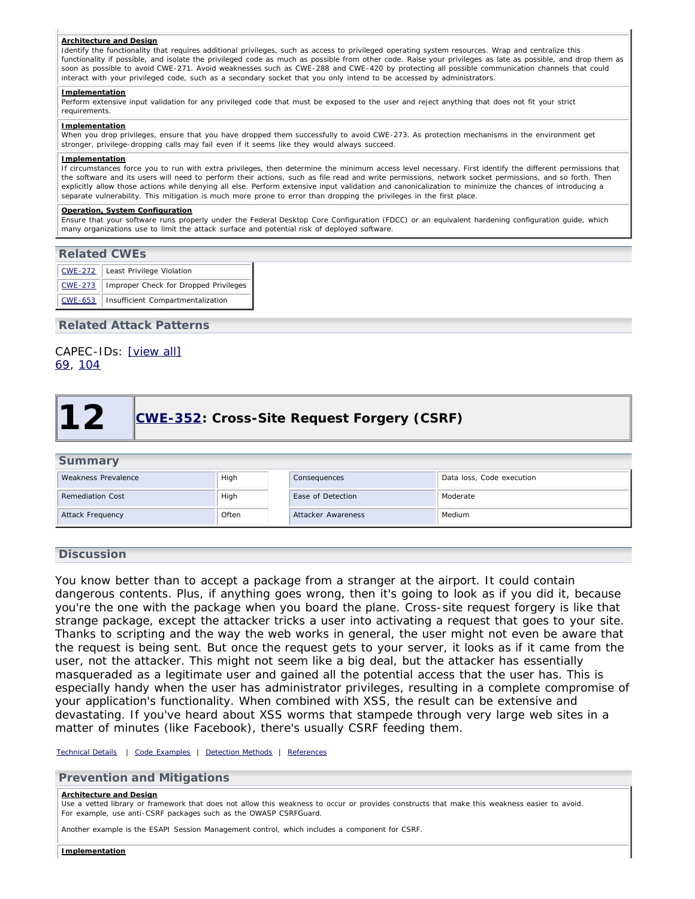**Architecture and Design**

Identify the functionality that requires additional privileges, such as access to privileged operating system resources. Wrap and centralize this functionality if possible, and isolate the privileged code as much as possible from other code. Raise your privileges as late as possible, and drop them as soon as possible to avoid CWE-271. Avoid weaknesses such as CWE-288 and CWE-420 by protecting all possible communication channels that could interact with your privileged code, such as a secondary socket that you only intend to be accessed by administrators.

**Implementation**

Perform extensive input validation for any privileged code that must be exposed to the user and reject anything that does not fit your strict requirements.

**Implementation**

When you drop privileges, ensure that you have dropped them successfully to avoid CWE-273. As protection mechanisms in the environment get stronger, privilege-dropping calls may fail even if it seems like they would always succeed.

**Implementation**

If circumstances force you to run with extra privileges, then determine the minimum access level necessary. First identify the different permissions that the software and its users will need to perform their actions, such as file read and write permissions, network socket permissions, and so forth. Then explicitly allow those actions while denying all else. Perform extensive input validation and canonicalization to minimize the chances of introducing a separate vulnerability. This mitigation is much more prone to error than dropping the privileges in the first place.

**Operation, System Configuration**

Ensure that your software runs properly under the Federal Desktop Core Configuration (FDCC) or an equivalent hardening configuration guide, which many organizations use to limit the attack surface and potential risk of deployed software.

## Related CWEs

| | |
|---|---|
| CWE-272 | Least Privilege Violation |
| CWE-273 | Improper Check for Dropped Privileges |
| CWE-653 | Insufficient Compartmentalization |

## Related Attack Patterns

CAPEC-IDs: [view all]
69, 104

# 12 CWE-352: Cross-Site Request Forgery (CSRF)

## Summary

| | | | |
|---|---|---|---|
| Weakness Prevalence | High | Consequences | Data loss, Code execution |
| Remediation Cost | High | Ease of Detection | Moderate |
| Attack Frequency | Often | Attacker Awareness | Medium |

## Discussion

You know better than to accept a package from a stranger at the airport. It could contain dangerous contents. Plus, if anything goes wrong, then it's going to look as if you did it, because you're the one with the package when you board the plane. Cross-site request forgery is like that strange package, except the attacker tricks a user into activating a request that goes to your site. Thanks to scripting and the way the web works in general, the user might not even be aware that the request is being sent. But once the request gets to your server, it looks as if it came from the user, not the attacker. This might not seem like a big deal, but the attacker has essentially masqueraded as a legitimate user and gained all the potential access that the user has. This is especially handy when the user has administrator privileges, resulting in a complete compromise of your application's functionality. When combined with XSS, the result can be extensive and devastating. If you've heard about XSS worms that stampede through very large web sites in a matter of minutes (like Facebook), there's usually CSRF feeding them.

Technical Details | Code Examples | Detection Methods | References

## Prevention and Mitigations

**Architecture and Design**

Use a vetted library or framework that does not allow this weakness to occur or provides constructs that make this weakness easier to avoid. For example, use anti-CSRF packages such as the OWASP CSRFGuard.

Another example is the ESAPI Session Management control, which includes a component for CSRF.

**Implementation**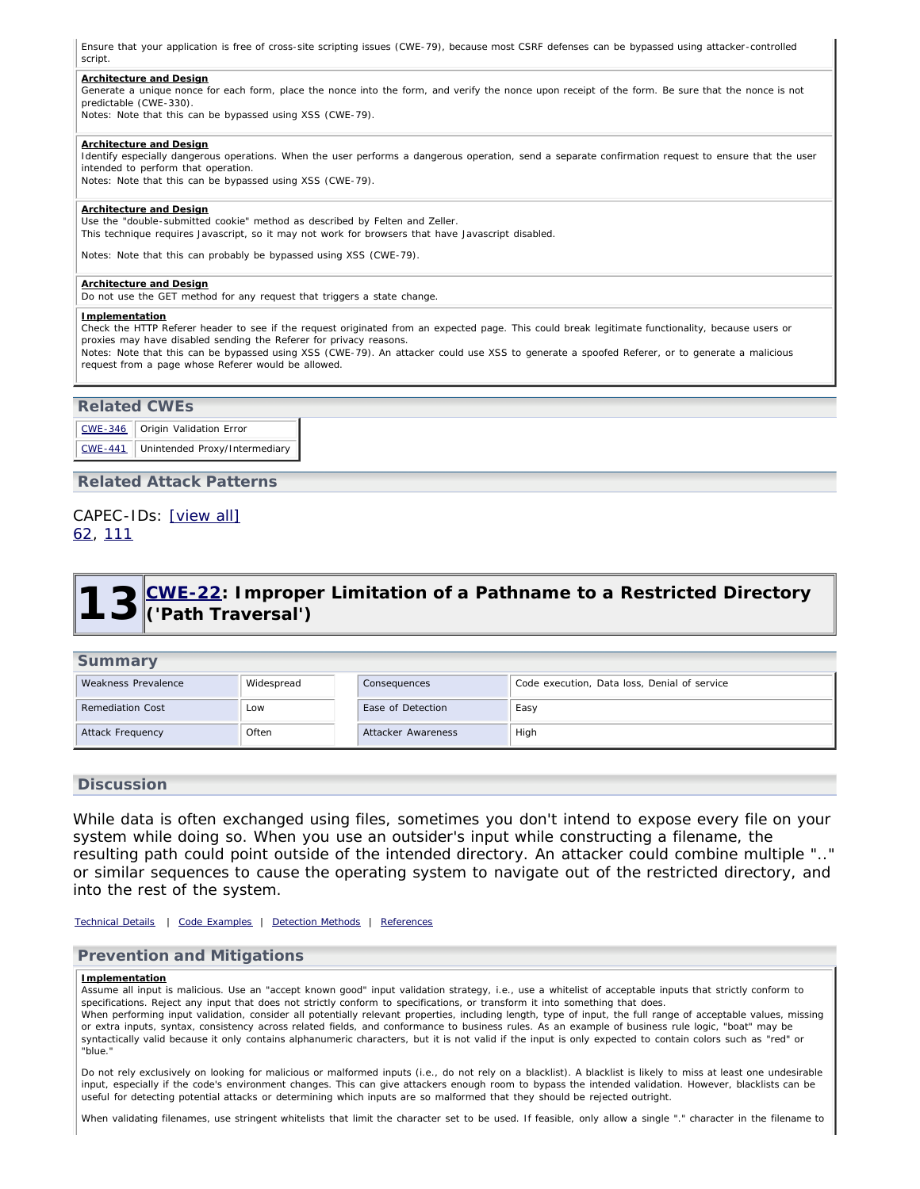Ensure that your application is free of cross-site scripting issues (CWE-79), because most CSRF defenses can be bypassed using attacker-controlled script.

**Architecture and Design**
Generate a unique nonce for each form, place the nonce into the form, and verify the nonce upon receipt of the form. Be sure that the nonce is not predictable (CWE-330).
Notes: Note that this can be bypassed using XSS (CWE-79).

**Architecture and Design**
Identify especially dangerous operations. When the user performs a dangerous operation, send a separate confirmation request to ensure that the user intended to perform that operation.
Notes: Note that this can be bypassed using XSS (CWE-79).

**Architecture and Design**
Use the "double-submitted cookie" method as described by Felten and Zeller.
This technique requires Javascript, so it may not work for browsers that have Javascript disabled.

Notes: Note that this can probably be bypassed using XSS (CWE-79).

**Architecture and Design**
Do not use the GET method for any request that triggers a state change.

**Implementation**
Check the HTTP Referer header to see if the request originated from an expected page. This could break legitimate functionality, because users or proxies may have disabled sending the Referer for privacy reasons.
Notes: Note that this can be bypassed using XSS (CWE-79). An attacker could use XSS to generate a spoofed Referer, or to generate a malicious request from a page whose Referer would be allowed.

## Related CWEs

| | |
|---|---|
| CWE-346 | Origin Validation Error |
| CWE-441 | Unintended Proxy/Intermediary |

## Related Attack Patterns

CAPEC-IDs: [view all]
62, 111

# 13 CWE-22: Improper Limitation of a Pathname to a Restricted Directory ('Path Traversal')

## Summary

| | | | |
|---|---|---|---|
| Weakness Prevalence | Widespread | Consequences | Code execution, Data loss, Denial of service |
| Remediation Cost | Low | Ease of Detection | Easy |
| Attack Frequency | Often | Attacker Awareness | High |

## Discussion

While data is often exchanged using files, sometimes you don't intend to expose every file on your system while doing so. When you use an outsider's input while constructing a filename, the resulting path could point outside of the intended directory. An attacker could combine multiple ".." or similar sequences to cause the operating system to navigate out of the restricted directory, and into the rest of the system.

Technical Details | Code Examples | Detection Methods | References

## Prevention and Mitigations

**Implementation**
Assume all input is malicious. Use an "accept known good" input validation strategy, i.e., use a whitelist of acceptable inputs that strictly conform to specifications. Reject any input that does not strictly conform to specifications, or transform it into something that does.
When performing input validation, consider all potentially relevant properties, including length, type of input, the full range of acceptable values, missing or extra inputs, syntax, consistency across related fields, and conformance to business rules. As an example of business rule logic, "boat" may be syntactically valid because it only contains alphanumeric characters, but it is not valid if the input is only expected to contain colors such as "red" or "blue."

Do not rely exclusively on looking for malicious or malformed inputs (i.e., do not rely on a blacklist). A blacklist is likely to miss at least one undesirable input, especially if the code's environment changes. This can give attackers enough room to bypass the intended validation. However, blacklists can be useful for detecting potential attacks or determining which inputs are so malformed that they should be rejected outright.

When validating filenames, use stringent whitelists that limit the character set to be used. If feasible, only allow a single "." character in the filename to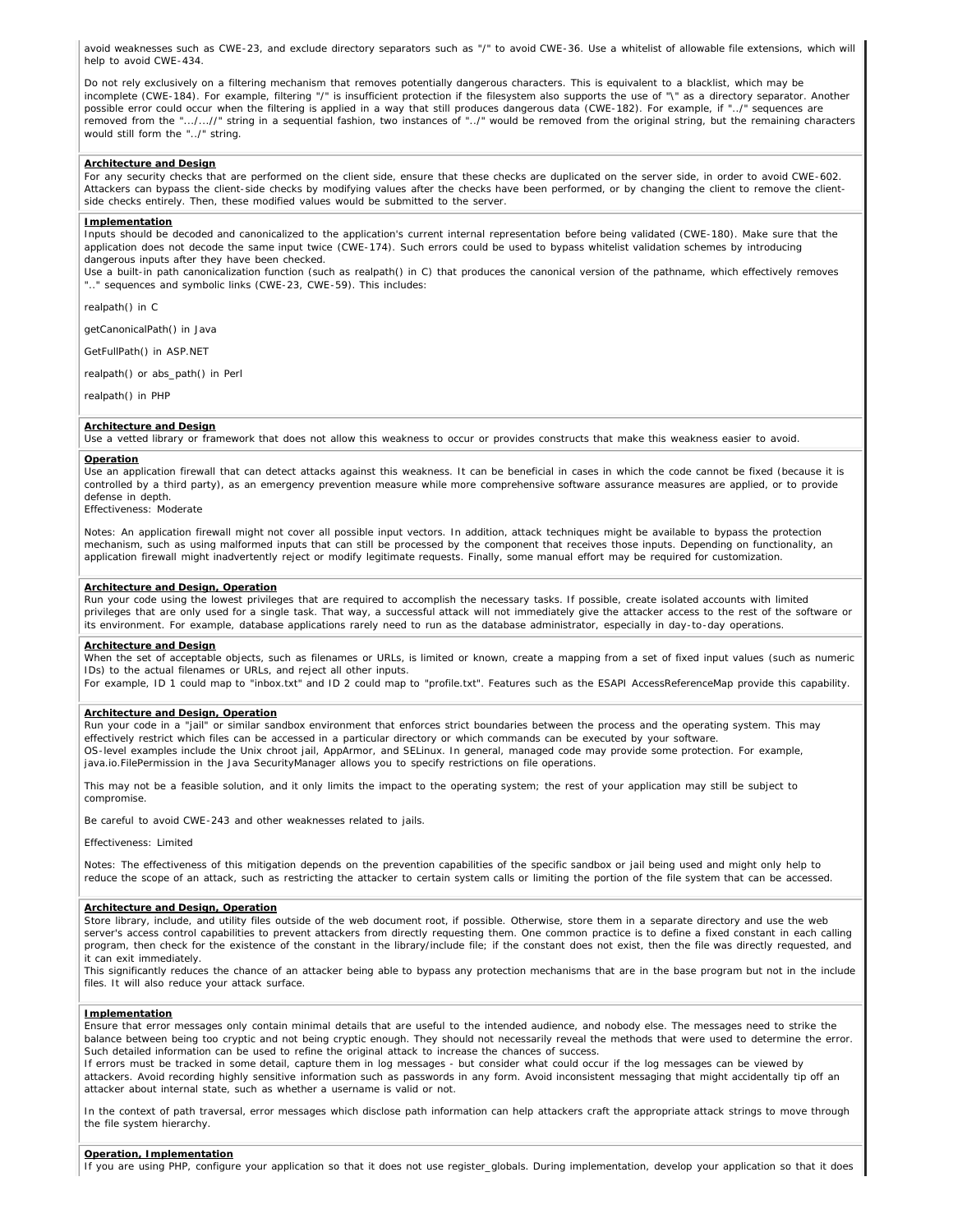avoid weaknesses such as CWE-23, and exclude directory separators such as "/" to avoid CWE-36. Use a whitelist of allowable file extensions, which will help to avoid CWE-434.

Do not rely exclusively on a filtering mechanism that removes potentially dangerous characters. This is equivalent to a blacklist, which may be incomplete (CWE-184). For example, filtering "/" is insufficient protection if the filesystem also supports the use of "\" as a directory separator. Another possible error could occur when the filtering is applied in a way that still produces dangerous data (CWE-182). For example, if "../" sequences are removed from the ".../...//" string in a sequential fashion, two instances of "../" would be removed from the original string, but the remaining characters would still form the "../" string.

**Architecture and Design**

For any security checks that are performed on the client side, ensure that these checks are duplicated on the server side, in order to avoid CWE-602. Attackers can bypass the client-side checks by modifying values after the checks have been performed, or by changing the client to remove the client-side checks entirely. Then, these modified values would be submitted to the server.

**Implementation**

Inputs should be decoded and canonicalized to the application's current internal representation before being validated (CWE-180). Make sure that the application does not decode the same input twice (CWE-174). Such errors could be used to bypass whitelist validation schemes by introducing dangerous inputs after they have been checked.
Use a built-in path canonicalization function (such as realpath() in C) that produces the canonical version of the pathname, which effectively removes ".." sequences and symbolic links (CWE-23, CWE-59). This includes:

realpath() in C

getCanonicalPath() in Java

GetFullPath() in ASP.NET

realpath() or abs_path() in Perl

realpath() in PHP

**Architecture and Design**

Use a vetted library or framework that does not allow this weakness to occur or provides constructs that make this weakness easier to avoid.

**Operation**

Use an application firewall that can detect attacks against this weakness. It can be beneficial in cases in which the code cannot be fixed (because it is controlled by a third party), as an emergency prevention measure while more comprehensive software assurance measures are applied, or to provide defense in depth.
Effectiveness: Moderate

Notes: An application firewall might not cover all possible input vectors. In addition, attack techniques might be available to bypass the protection mechanism, such as using malformed inputs that can still be processed by the component that receives those inputs. Depending on functionality, an application firewall might inadvertently reject or modify legitimate requests. Finally, some manual effort may be required for customization.

**Architecture and Design, Operation**

Run your code using the lowest privileges that are required to accomplish the necessary tasks. If possible, create isolated accounts with limited privileges that are only used for a single task. That way, a successful attack will not immediately give the attacker access to the rest of the software or its environment. For example, database applications rarely need to run as the database administrator, especially in day-to-day operations.

**Architecture and Design**

When the set of acceptable objects, such as filenames or URLs, is limited or known, create a mapping from a set of fixed input values (such as numeric IDs) to the actual filenames or URLs, and reject all other inputs.
For example, ID 1 could map to "inbox.txt" and ID 2 could map to "profile.txt". Features such as the ESAPI AccessReferenceMap provide this capability.

**Architecture and Design, Operation**

Run your code in a "jail" or similar sandbox environment that enforces strict boundaries between the process and the operating system. This may effectively restrict which files can be accessed in a particular directory or which commands can be executed by your software.
OS-level examples include the Unix chroot jail, AppArmor, and SELinux. In general, managed code may provide some protection. For example, java.io.FilePermission in the Java SecurityManager allows you to specify restrictions on file operations.

This may not be a feasible solution, and it only limits the impact to the operating system; the rest of your application may still be subject to compromise.

Be careful to avoid CWE-243 and other weaknesses related to jails.

Effectiveness: Limited

Notes: The effectiveness of this mitigation depends on the prevention capabilities of the specific sandbox or jail being used and might only help to reduce the scope of an attack, such as restricting the attacker to certain system calls or limiting the portion of the file system that can be accessed.

**Architecture and Design, Operation**

Store library, include, and utility files outside of the web document root, if possible. Otherwise, store them in a separate directory and use the web server's access control capabilities to prevent attackers from directly requesting them. One common practice is to define a fixed constant in each calling program, then check for the existence of the constant in the library/include file; if the constant does not exist, then the file was directly requested, and it can exit immediately.
This significantly reduces the chance of an attacker being able to bypass any protection mechanisms that are in the base program but not in the include files. It will also reduce your attack surface.

**Implementation**

Ensure that error messages only contain minimal details that are useful to the intended audience, and nobody else. The messages need to strike the balance between being too cryptic and not being cryptic enough. They should not necessarily reveal the methods that were used to determine the error. Such detailed information can be used to refine the original attack to increase the chances of success.
If errors must be tracked in some detail, capture them in log messages - but consider what could occur if the log messages can be viewed by attackers. Avoid recording highly sensitive information such as passwords in any form. Avoid inconsistent messaging that might accidentally tip off an attacker about internal state, such as whether a username is valid or not.

In the context of path traversal, error messages which disclose path information can help attackers craft the appropriate attack strings to move through the file system hierarchy.

**Operation, Implementation**

If you are using PHP, configure your application so that it does not use register_globals. During implementation, develop your application so that it does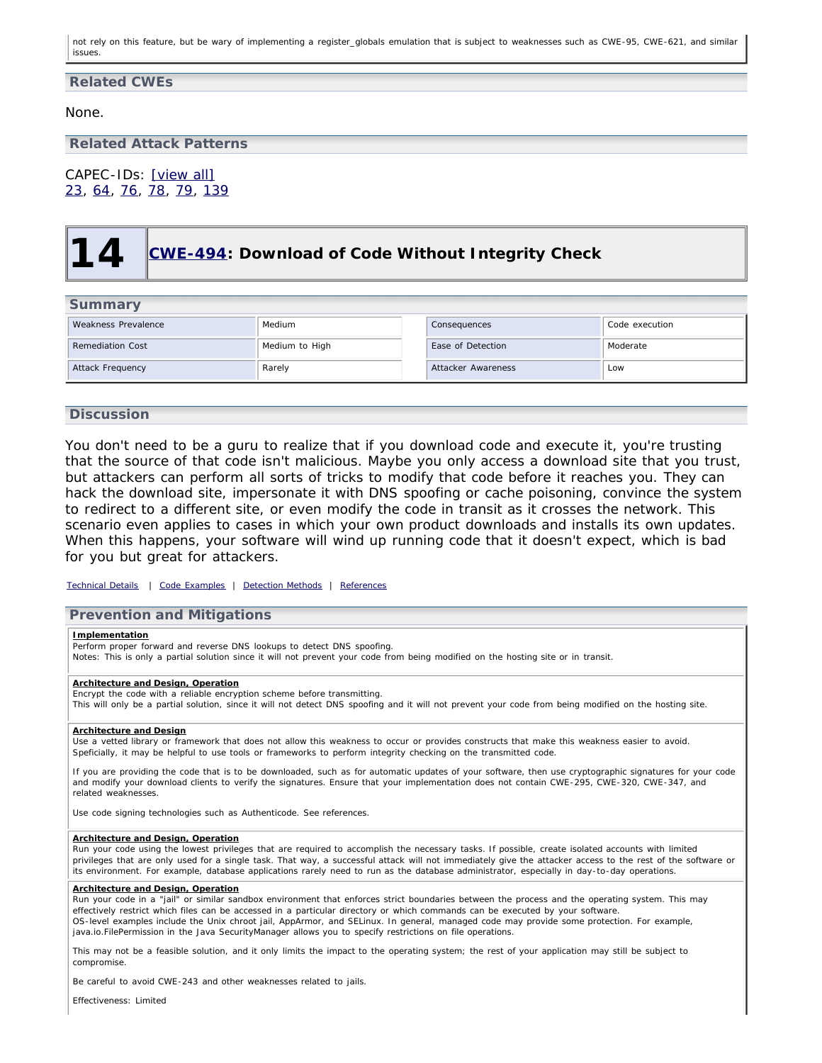not rely on this feature, but be wary of implementing a register_globals emulation that is subject to weaknesses such as CWE-95, CWE-621, and similar issues.

## Related CWEs

None.

## Related Attack Patterns

CAPEC-IDs: [view all]
23, 64, 76, 78, 79, 139

# 14 CWE-494: Download of Code Without Integrity Check

## Summary

| Weakness Prevalence | Medium | Consequences | Code execution |
|---|---|---|---|
| Remediation Cost | Medium to High | Ease of Detection | Moderate |
| Attack Frequency | Rarely | Attacker Awareness | Low |

## Discussion

You don't need to be a guru to realize that if you download code and execute it, you're trusting that the source of that code isn't malicious. Maybe you only access a download site that you trust, but attackers can perform all sorts of tricks to modify that code before it reaches you. They can hack the download site, impersonate it with DNS spoofing or cache poisoning, convince the system to redirect to a different site, or even modify the code in transit as it crosses the network. This scenario even applies to cases in which your own product downloads and installs its own updates. When this happens, your software will wind up running code that it doesn't expect, which is bad for you but great for attackers.

Technical Details | Code Examples | Detection Methods | References

## Prevention and Mitigations

**Implementation**
Perform proper forward and reverse DNS lookups to detect DNS spoofing.
Notes: This is only a partial solution since it will not prevent your code from being modified on the hosting site or in transit.

**Architecture and Design, Operation**
Encrypt the code with a reliable encryption scheme before transmitting.
This will only be a partial solution, since it will not detect DNS spoofing and it will not prevent your code from being modified on the hosting site.

**Architecture and Design**
Use a vetted library or framework that does not allow this weakness to occur or provides constructs that make this weakness easier to avoid.
Speficially, it may be helpful to use tools or frameworks to perform integrity checking on the transmitted code.

If you are providing the code that is to be downloaded, such as for automatic updates of your software, then use cryptographic signatures for your code and modify your download clients to verify the signatures. Ensure that your implementation does not contain CWE-295, CWE-320, CWE-347, and related weaknesses.

Use code signing technologies such as Authenticode. See references.

**Architecture and Design, Operation**
Run your code using the lowest privileges that are required to accomplish the necessary tasks. If possible, create isolated accounts with limited privileges that are only used for a single task. That way, a successful attack will not immediately give the attacker access to the rest of the software or its environment. For example, database applications rarely need to run as the database administrator, especially in day-to-day operations.

**Architecture and Design, Operation**
Run your code in a "jail" or similar sandbox environment that enforces strict boundaries between the process and the operating system. This may effectively restrict which files can be accessed in a particular directory or which commands can be executed by your software.
OS-level examples include the Unix chroot jail, AppArmor, and SELinux. In general, managed code may provide some protection. For example, java.io.FilePermission in the Java SecurityManager allows you to specify restrictions on file operations.

This may not be a feasible solution, and it only limits the impact to the operating system; the rest of your application may still be subject to compromise.

Be careful to avoid CWE-243 and other weaknesses related to jails.

Effectiveness: Limited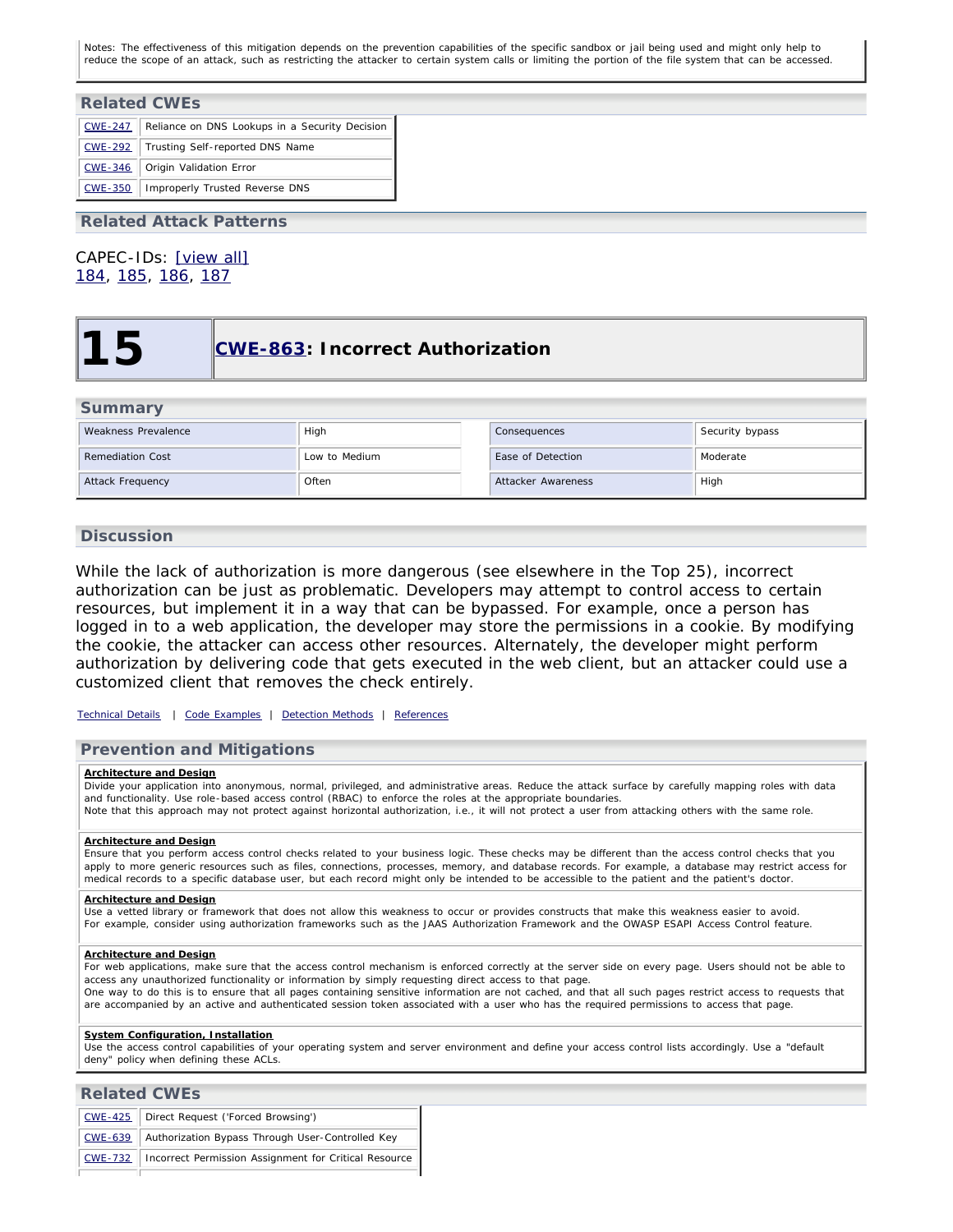Notes: The effectiveness of this mitigation depends on the prevention capabilities of the specific sandbox or jail being used and might only help to reduce the scope of an attack, such as restricting the attacker to certain system calls or limiting the portion of the file system that can be accessed.

## Related CWEs

| | |
|---|---|
| CWE-247 | Reliance on DNS Lookups in a Security Decision |
| CWE-292 | Trusting Self-reported DNS Name |
| CWE-346 | Origin Validation Error |
| CWE-350 | Improperly Trusted Reverse DNS |

## Related Attack Patterns

CAPEC-IDs: [view all]
184, 185, 186, 187

# 15 CWE-863: Incorrect Authorization

## Summary

| | | | |
|---|---|---|---|
| Weakness Prevalence | High | Consequences | Security bypass |
| Remediation Cost | Low to Medium | Ease of Detection | Moderate |
| Attack Frequency | Often | Attacker Awareness | High |

## Discussion

While the lack of authorization is more dangerous (see elsewhere in the Top 25), incorrect authorization can be just as problematic. Developers may attempt to control access to certain resources, but implement it in a way that can be bypassed. For example, once a person has logged in to a web application, the developer may store the permissions in a cookie. By modifying the cookie, the attacker can access other resources. Alternately, the developer might perform authorization by delivering code that gets executed in the web client, but an attacker could use a customized client that removes the check entirely.

Technical Details | Code Examples | Detection Methods | References

## Prevention and Mitigations

**Architecture and Design**
Divide your application into anonymous, normal, privileged, and administrative areas. Reduce the attack surface by carefully mapping roles with data and functionality. Use role-based access control (RBAC) to enforce the roles at the appropriate boundaries.
Note that this approach may not protect against horizontal authorization, i.e., it will not protect a user from attacking others with the same role.

**Architecture and Design**
Ensure that you perform access control checks related to your business logic. These checks may be different than the access control checks that you apply to more generic resources such as files, connections, processes, memory, and database records. For example, a database may restrict access for medical records to a specific database user, but each record might only be intended to be accessible to the patient and the patient's doctor.

**Architecture and Design**
Use a vetted library or framework that does not allow this weakness to occur or provides constructs that make this weakness easier to avoid.
For example, consider using authorization frameworks such as the JAAS Authorization Framework and the OWASP ESAPI Access Control feature.

**Architecture and Design**
For web applications, make sure that the access control mechanism is enforced correctly at the server side on every page. Users should not be able to access any unauthorized functionality or information by simply requesting direct access to that page.
One way to do this is to ensure that all pages containing sensitive information are not cached, and that all such pages restrict access to requests that are accompanied by an active and authenticated session token associated with a user who has the required permissions to access that page.

**System Configuration, Installation**
Use the access control capabilities of your operating system and server environment and define your access control lists accordingly. Use a "default deny" policy when defining these ACLs.

## Related CWEs

| | |
|---|---|
| CWE-425 | Direct Request ('Forced Browsing') |
| CWE-639 | Authorization Bypass Through User-Controlled Key |
| CWE-732 | Incorrect Permission Assignment for Critical Resource |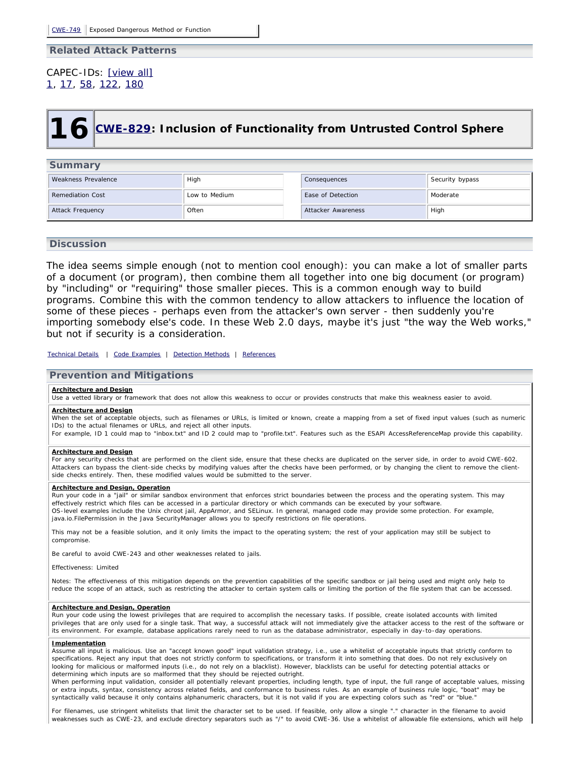| CWE-749 | Exposed Dangerous Method or Function |
|---|---|

## Related Attack Patterns

CAPEC-IDs: [view all]
1, 17, 58, 122, 180

# 16 CWE-829: Inclusion of Functionality from Untrusted Control Sphere

## Summary

| Weakness Prevalence | High | Consequences | Security bypass |
|---|---|---|---|
| Remediation Cost | Low to Medium | Ease of Detection | Moderate |
| Attack Frequency | Often | Attacker Awareness | High |

## Discussion

The idea seems simple enough (not to mention cool enough): you can make a lot of smaller parts of a document (or program), then combine them all together into one big document (or program) by "including" or "requiring" those smaller pieces. This is a common enough way to build programs. Combine this with the common tendency to allow attackers to influence the location of some of these pieces - perhaps even from the attacker's own server - then suddenly you're importing somebody else's code. In these Web 2.0 days, maybe it's just "the way the Web works," but not if security is a consideration.

Technical Details | Code Examples | Detection Methods | References

## Prevention and Mitigations

**Architecture and Design**
Use a vetted library or framework that does not allow this weakness to occur or provides constructs that make this weakness easier to avoid.

**Architecture and Design**
When the set of acceptable objects, such as filenames or URLs, is limited or known, create a mapping from a set of fixed input values (such as numeric IDs) to the actual filenames or URLs, and reject all other inputs.
For example, ID 1 could map to "inbox.txt" and ID 2 could map to "profile.txt". Features such as the ESAPI AccessReferenceMap provide this capability.

**Architecture and Design**
For any security checks that are performed on the client side, ensure that these checks are duplicated on the server side, in order to avoid CWE-602. Attackers can bypass the client-side checks by modifying values after the checks have been performed, or by changing the client to remove the client-side checks entirely. Then, these modified values would be submitted to the server.

**Architecture and Design, Operation**
Run your code in a "jail" or similar sandbox environment that enforces strict boundaries between the process and the operating system. This may effectively restrict which files can be accessed in a particular directory or which commands can be executed by your software.
OS-level examples include the Unix chroot jail, AppArmor, and SELinux. In general, managed code may provide some protection. For example, java.io.FilePermission in the Java SecurityManager allows you to specify restrictions on file operations.

This may not be a feasible solution, and it only limits the impact to the operating system; the rest of your application may still be subject to compromise.

Be careful to avoid CWE-243 and other weaknesses related to jails.

Effectiveness: Limited

Notes: The effectiveness of this mitigation depends on the prevention capabilities of the specific sandbox or jail being used and might only help to reduce the scope of an attack, such as restricting the attacker to certain system calls or limiting the portion of the file system that can be accessed.

**Architecture and Design, Operation**
Run your code using the lowest privileges that are required to accomplish the necessary tasks. If possible, create isolated accounts with limited privileges that are only used for a single task. That way, a successful attack will not immediately give the attacker access to the rest of the software or its environment. For example, database applications rarely need to run as the database administrator, especially in day-to-day operations.

**Implementation**
Assume all input is malicious. Use an "accept known good" input validation strategy, i.e., use a whitelist of acceptable inputs that strictly conform to specifications. Reject any input that does not strictly conform to specifications, or transform it into something that does. Do not rely exclusively on looking for malicious or malformed inputs (i.e., do not rely on a blacklist). However, blacklists can be useful for detecting potential attacks or determining which inputs are so malformed that they should be rejected outright.
When performing input validation, consider all potentially relevant properties, including length, type of input, the full range of acceptable values, missing or extra inputs, syntax, consistency across related fields, and conformance to business rules. As an example of business rule logic, "boat" may be syntactically valid because it only contains alphanumeric characters, but it is not valid if you are expecting colors such as "red" or "blue."

For filenames, use stringent whitelists that limit the character set to be used. If feasible, only allow a single "." character in the filename to avoid weaknesses such as CWE-23, and exclude directory separators such as "/" to avoid CWE-36. Use a whitelist of allowable file extensions, which will help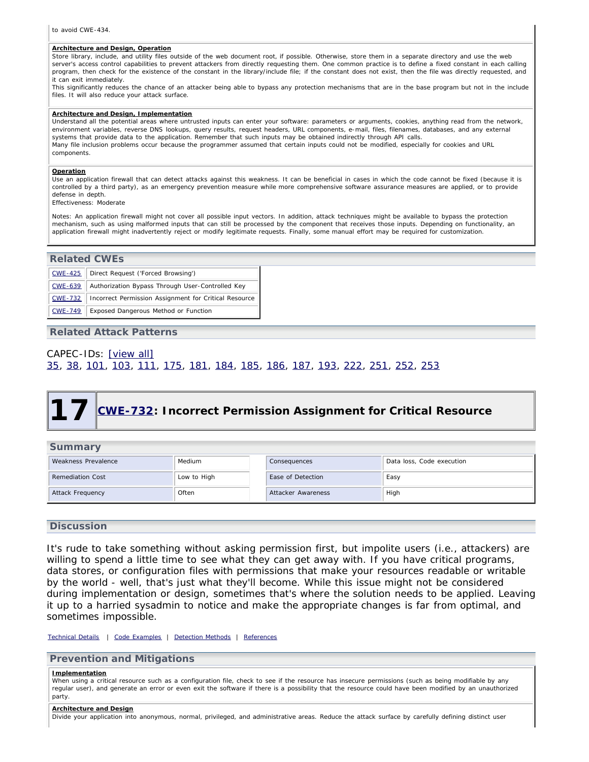to avoid CWE-434.

**Architecture and Design, Operation**

Store library, include, and utility files outside of the web document root, if possible. Otherwise, store them in a separate directory and use the web server's access control capabilities to prevent attackers from directly requesting them. One common practice is to define a fixed constant in each calling program, then check for the existence of the constant in the library/include file; if the constant does not exist, then the file was directly requested, and it can exit immediately.

This significantly reduces the chance of an attacker being able to bypass any protection mechanisms that are in the base program but not in the include files. It will also reduce your attack surface.

**Architecture and Design, Implementation**

Understand all the potential areas where untrusted inputs can enter your software: parameters or arguments, cookies, anything read from the network, environment variables, reverse DNS lookups, query results, request headers, URL components, e-mail, files, filenames, databases, and any external systems that provide data to the application. Remember that such inputs may be obtained indirectly through API calls.

Many file inclusion problems occur because the programmer assumed that certain inputs could not be modified, especially for cookies and URL components.

**Operation**

Use an application firewall that can detect attacks against this weakness. It can be beneficial in cases in which the code cannot be fixed (because it is controlled by a third party), as an emergency prevention measure while more comprehensive software assurance measures are applied, or to provide defense in depth.

Effectiveness: Moderate

Notes: An application firewall might not cover all possible input vectors. In addition, attack techniques might be available to bypass the protection mechanism, such as using malformed inputs that can still be processed by the component that receives those inputs. Depending on functionality, an application firewall might inadvertently reject or modify legitimate requests. Finally, some manual effort may be required for customization.

## Related CWEs

| | |
|---|---|
| CWE-425 | Direct Request ('Forced Browsing') |
| CWE-639 | Authorization Bypass Through User-Controlled Key |
| CWE-732 | Incorrect Permission Assignment for Critical Resource |
| CWE-749 | Exposed Dangerous Method or Function |

## Related Attack Patterns

CAPEC-IDs: [view all]
35, 38, 101, 103, 111, 175, 181, 184, 185, 186, 187, 193, 222, 251, 252, 253

# 17 CWE-732: Incorrect Permission Assignment for Critical Resource

## Summary

| | | | |
|---|---|---|---|
| Weakness Prevalence | Medium | Consequences | Data loss, Code execution |
| Remediation Cost | Low to High | Ease of Detection | Easy |
| Attack Frequency | Often | Attacker Awareness | High |

## Discussion

It's rude to take something without asking permission first, but impolite users (i.e., attackers) are willing to spend a little time to see what they can get away with. If you have critical programs, data stores, or configuration files with permissions that make your resources readable or writable by the world - well, that's just what they'll become. While this issue might not be considered during implementation or design, sometimes that's where the solution needs to be applied. Leaving it up to a harried sysadmin to notice and make the appropriate changes is far from optimal, and sometimes impossible.

Technical Details | Code Examples | Detection Methods | References

## Prevention and Mitigations

**Implementation**

When using a critical resource such as a configuration file, check to see if the resource has insecure permissions (such as being modifiable by any regular user), and generate an error or even exit the software if there is a possibility that the resource could have been modified by an unauthorized party.

**Architecture and Design**

Divide your application into anonymous, normal, privileged, and administrative areas. Reduce the attack surface by carefully defining distinct user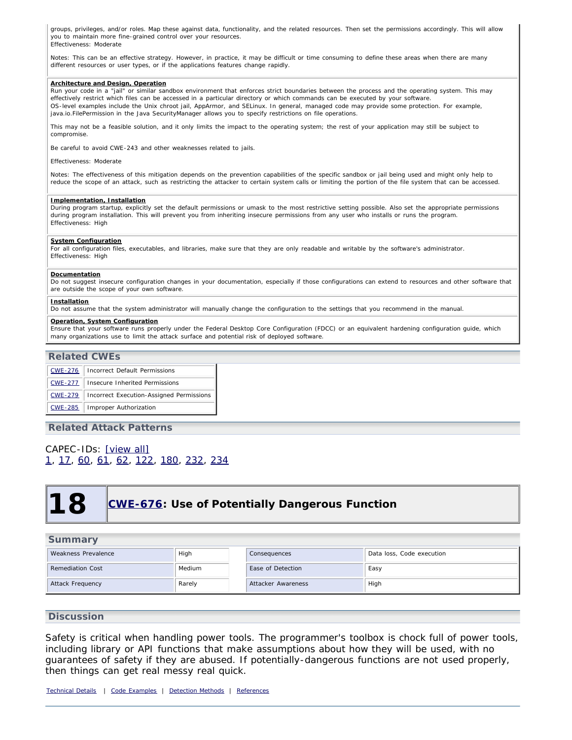groups, privileges, and/or roles. Map these against data, functionality, and the related resources. Then set the permissions accordingly. This will allow you to maintain more fine-grained control over your resources.
Effectiveness: Moderate

Notes: This can be an effective strategy. However, in practice, it may be difficult or time consuming to define these areas when there are many different resources or user types, or if the applications features change rapidly.

**Architecture and Design, Operation**
Run your code in a "jail" or similar sandbox environment that enforces strict boundaries between the process and the operating system. This may effectively restrict which files can be accessed in a particular directory or which commands can be executed by your software.
OS-level examples include the Unix chroot jail, AppArmor, and SELinux. In general, managed code may provide some protection. For example, java.io.FilePermission in the Java SecurityManager allows you to specify restrictions on file operations.

This may not be a feasible solution, and it only limits the impact to the operating system; the rest of your application may still be subject to compromise.

Be careful to avoid CWE-243 and other weaknesses related to jails.

Effectiveness: Moderate

Notes: The effectiveness of this mitigation depends on the prevention capabilities of the specific sandbox or jail being used and might only help to reduce the scope of an attack, such as restricting the attacker to certain system calls or limiting the portion of the file system that can be accessed.

**Implementation, Installation**
During program startup, explicitly set the default permissions or umask to the most restrictive setting possible. Also set the appropriate permissions during program installation. This will prevent you from inheriting insecure permissions from any user who installs or runs the program.
Effectiveness: High

**System Configuration**
For all configuration files, executables, and libraries, make sure that they are only readable and writable by the software's administrator.
Effectiveness: High

**Documentation**
Do not suggest insecure configuration changes in your documentation, especially if those configurations can extend to resources and other software that are outside the scope of your own software.

**Installation**
Do not assume that the system administrator will manually change the configuration to the settings that you recommend in the manual.

**Operation, System Configuration**
Ensure that your software runs properly under the Federal Desktop Core Configuration (FDCC) or an equivalent hardening configuration guide, which many organizations use to limit the attack surface and potential risk of deployed software.

## Related CWEs

| | |
|---|---|
| CWE-276 | Incorrect Default Permissions |
| CWE-277 | Insecure Inherited Permissions |
| CWE-279 | Incorrect Execution-Assigned Permissions |
| CWE-285 | Improper Authorization |

## Related Attack Patterns

CAPEC-IDs: [view all]
1, 17, 60, 61, 62, 122, 180, 232, 234

# 18 CWE-676: Use of Potentially Dangerous Function

## Summary

| | | | |
|---|---|---|---|
| Weakness Prevalence | High | Consequences | Data loss, Code execution |
| Remediation Cost | Medium | Ease of Detection | Easy |
| Attack Frequency | Rarely | Attacker Awareness | High |

## Discussion

Safety is critical when handling power tools. The programmer's toolbox is chock full of power tools, including library or API functions that make assumptions about how they will be used, with no guarantees of safety if they are abused. If potentially-dangerous functions are not used properly, then things can get real messy real quick.

Technical Details | Code Examples | Detection Methods | References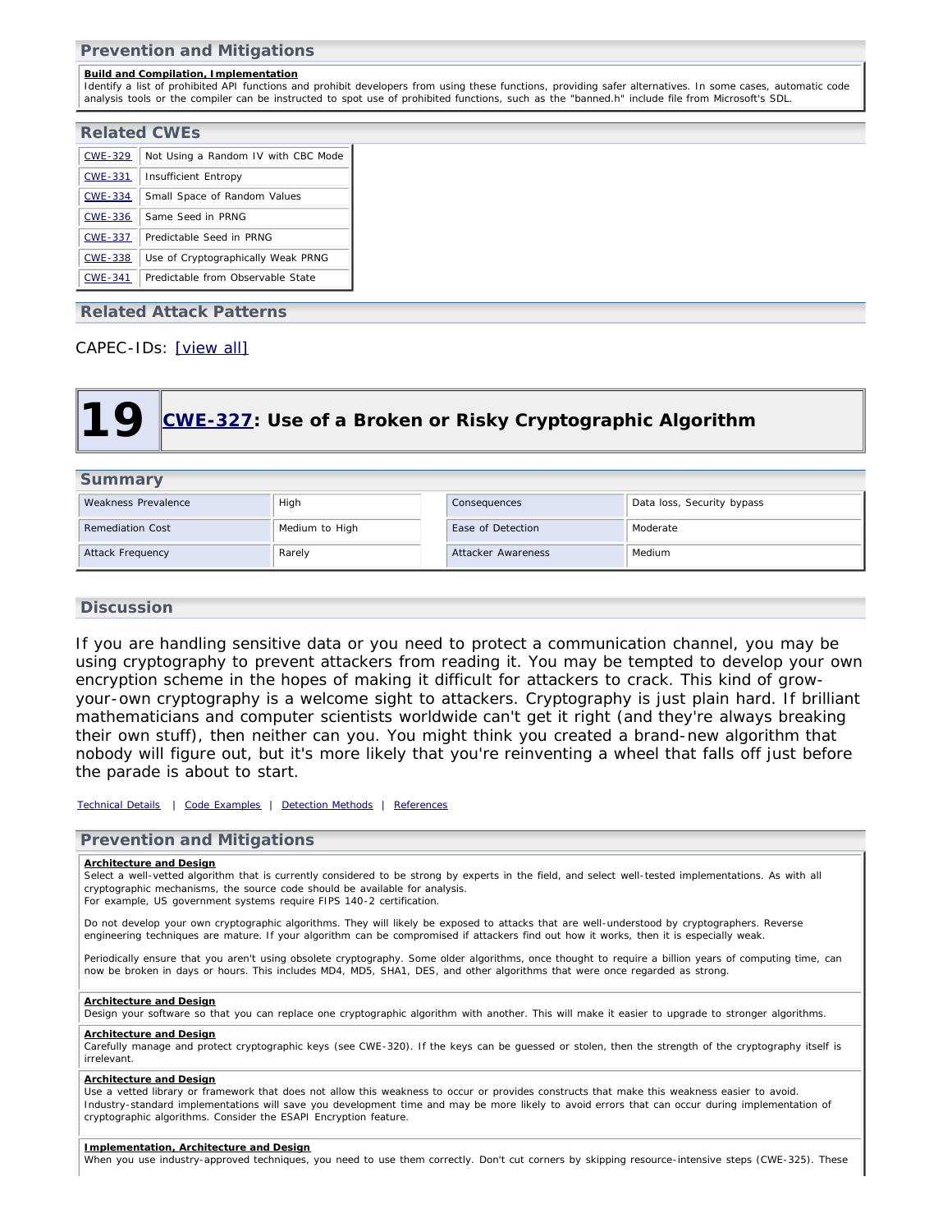## Prevention and Mitigations

**Build and Compilation, Implementation**
Identify a list of prohibited API functions and prohibit developers from using these functions, providing safer alternatives. In some cases, automatic code analysis tools or the compiler can be instructed to spot use of prohibited functions, such as the "banned.h" include file from Microsoft's SDL.

## Related CWEs

| | |
|---|---|
| CWE-329 | Not Using a Random IV with CBC Mode |
| CWE-331 | Insufficient Entropy |
| CWE-334 | Small Space of Random Values |
| CWE-336 | Same Seed in PRNG |
| CWE-337 | Predictable Seed in PRNG |
| CWE-338 | Use of Cryptographically Weak PRNG |
| CWE-341 | Predictable from Observable State |

## Related Attack Patterns

CAPEC-IDs: [view all]

# 19 CWE-327: Use of a Broken or Risky Cryptographic Algorithm

## Summary

| | | | |
|---|---|---|---|
| Weakness Prevalence | High | Consequences | Data loss, Security bypass |
| Remediation Cost | Medium to High | Ease of Detection | Moderate |
| Attack Frequency | Rarely | Attacker Awareness | Medium |

## Discussion

If you are handling sensitive data or you need to protect a communication channel, you may be using cryptography to prevent attackers from reading it. You may be tempted to develop your own encryption scheme in the hopes of making it difficult for attackers to crack. This kind of grow-your-own cryptography is a welcome sight to attackers. Cryptography is just plain hard. If brilliant mathematicians and computer scientists worldwide can't get it right (and they're always breaking their own stuff), then neither can you. You might think you created a brand-new algorithm that nobody will figure out, but it's more likely that you're reinventing a wheel that falls off just before the parade is about to start.

Technical Details | Code Examples | Detection Methods | References

## Prevention and Mitigations

**Architecture and Design**
Select a well-vetted algorithm that is currently considered to be strong by experts in the field, and select well-tested implementations. As with all cryptographic mechanisms, the source code should be available for analysis.
For example, US government systems require FIPS 140-2 certification.

Do not develop your own cryptographic algorithms. They will likely be exposed to attacks that are well-understood by cryptographers. Reverse engineering techniques are mature. If your algorithm can be compromised if attackers find out how it works, then it is especially weak.

Periodically ensure that you aren't using obsolete cryptography. Some older algorithms, once thought to require a billion years of computing time, can now be broken in days or hours. This includes MD4, MD5, SHA1, DES, and other algorithms that were once regarded as strong.

**Architecture and Design**
Design your software so that you can replace one cryptographic algorithm with another. This will make it easier to upgrade to stronger algorithms.

**Architecture and Design**
Carefully manage and protect cryptographic keys (see CWE-320). If the keys can be guessed or stolen, then the strength of the cryptography itself is irrelevant.

**Architecture and Design**
Use a vetted library or framework that does not allow this weakness to occur or provides constructs that make this weakness easier to avoid.
Industry-standard implementations will save you development time and may be more likely to avoid errors that can occur during implementation of cryptographic algorithms. Consider the ESAPI Encryption feature.

**Implementation, Architecture and Design**
When you use industry-approved techniques, you need to use them correctly. Don't cut corners by skipping resource-intensive steps (CWE-325). These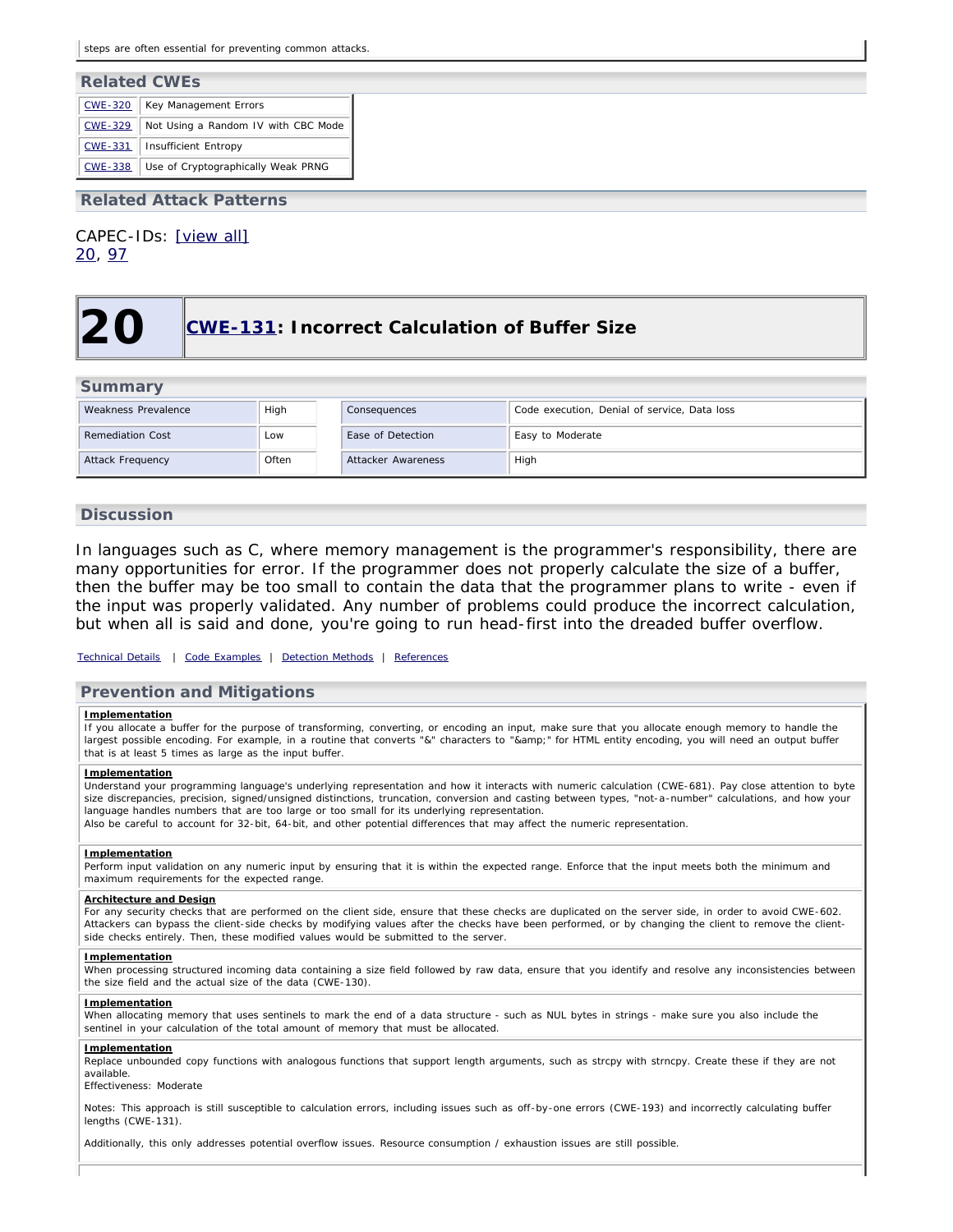steps are often essential for preventing common attacks.

## Related CWEs

| | |
|---|---|
| CWE-320 | Key Management Errors |
| CWE-329 | Not Using a Random IV with CBC Mode |
| CWE-331 | Insufficient Entropy |
| CWE-338 | Use of Cryptographically Weak PRNG |

## Related Attack Patterns

CAPEC-IDs: [view all]
20, 97

# 20 CWE-131: Incorrect Calculation of Buffer Size

## Summary

| | | | |
|---|---|---|---|
| Weakness Prevalence | High | Consequences | Code execution, Denial of service, Data loss |
| Remediation Cost | Low | Ease of Detection | Easy to Moderate |
| Attack Frequency | Often | Attacker Awareness | High |

## Discussion

In languages such as C, where memory management is the programmer's responsibility, there are many opportunities for error. If the programmer does not properly calculate the size of a buffer, then the buffer may be too small to contain the data that the programmer plans to write - even if the input was properly validated. Any number of problems could produce the incorrect calculation, but when all is said and done, you're going to run head-first into the dreaded buffer overflow.

Technical Details | Code Examples | Detection Methods | References

## Prevention and Mitigations

**Implementation**
If you allocate a buffer for the purpose of transforming, converting, or encoding an input, make sure that you allocate enough memory to handle the largest possible encoding. For example, in a routine that converts "&" characters to "&amp;" for HTML entity encoding, you will need an output buffer that is at least 5 times as large as the input buffer.

**Implementation**
Understand your programming language's underlying representation and how it interacts with numeric calculation (CWE-681). Pay close attention to byte size discrepancies, precision, signed/unsigned distinctions, truncation, conversion and casting between types, "not-a-number" calculations, and how your language handles numbers that are too large or too small for its underlying representation.
Also be careful to account for 32-bit, 64-bit, and other potential differences that may affect the numeric representation.

**Implementation**
Perform input validation on any numeric input by ensuring that it is within the expected range. Enforce that the input meets both the minimum and maximum requirements for the expected range.

**Architecture and Design**
For any security checks that are performed on the client side, ensure that these checks are duplicated on the server side, in order to avoid CWE-602. Attackers can bypass the client-side checks by modifying values after the checks have been performed, or by changing the client to remove the client-side checks entirely. Then, these modified values would be submitted to the server.

**Implementation**
When processing structured incoming data containing a size field followed by raw data, ensure that you identify and resolve any inconsistencies between the size field and the actual size of the data (CWE-130).

**Implementation**
When allocating memory that uses sentinels to mark the end of a data structure - such as NUL bytes in strings - make sure you also include the sentinel in your calculation of the total amount of memory that must be allocated.

**Implementation**
Replace unbounded copy functions with analogous functions that support length arguments, such as strcpy with strncpy. Create these if they are not available.
Effectiveness: Moderate

Notes: This approach is still susceptible to calculation errors, including issues such as off-by-one errors (CWE-193) and incorrectly calculating buffer lengths (CWE-131).

Additionally, this only addresses potential overflow issues. Resource consumption / exhaustion issues are still possible.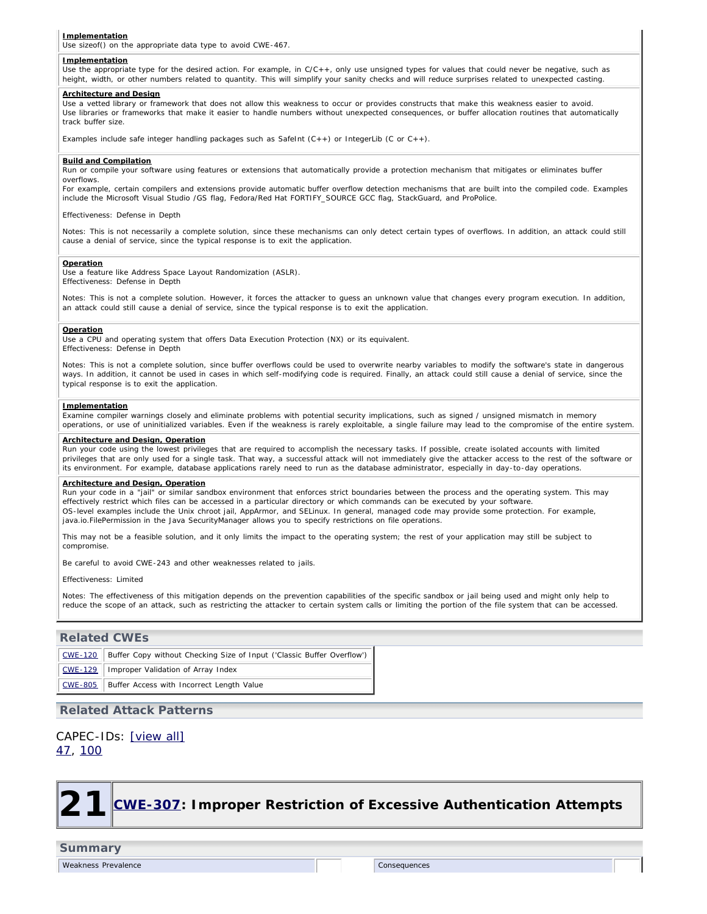**Implementation**

Use sizeof() on the appropriate data type to avoid CWE-467.

**Implementation**

Use the appropriate type for the desired action. For example, in C/C++, only use unsigned types for values that could never be negative, such as height, width, or other numbers related to quantity. This will simplify your sanity checks and will reduce surprises related to unexpected casting.

**Architecture and Design**

Use a vetted library or framework that does not allow this weakness to occur or provides constructs that make this weakness easier to avoid.
Use libraries or frameworks that make it easier to handle numbers without unexpected consequences, or buffer allocation routines that automatically track buffer size.

Examples include safe integer handling packages such as SafeInt (C++) or IntegerLib (C or C++).

**Build and Compilation**

Run or compile your software using features or extensions that automatically provide a protection mechanism that mitigates or eliminates buffer overflows.
For example, certain compilers and extensions provide automatic buffer overflow detection mechanisms that are built into the compiled code. Examples include the Microsoft Visual Studio /GS flag, Fedora/Red Hat FORTIFY_SOURCE GCC flag, StackGuard, and ProPolice.

Effectiveness: Defense in Depth

Notes: This is not necessarily a complete solution, since these mechanisms can only detect certain types of overflows. In addition, an attack could still cause a denial of service, since the typical response is to exit the application.

**Operation**

Use a feature like Address Space Layout Randomization (ASLR).
Effectiveness: Defense in Depth

Notes: This is not a complete solution. However, it forces the attacker to guess an unknown value that changes every program execution. In addition, an attack could still cause a denial of service, since the typical response is to exit the application.

**Operation**

Use a CPU and operating system that offers Data Execution Protection (NX) or its equivalent.
Effectiveness: Defense in Depth

Notes: This is not a complete solution, since buffer overflows could be used to overwrite nearby variables to modify the software's state in dangerous ways. In addition, it cannot be used in cases in which self-modifying code is required. Finally, an attack could still cause a denial of service, since the typical response is to exit the application.

**Implementation**

Examine compiler warnings closely and eliminate problems with potential security implications, such as signed / unsigned mismatch in memory operations, or use of uninitialized variables. Even if the weakness is rarely exploitable, a single failure may lead to the compromise of the entire system.

**Architecture and Design, Operation**

Run your code using the lowest privileges that are required to accomplish the necessary tasks. If possible, create isolated accounts with limited privileges that are only used for a single task. That way, a successful attack will not immediately give the attacker access to the rest of the software or its environment. For example, database applications rarely need to run as the database administrator, especially in day-to-day operations.

**Architecture and Design, Operation**

Run your code in a "jail" or similar sandbox environment that enforces strict boundaries between the process and the operating system. This may effectively restrict which files can be accessed in a particular directory or which commands can be executed by your software.
OS-level examples include the Unix chroot jail, AppArmor, and SELinux. In general, managed code may provide some protection. For example, java.io.FilePermission in the Java SecurityManager allows you to specify restrictions on file operations.

This may not be a feasible solution, and it only limits the impact to the operating system; the rest of your application may still be subject to compromise.

Be careful to avoid CWE-243 and other weaknesses related to jails.

Effectiveness: Limited

Notes: The effectiveness of this mitigation depends on the prevention capabilities of the specific sandbox or jail being used and might only help to reduce the scope of an attack, such as restricting the attacker to certain system calls or limiting the portion of the file system that can be accessed.

## Related CWEs

| | |
|---|---|
| CWE-120 | Buffer Copy without Checking Size of Input ('Classic Buffer Overflow') |
| CWE-129 | Improper Validation of Array Index |
| CWE-805 | Buffer Access with Incorrect Length Value |

## Related Attack Patterns

CAPEC-IDs: [view all]
47, 100

# 21 CWE-307: Improper Restriction of Excessive Authentication Attempts

## Summary

| Weakness Prevalence | | Consequences | |
|---|---|---|---|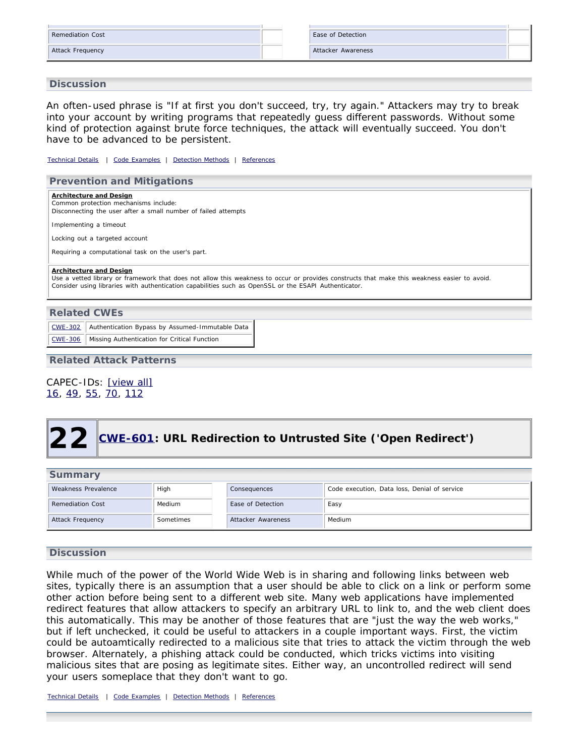| Remediation Cost | | Ease of Detection | |
|---|---|---|---|
| Attack Frequency | | Attacker Awareness | |

## Discussion

An often-used phrase is "If at first you don't succeed, try, try again." Attackers may try to break into your account by writing programs that repeatedly guess different passwords. Without some kind of protection against brute force techniques, the attack will eventually succeed. You don't have to be advanced to be persistent.

Technical Details | Code Examples | Detection Methods | References

## Prevention and Mitigations

**Architecture and Design**
Common protection mechanisms include:
Disconnecting the user after a small number of failed attempts

Implementing a timeout

Locking out a targeted account

Requiring a computational task on the user's part.

**Architecture and Design**
Use a vetted library or framework that does not allow this weakness to occur or provides constructs that make this weakness easier to avoid.
Consider using libraries with authentication capabilities such as OpenSSL or the ESAPI Authenticator.

## Related CWEs

| CWE-302 | Authentication Bypass by Assumed-Immutable Data |
|---|---|
| CWE-306 | Missing Authentication for Critical Function |

## Related Attack Patterns

CAPEC-IDs: [view all]
16, 49, 55, 70, 112

# 22 CWE-601: URL Redirection to Untrusted Site ('Open Redirect')

## Summary

| Weakness Prevalence | High | Consequences | Code execution, Data loss, Denial of service |
|---|---|---|---|
| Remediation Cost | Medium | Ease of Detection | Easy |
| Attack Frequency | Sometimes | Attacker Awareness | Medium |

## Discussion

While much of the power of the World Wide Web is in sharing and following links between web sites, typically there is an assumption that a user should be able to click on a link or perform some other action before being sent to a different web site. Many web applications have implemented redirect features that allow attackers to specify an arbitrary URL to link to, and the web client does this automatically. This may be another of those features that are "just the way the web works," but if left unchecked, it could be useful to attackers in a couple important ways. First, the victim could be autoamtically redirected to a malicious site that tries to attack the victim through the web browser. Alternately, a phishing attack could be conducted, which tricks victims into visiting malicious sites that are posing as legitimate sites. Either way, an uncontrolled redirect will send your users someplace that they don't want to go.

Technical Details | Code Examples | Detection Methods | References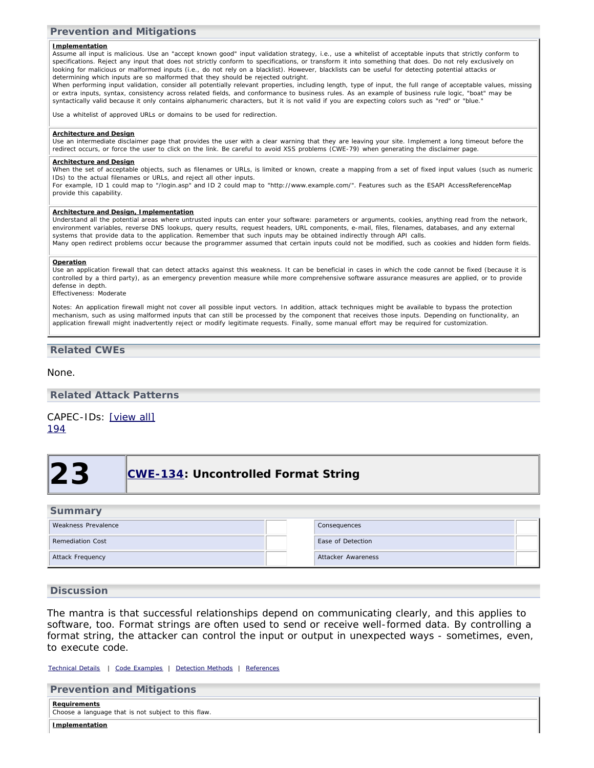## Prevention and Mitigations

**Implementation**

Assume all input is malicious. Use an "accept known good" input validation strategy, i.e., use a whitelist of acceptable inputs that strictly conform to specifications. Reject any input that does not strictly conform to specifications, or transform it into something that does. Do not rely exclusively on looking for malicious or malformed inputs (i.e., do not rely on a blacklist). However, blacklists can be useful for detecting potential attacks or determining which inputs are so malformed that they should be rejected outright.

When performing input validation, consider all potentially relevant properties, including length, type of input, the full range of acceptable values, missing or extra inputs, syntax, consistency across related fields, and conformance to business rules. As an example of business rule logic, "boat" may be syntactically valid because it only contains alphanumeric characters, but it is not valid if you are expecting colors such as "red" or "blue."

Use a whitelist of approved URLs or domains to be used for redirection.

**Architecture and Design**

Use an intermediate disclaimer page that provides the user with a clear warning that they are leaving your site. Implement a long timeout before the redirect occurs, or force the user to click on the link. Be careful to avoid XSS problems (CWE-79) when generating the disclaimer page.

**Architecture and Design**

When the set of acceptable objects, such as filenames or URLs, is limited or known, create a mapping from a set of fixed input values (such as numeric IDs) to the actual filenames or URLs, and reject all other inputs.

For example, ID 1 could map to "/login.asp" and ID 2 could map to "http://www.example.com/". Features such as the ESAPI AccessReferenceMap provide this capability.

**Architecture and Design, Implementation**

Understand all the potential areas where untrusted inputs can enter your software: parameters or arguments, cookies, anything read from the network, environment variables, reverse DNS lookups, query results, request headers, URL components, e-mail, files, filenames, databases, and any external systems that provide data to the application. Remember that such inputs may be obtained indirectly through API calls.

Many open redirect problems occur because the programmer assumed that certain inputs could not be modified, such as cookies and hidden form fields.

**Operation**

Use an application firewall that can detect attacks against this weakness. It can be beneficial in cases in which the code cannot be fixed (because it is controlled by a third party), as an emergency prevention measure while more comprehensive software assurance measures are applied, or to provide defense in depth.

Effectiveness: Moderate

Notes: An application firewall might not cover all possible input vectors. In addition, attack techniques might be available to bypass the protection mechanism, such as using malformed inputs that can still be processed by the component that receives those inputs. Depending on functionality, an application firewall might inadvertently reject or modify legitimate requests. Finally, some manual effort may be required for customization.

## Related CWEs

None.

## Related Attack Patterns

CAPEC-IDs: [view all]
194

# 23 CWE-134: Uncontrolled Format String

## Summary

| | | | |
|---|---|---|---|
| Weakness Prevalence | | Consequences | |
| Remediation Cost | | Ease of Detection | |
| Attack Frequency | | Attacker Awareness | |

## Discussion

The mantra is that successful relationships depend on communicating clearly, and this applies to software, too. Format strings are often used to send or receive well-formed data. By controlling a format string, the attacker can control the input or output in unexpected ways - sometimes, even, to execute code.

Technical Details | Code Examples | Detection Methods | References

## Prevention and Mitigations

**Requirements**

Choose a language that is not subject to this flaw.

**Implementation**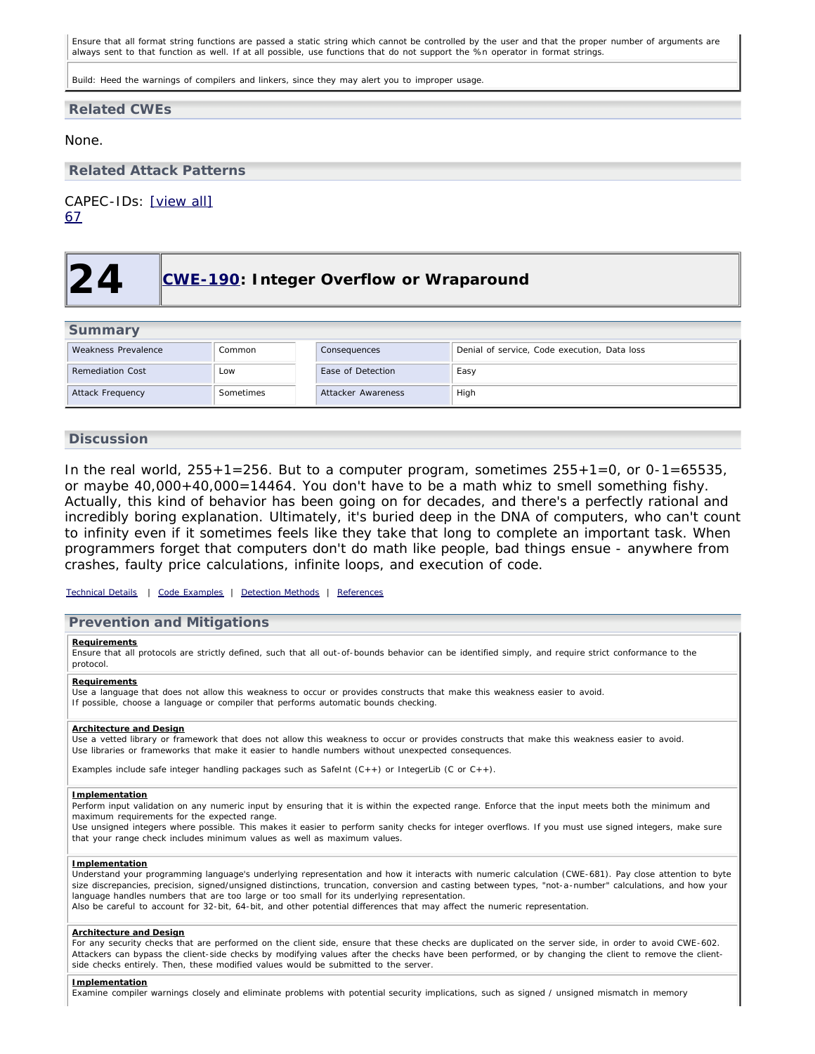Ensure that all format string functions are passed a static string which cannot be controlled by the user and that the proper number of arguments are always sent to that function as well. If at all possible, use functions that do not support the %n operator in format strings.

Build: Heed the warnings of compilers and linkers, since they may alert you to improper usage.

## Related CWEs

None.

## Related Attack Patterns

CAPEC-IDs: [view all]
67

# 24 CWE-190: Integer Overflow or Wraparound

## Summary

| | | | |
|---|---|---|---|
| Weakness Prevalence | Common | Consequences | Denial of service, Code execution, Data loss |
| Remediation Cost | Low | Ease of Detection | Easy |
| Attack Frequency | Sometimes | Attacker Awareness | High |

## Discussion

In the real world, 255+1=256. But to a computer program, sometimes 255+1=0, or 0-1=65535, or maybe 40,000+40,000=14464. You don't have to be a math whiz to smell something fishy. Actually, this kind of behavior has been going on for decades, and there's a perfectly rational and incredibly boring explanation. Ultimately, it's buried deep in the DNA of computers, who can't count to infinity even if it sometimes feels like they take that long to complete an important task. When programmers forget that computers don't do math like people, bad things ensue - anywhere from crashes, faulty price calculations, infinite loops, and execution of code.

Technical Details | Code Examples | Detection Methods | References

## Prevention and Mitigations

**Requirements**
Ensure that all protocols are strictly defined, such that all out-of-bounds behavior can be identified simply, and require strict conformance to the protocol.

**Requirements**
Use a language that does not allow this weakness to occur or provides constructs that make this weakness easier to avoid.
If possible, choose a language or compiler that performs automatic bounds checking.

**Architecture and Design**
Use a vetted library or framework that does not allow this weakness to occur or provides constructs that make this weakness easier to avoid.
Use libraries or frameworks that make it easier to handle numbers without unexpected consequences.

Examples include safe integer handling packages such as SafeInt (C++) or IntegerLib (C or C++).

**Implementation**
Perform input validation on any numeric input by ensuring that it is within the expected range. Enforce that the input meets both the minimum and maximum requirements for the expected range.
Use unsigned integers where possible. This makes it easier to perform sanity checks for integer overflows. If you must use signed integers, make sure that your range check includes minimum values as well as maximum values.

**Implementation**
Understand your programming language's underlying representation and how it interacts with numeric calculation (CWE-681). Pay close attention to byte size discrepancies, precision, signed/unsigned distinctions, truncation, conversion and casting between types, "not-a-number" calculations, and how your language handles numbers that are too large or too small for its underlying representation.
Also be careful to account for 32-bit, 64-bit, and other potential differences that may affect the numeric representation.

**Architecture and Design**
For any security checks that are performed on the client side, ensure that these checks are duplicated on the server side, in order to avoid CWE-602. Attackers can bypass the client-side checks by modifying values after the checks have been performed, or by changing the client to remove the client-side checks entirely. Then, these modified values would be submitted to the server.

**Implementation**
Examine compiler warnings closely and eliminate problems with potential security implications, such as signed / unsigned mismatch in memory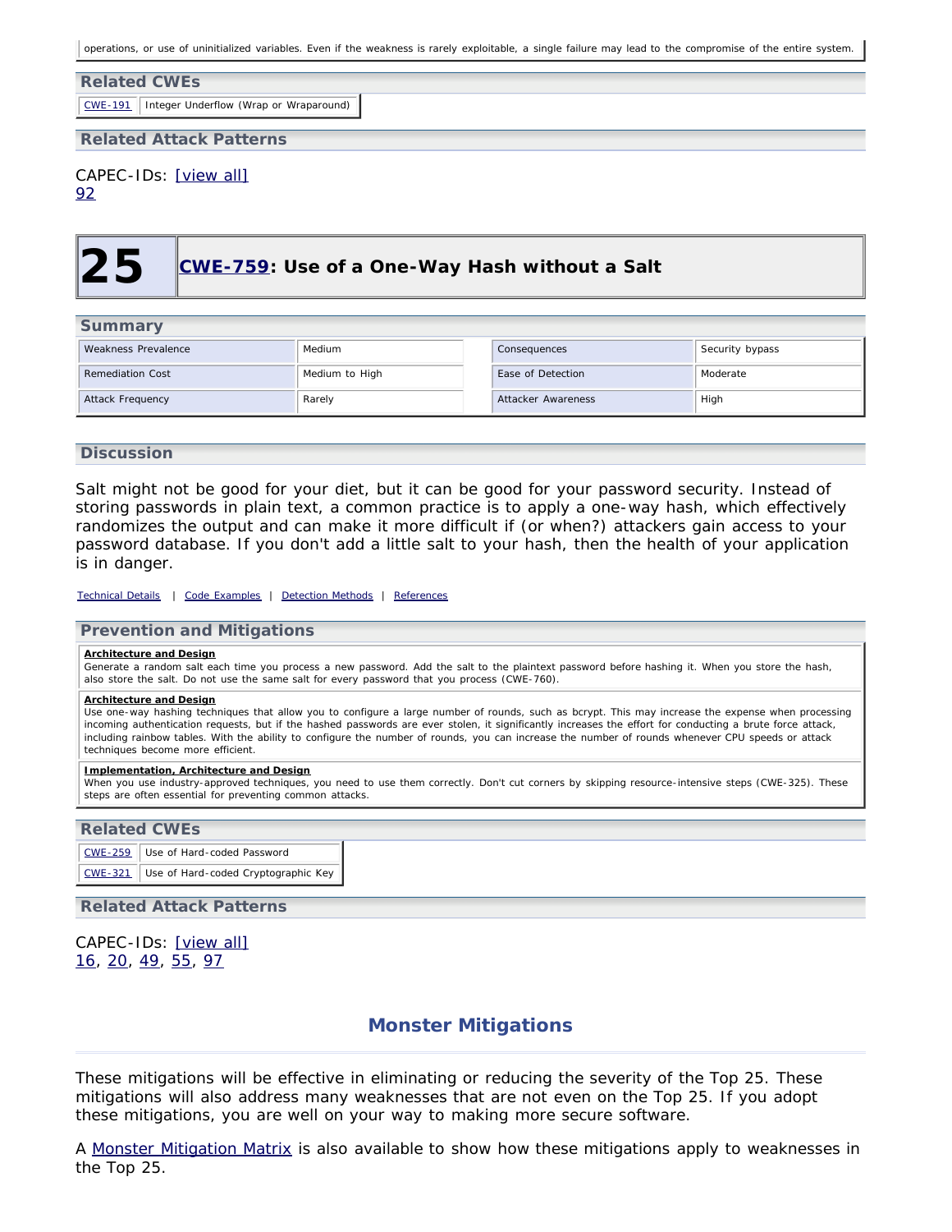operations, or use of uninitialized variables. Even if the weakness is rarely exploitable, a single failure may lead to the compromise of the entire system.

### Related CWEs

| | |
|---|---|
| CWE-191 | Integer Underflow (Wrap or Wraparound) |

### Related Attack Patterns

CAPEC-IDs: [view all]
92

## 25 CWE-759: Use of a One-Way Hash without a Salt

### Summary

| | | | |
|---|---|---|---|
| Weakness Prevalence | Medium | Consequences | Security bypass |
| Remediation Cost | Medium to High | Ease of Detection | Moderate |
| Attack Frequency | Rarely | Attacker Awareness | High |

### Discussion

Salt might not be good for your diet, but it can be good for your password security. Instead of storing passwords in plain text, a common practice is to apply a one-way hash, which effectively randomizes the output and can make it more difficult if (or when?) attackers gain access to your password database. If you don't add a little salt to your hash, then the health of your application is in danger.

Technical Details | Code Examples | Detection Methods | References

### Prevention and Mitigations

**Architecture and Design**
Generate a random salt each time you process a new password. Add the salt to the plaintext password before hashing it. When you store the hash, also store the salt. Do not use the same salt for every password that you process (CWE-760).

**Architecture and Design**
Use one-way hashing techniques that allow you to configure a large number of rounds, such as bcrypt. This may increase the expense when processing incoming authentication requests, but if the hashed passwords are ever stolen, it significantly increases the effort for conducting a brute force attack, including rainbow tables. With the ability to configure the number of rounds, you can increase the number of rounds whenever CPU speeds or attack techniques become more efficient.

**Implementation, Architecture and Design**
When you use industry-approved techniques, you need to use them correctly. Don't cut corners by skipping resource-intensive steps (CWE-325). These steps are often essential for preventing common attacks.

### Related CWEs

| | |
|---|---|
| CWE-259 | Use of Hard-coded Password |
| CWE-321 | Use of Hard-coded Cryptographic Key |

### Related Attack Patterns

CAPEC-IDs: [view all]
16, 20, 49, 55, 97

## Monster Mitigations

These mitigations will be effective in eliminating or reducing the severity of the Top 25. These mitigations will also address many weaknesses that are not even on the Top 25. If you adopt these mitigations, you are well on your way to making more secure software.

A Monster Mitigation Matrix is also available to show how these mitigations apply to weaknesses in the Top 25.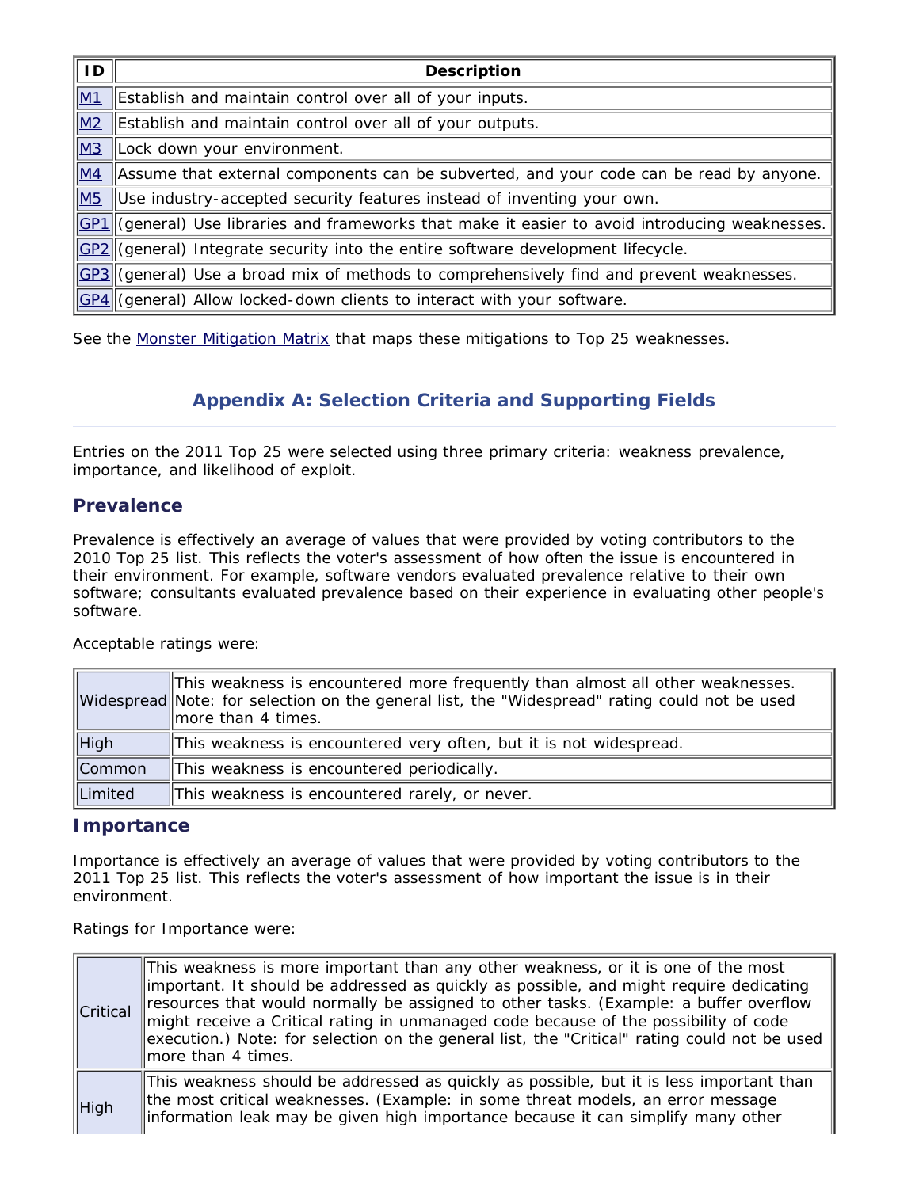| ID | Description |
|---|---|
| M1 | Establish and maintain control over all of your inputs. |
| M2 | Establish and maintain control over all of your outputs. |
| M3 | Lock down your environment. |
| M4 | Assume that external components can be subverted, and your code can be read by anyone. |
| M5 | Use industry-accepted security features instead of inventing your own. |
| GP1 | (general) Use libraries and frameworks that make it easier to avoid introducing weaknesses. |
| GP2 | (general) Integrate security into the entire software development lifecycle. |
| GP3 | (general) Use a broad mix of methods to comprehensively find and prevent weaknesses. |
| GP4 | (general) Allow locked-down clients to interact with your software. |

See the Monster Mitigation Matrix that maps these mitigations to Top 25 weaknesses.

## Appendix A: Selection Criteria and Supporting Fields

Entries on the 2011 Top 25 were selected using three primary criteria: weakness prevalence, importance, and likelihood of exploit.

### Prevalence

Prevalence is effectively an average of values that were provided by voting contributors to the 2010 Top 25 list. This reflects the voter's assessment of how often the issue is encountered in their environment. For example, software vendors evaluated prevalence relative to their own software; consultants evaluated prevalence based on their experience in evaluating other people's software.

Acceptable ratings were:

| | |
|---|---|
| Widespread | This weakness is encountered more frequently than almost all other weaknesses. Note: for selection on the general list, the "Widespread" rating could not be used more than 4 times. |
| High | This weakness is encountered very often, but it is not widespread. |
| Common | This weakness is encountered periodically. |
| Limited | This weakness is encountered rarely, or never. |

### Importance

Importance is effectively an average of values that were provided by voting contributors to the 2011 Top 25 list. This reflects the voter's assessment of how important the issue is in their environment.

Ratings for Importance were:

| | |
|---|---|
| Critical | This weakness is more important than any other weakness, or it is one of the most important. It should be addressed as quickly as possible, and might require dedicating resources that would normally be assigned to other tasks. (Example: a buffer overflow might receive a Critical rating in unmanaged code because of the possibility of code execution.) Note: for selection on the general list, the "Critical" rating could not be used more than 4 times. |
| High | This weakness should be addressed as quickly as possible, but it is less important than the most critical weaknesses. (Example: in some threat models, an error message information leak may be given high importance because it can simplify many other |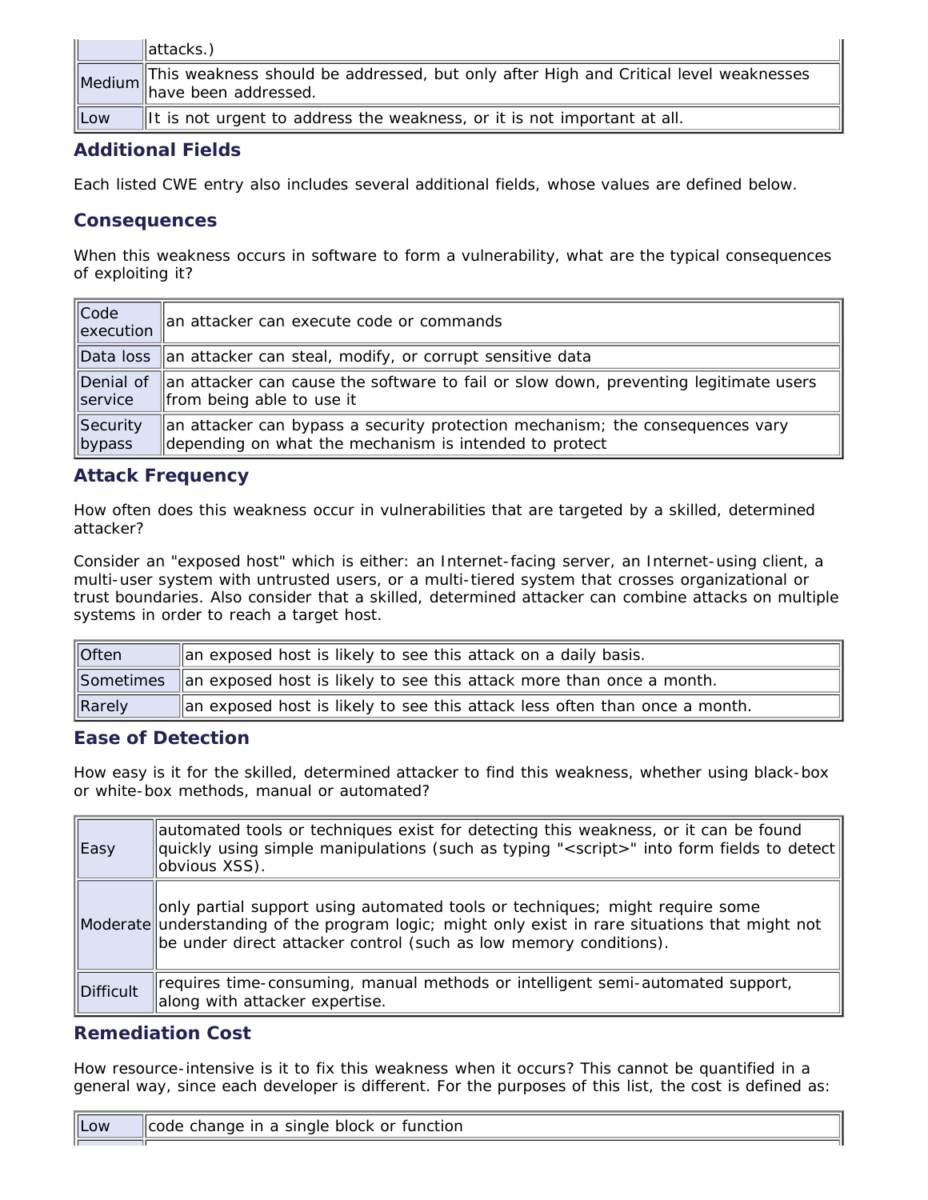| | |
|---|---|
| | attacks.) |
| Medium | This weakness should be addressed, but only after High and Critical level weaknesses have been addressed. |
| Low | It is not urgent to address the weakness, or it is not important at all. |

## Additional Fields

Each listed CWE entry also includes several additional fields, whose values are defined below.

## Consequences

When this weakness occurs in software to form a vulnerability, what are the typical consequences of exploiting it?

| | |
|---|---|
| Code execution | an attacker can execute code or commands |
| Data loss | an attacker can steal, modify, or corrupt sensitive data |
| Denial of service | an attacker can cause the software to fail or slow down, preventing legitimate users from being able to use it |
| Security bypass | an attacker can bypass a security protection mechanism; the consequences vary depending on what the mechanism is intended to protect |

## Attack Frequency

How often does this weakness occur in vulnerabilities that are targeted by a skilled, determined attacker?

Consider an "exposed host" which is either: an Internet-facing server, an Internet-using client, a multi-user system with untrusted users, or a multi-tiered system that crosses organizational or trust boundaries. Also consider that a skilled, determined attacker can combine attacks on multiple systems in order to reach a target host.

| | |
|---|---|
| Often | an exposed host is likely to see this attack on a daily basis. |
| Sometimes | an exposed host is likely to see this attack more than once a month. |
| Rarely | an exposed host is likely to see this attack less often than once a month. |

## Ease of Detection

How easy is it for the skilled, determined attacker to find this weakness, whether using black-box or white-box methods, manual or automated?

| | |
|---|---|
| Easy | automated tools or techniques exist for detecting this weakness, or it can be found quickly using simple manipulations (such as typing "<script>" into form fields to detect obvious XSS). |
| Moderate | only partial support using automated tools or techniques; might require some understanding of the program logic; might only exist in rare situations that might not be under direct attacker control (such as low memory conditions). |
| Difficult | requires time-consuming, manual methods or intelligent semi-automated support, along with attacker expertise. |

## Remediation Cost

How resource-intensive is it to fix this weakness when it occurs? This cannot be quantified in a general way, since each developer is different. For the purposes of this list, the cost is defined as:

| | |
|---|---|
| Low | code change in a single block or function |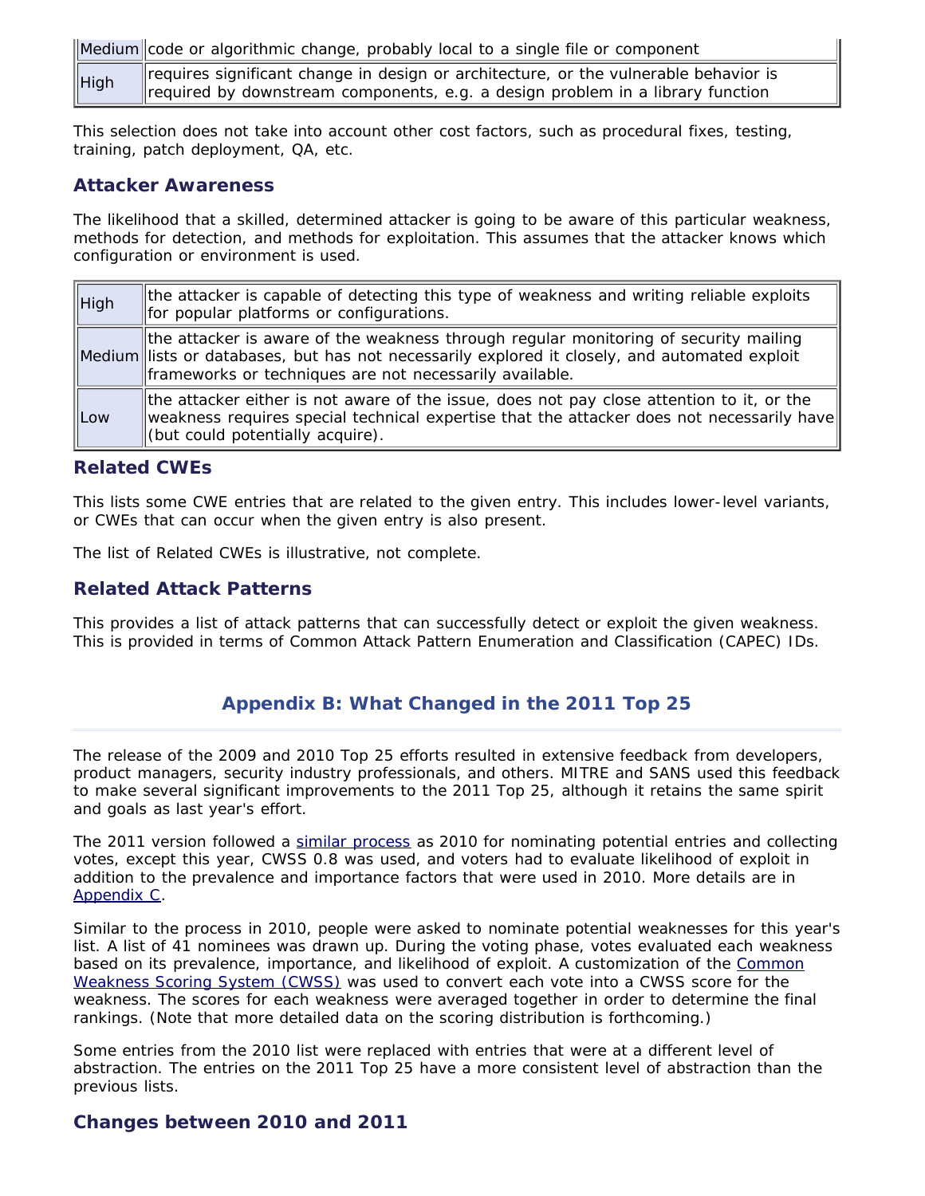| | |
|---|---|
| Medium | code or algorithmic change, probably local to a single file or component |
| High | requires significant change in design or architecture, or the vulnerable behavior is required by downstream components, e.g. a design problem in a library function |

This selection does not take into account other cost factors, such as procedural fixes, testing, training, patch deployment, QA, etc.

### Attacker Awareness

The likelihood that a skilled, determined attacker is going to be aware of this particular weakness, methods for detection, and methods for exploitation. This assumes that the attacker knows which configuration or environment is used.

| | |
|---|---|
| High | the attacker is capable of detecting this type of weakness and writing reliable exploits for popular platforms or configurations. |
| Medium | the attacker is aware of the weakness through regular monitoring of security mailing lists or databases, but has not necessarily explored it closely, and automated exploit frameworks or techniques are not necessarily available. |
| Low | the attacker either is not aware of the issue, does not pay close attention to it, or the weakness requires special technical expertise that the attacker does not necessarily have (but could potentially acquire). |

### Related CWEs

This lists some CWE entries that are related to the given entry. This includes lower-level variants, or CWEs that can occur when the given entry is also present.

The list of Related CWEs is illustrative, not complete.

### Related Attack Patterns

This provides a list of attack patterns that can successfully detect or exploit the given weakness. This is provided in terms of Common Attack Pattern Enumeration and Classification (CAPEC) IDs.

## Appendix B: What Changed in the 2011 Top 25

The release of the 2009 and 2010 Top 25 efforts resulted in extensive feedback from developers, product managers, security industry professionals, and others. MITRE and SANS used this feedback to make several significant improvements to the 2011 Top 25, although it retains the same spirit and goals as last year's effort.

The 2011 version followed a similar process as 2010 for nominating potential entries and collecting votes, except this year, CWSS 0.8 was used, and voters had to evaluate likelihood of exploit in addition to the prevalence and importance factors that were used in 2010. More details are in Appendix C.

Similar to the process in 2010, people were asked to nominate potential weaknesses for this year's list. A list of 41 nominees was drawn up. During the voting phase, votes evaluated each weakness based on its prevalence, importance, and likelihood of exploit. A customization of the Common Weakness Scoring System (CWSS) was used to convert each vote into a CWSS score for the weakness. The scores for each weakness were averaged together in order to determine the final rankings. (Note that more detailed data on the scoring distribution is forthcoming.)

Some entries from the 2010 list were replaced with entries that were at a different level of abstraction. The entries on the 2011 Top 25 have a more consistent level of abstraction than the previous lists.

### Changes between 2010 and 2011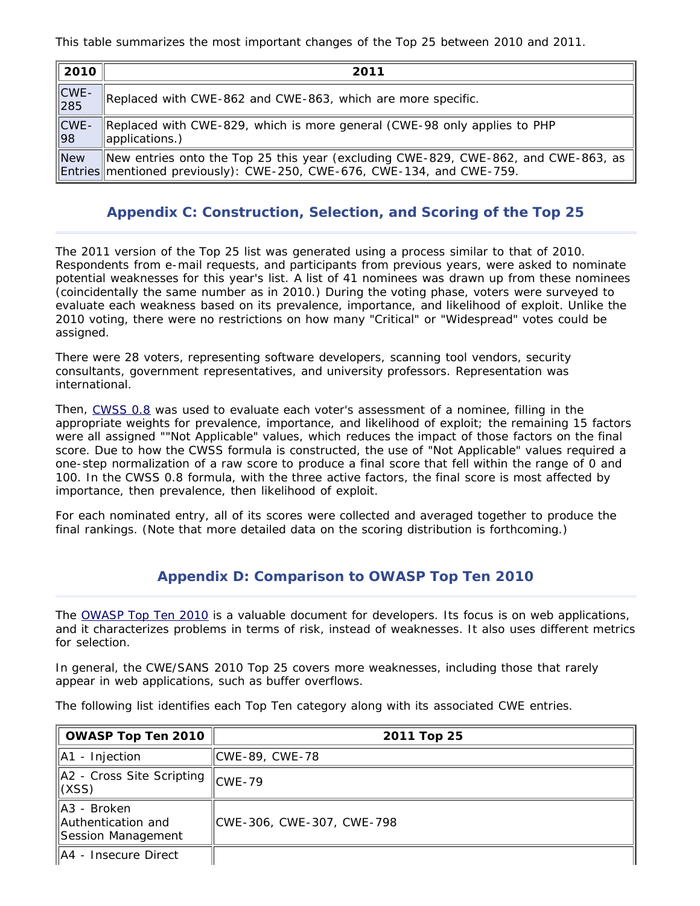This table summarizes the most important changes of the Top 25 between 2010 and 2011.

| 2010 | 2011 |
|---|---|
| CWE-285 | Replaced with CWE-862 and CWE-863, which are more specific. |
| CWE-98 | Replaced with CWE-829, which is more general (CWE-98 only applies to PHP applications.) |
| New Entries | New entries onto the Top 25 this year (excluding CWE-829, CWE-862, and CWE-863, as mentioned previously): CWE-250, CWE-676, CWE-134, and CWE-759. |

## Appendix C: Construction, Selection, and Scoring of the Top 25

The 2011 version of the Top 25 list was generated using a process similar to that of 2010. Respondents from e-mail requests, and participants from previous years, were asked to nominate potential weaknesses for this year's list. A list of 41 nominees was drawn up from these nominees (coincidentally the same number as in 2010.) During the voting phase, voters were surveyed to evaluate each weakness based on its prevalence, importance, and likelihood of exploit. Unlike the 2010 voting, there were no restrictions on how many "Critical" or "Widespread" votes could be assigned.

There were 28 voters, representing software developers, scanning tool vendors, security consultants, government representatives, and university professors. Representation was international.

Then, CWSS 0.8 was used to evaluate each voter's assessment of a nominee, filling in the appropriate weights for prevalence, importance, and likelihood of exploit; the remaining 15 factors were all assigned ""Not Applicable" values, which reduces the impact of those factors on the final score. Due to how the CWSS formula is constructed, the use of "Not Applicable" values required a one-step normalization of a raw score to produce a final score that fell within the range of 0 and 100. In the CWSS 0.8 formula, with the three active factors, the final score is most affected by importance, then prevalence, then likelihood of exploit.

For each nominated entry, all of its scores were collected and averaged together to produce the final rankings. (Note that more detailed data on the scoring distribution is forthcoming.)

## Appendix D: Comparison to OWASP Top Ten 2010

The OWASP Top Ten 2010 is a valuable document for developers. Its focus is on web applications, and it characterizes problems in terms of risk, instead of weaknesses. It also uses different metrics for selection.

In general, the CWE/SANS 2010 Top 25 covers more weaknesses, including those that rarely appear in web applications, such as buffer overflows.

The following list identifies each Top Ten category along with its associated CWE entries.

| OWASP Top Ten 2010 | 2011 Top 25 |
|---|---|
| A1 - Injection | CWE-89, CWE-78 |
| A2 - Cross Site Scripting (XSS) | CWE-79 |
| A3 - Broken Authentication and Session Management | CWE-306, CWE-307, CWE-798 |
| A4 - Insecure Direct | |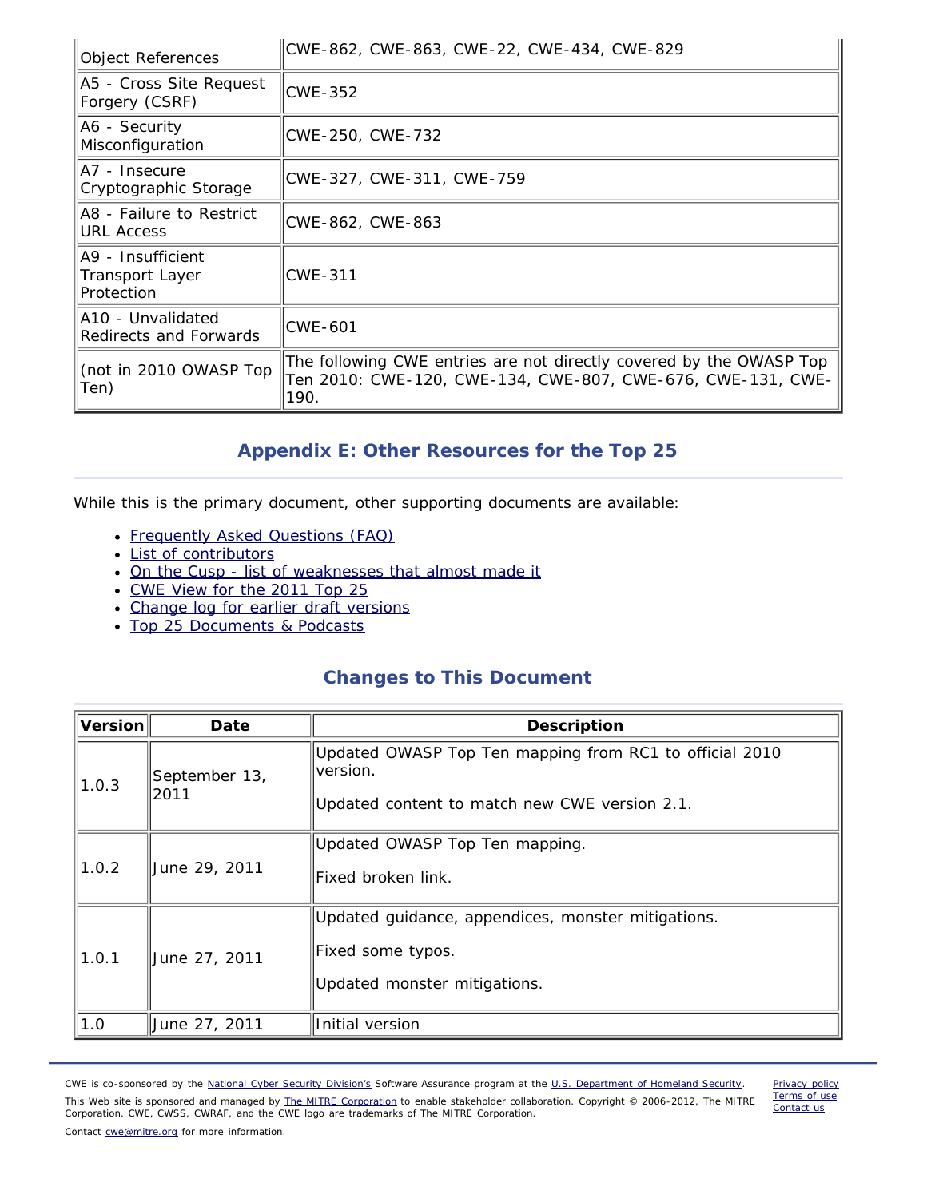| | |
|---|---|
| Object References | CWE-862, CWE-863, CWE-22, CWE-434, CWE-829 |
| A5 - Cross Site Request Forgery (CSRF) | CWE-352 |
| A6 - Security Misconfiguration | CWE-250, CWE-732 |
| A7 - Insecure Cryptographic Storage | CWE-327, CWE-311, CWE-759 |
| A8 - Failure to Restrict URL Access | CWE-862, CWE-863 |
| A9 - Insufficient Transport Layer Protection | CWE-311 |
| A10 - Unvalidated Redirects and Forwards | CWE-601 |
| (not in 2010 OWASP Top Ten) | The following CWE entries are not directly covered by the OWASP Top Ten 2010: CWE-120, CWE-134, CWE-807, CWE-676, CWE-131, CWE-190. |

## Appendix E: Other Resources for the Top 25

While this is the primary document, other supporting documents are available:

- Frequently Asked Questions (FAQ)
- List of contributors
- On the Cusp - list of weaknesses that almost made it
- CWE View for the 2011 Top 25
- Change log for earlier draft versions
- Top 25 Documents & Podcasts

## Changes to This Document

| Version | Date | Description |
|---|---|---|
| 1.0.3 | September 13, 2011 | Updated OWASP Top Ten mapping from RC1 to official 2010 version.<br><br>Updated content to match new CWE version 2.1. |
| 1.0.2 | June 29, 2011 | Updated OWASP Top Ten mapping.<br><br>Fixed broken link. |
| 1.0.1 | June 27, 2011 | Updated guidance, appendices, monster mitigations.<br><br>Fixed some typos.<br><br>Updated monster mitigations. |
| 1.0 | June 27, 2011 | Initial version |

CWE is co-sponsored by the National Cyber Security Division's Software Assurance program at the U.S. Department of Homeland Security.

This Web site is sponsored and managed by The MITRE Corporation to enable stakeholder collaboration. Copyright © 2006-2012, The MITRE Corporation. CWE, CWSS, CWRAF, and the CWE logo are trademarks of The MITRE Corporation.

Contact cwe@mitre.org for more information.

Privacy policy
Terms of use
Contact us